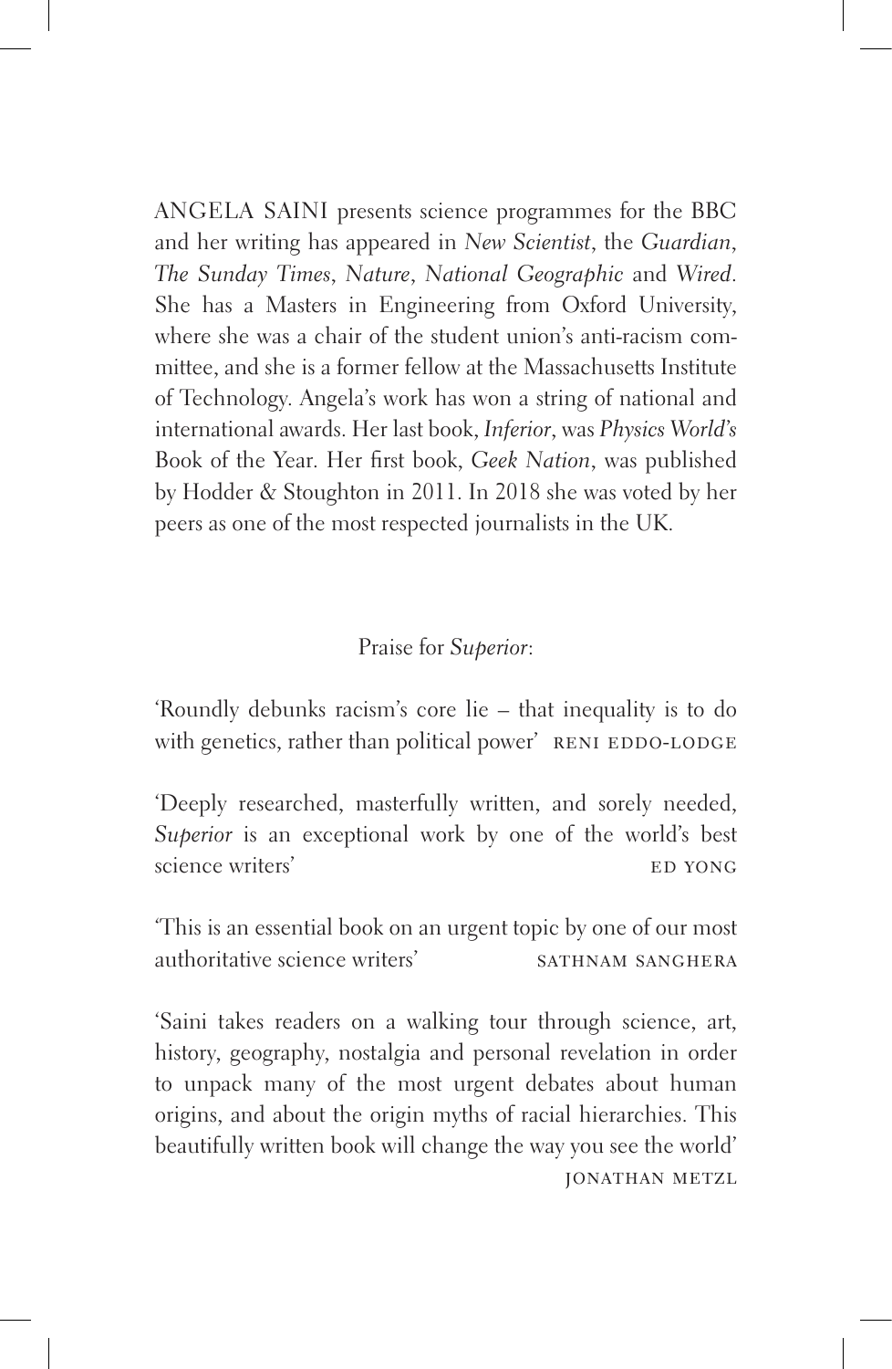ANGELA SAINI presents science programmes for the BBC and her writing has appeared in *New Scientist*, the *Guardian*, *The Sunday Times*, *Nature*, *National Geographic* and *Wired*. She has a Masters in Engineering from Oxford University, where she was a chair of the student union's anti-racism committee, and she is a former fellow at the Massachusetts Institute of Technology. Angela's work has won a string of national and international awards. Her last book, *Inferior*, was *Physics World's* Book of the Year. Her first book, *Geek Nation*, was published by Hodder & Stoughton in 2011. In 2018 she was voted by her peers as one of the most respected journalists in the UK.

Praise for *Superior*:

'Roundly debunks racism's core lie – that inequality is to do with genetics, rather than political power' RENI EDDO-LODGE

'Deeply researched, masterfully written, and sorely needed, *Superior* is an exceptional work by one of the world's best science writers' ED YONG

'This is an essential book on an urgent topic by one of our most authoritative science writers' SATHNAM SANGHERA

'Saini takes readers on a walking tour through science, art, history, geography, nostalgia and personal revelation in order to unpack many of the most urgent debates about human origins, and about the origin myths of racial hierarchies. This beautifully written book will change the way you see the world' JONATHAN METZL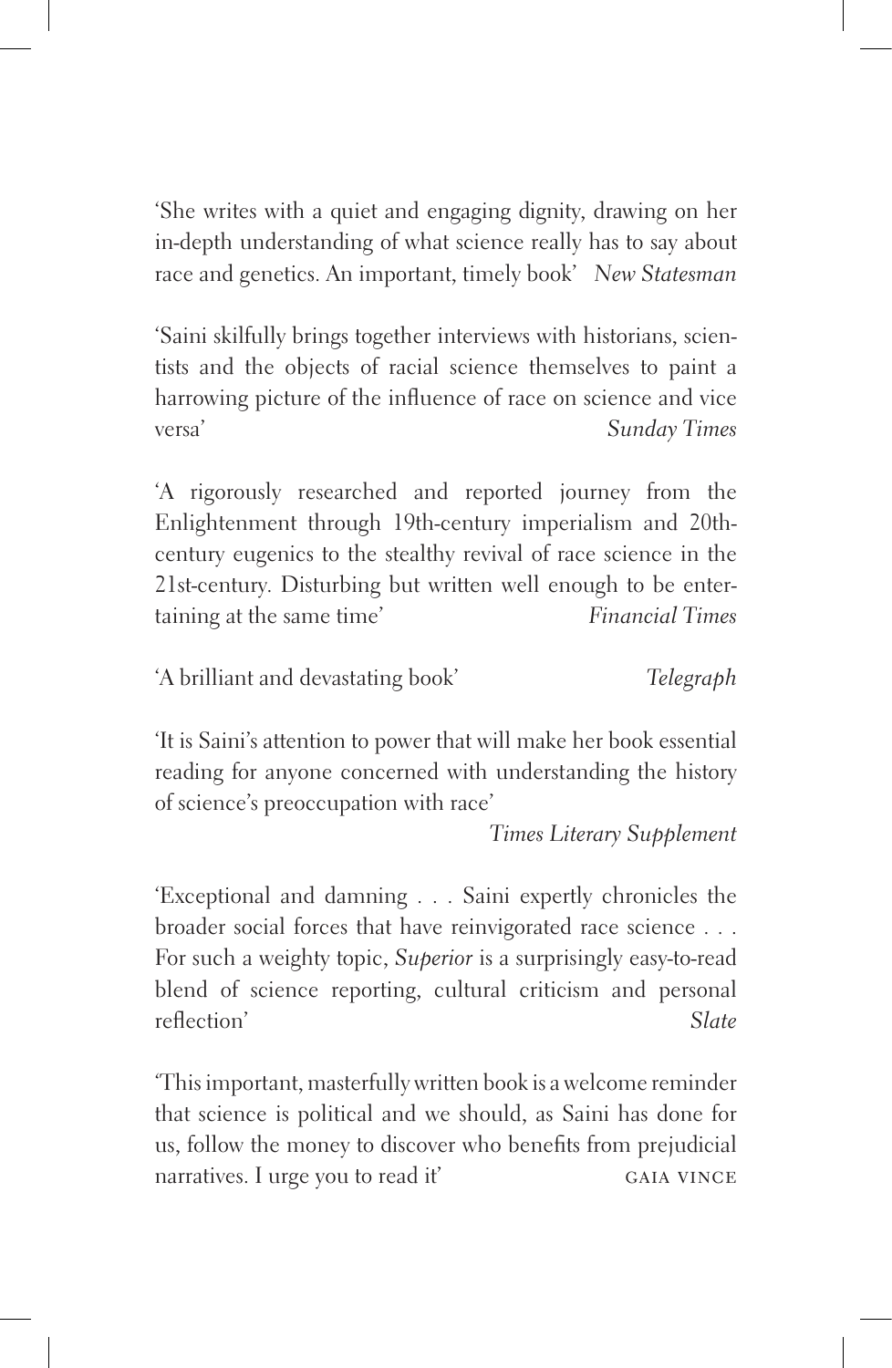'She writes with a quiet and engaging dignity, drawing on her in-depth understanding of what science really has to say about race and genetics. An important, timely book' *New Statesman*

'Saini skilfully brings together interviews with historians, scientists and the objects of racial science themselves to paint a harrowing picture of the influence of race on science and vice versa' *Sunday Times*

'A rigorously researched and reported journey from the Enlightenment through 19th-century imperialism and 20th-century eugenics to the stealthy revival of race science in the 21st-century. Disturbing but written well enough to be entertaining at the same time' *Financial Times*

'A brilliant and devastating book' *Telegraph*

'It is Saini's attention to power that will make her book essential reading for anyone concerned with understanding the history of science's preoccupation with race' *Times Literary Supplement*

'Exceptional and damning . . . Saini expertly chronicles the broader social forces that have reinvigorated race science . . . For such a weighty topic, *Superior* is a surprisingly easy-to-read blend of science reporting, cultural criticism and personal reflection' *Slate*

'This important, masterfully written book is a welcome reminder that science is political and we should, as Saini has done for us, follow the money to discover who benefits from prejudicial narratives. I urge you to read it' GAIA VINCE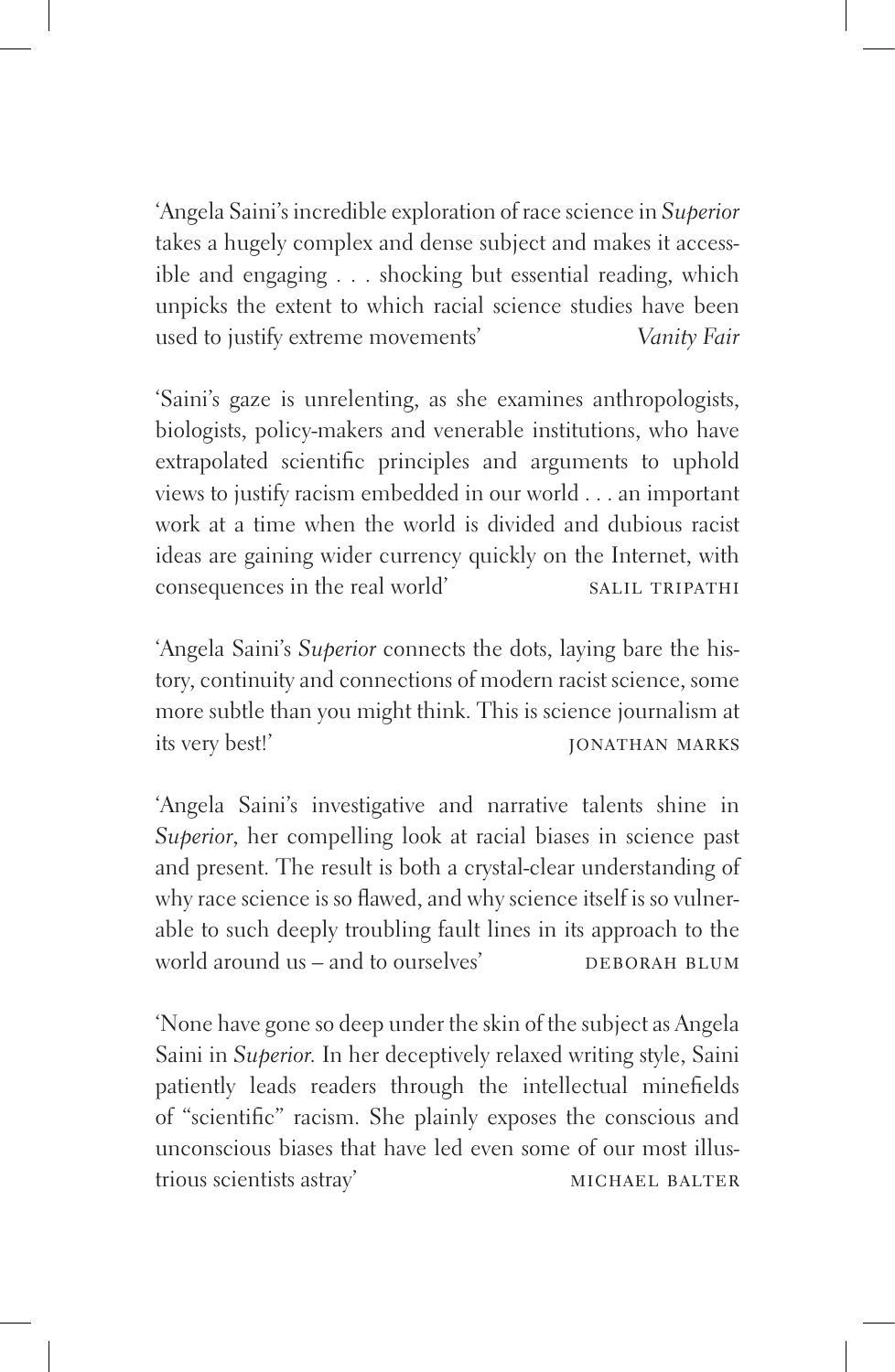'Angela Saini's incredible exploration of race science in *Superior* takes a hugely complex and dense subject and makes it accessible and engaging . . . shocking but essential reading, which unpicks the extent to which racial science studies have been used to justify extreme movements' *Vanity Fair*

'Saini's gaze is unrelenting, as she examines anthropologists, biologists, policy-makers and venerable institutions, who have extrapolated scientific principles and arguments to uphold views to justify racism embedded in our world . . . an important work at a time when the world is divided and dubious racist ideas are gaining wider currency quickly on the Internet, with consequences in the real world' SALIL TRIPATHI

'Angela Saini's *Superior* connects the dots, laying bare the history, continuity and connections of modern racist science, some more subtle than you might think. This is science journalism at its very best!' JONATHAN MARKS

'Angela Saini's investigative and narrative talents shine in *Superior*, her compelling look at racial biases in science past and present. The result is both a crystal-clear understanding of why race science is so flawed, and why science itself is so vulnerable to such deeply troubling fault lines in its approach to the world around us – and to ourselves' DEBORAH BLUM

'None have gone so deep under the skin of the subject as Angela Saini in *Superior*. In her deceptively relaxed writing style, Saini patiently leads readers through the intellectual minefields of "scientific" racism. She plainly exposes the conscious and unconscious biases that have led even some of our most illustrious scientists astray' MICHAEL BALTER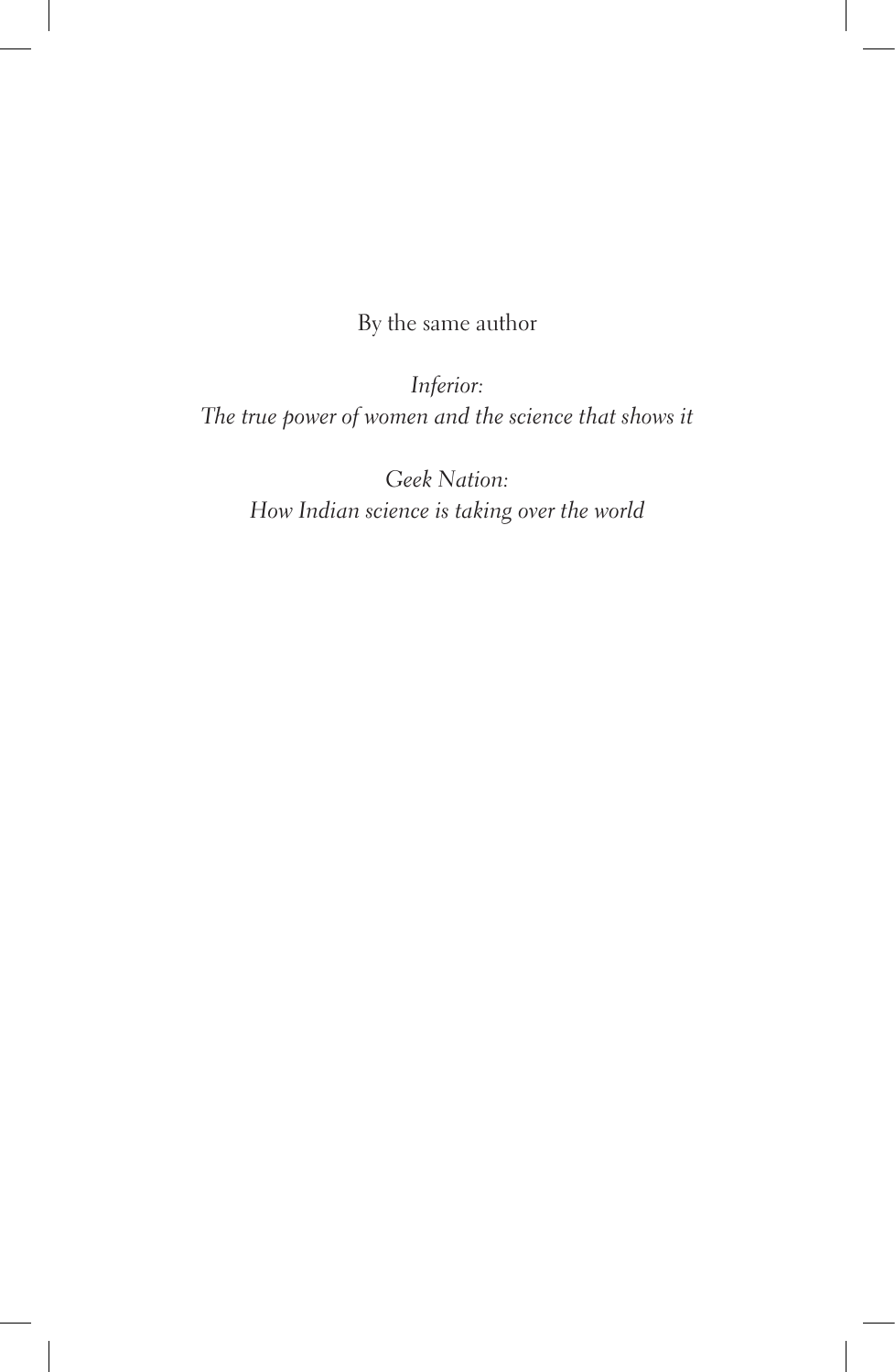By the same author

*Inferior:*
*The true power of women and the science that shows it*

*Geek Nation:*
*How Indian science is taking over the world*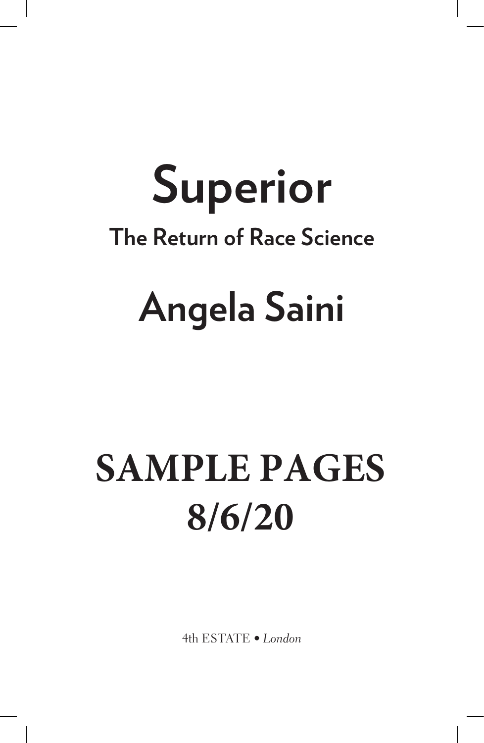# Superior

## The Return of Race Science

# Angela Saini

# SAMPLE PAGES 8/6/20

4th ESTATE • *London*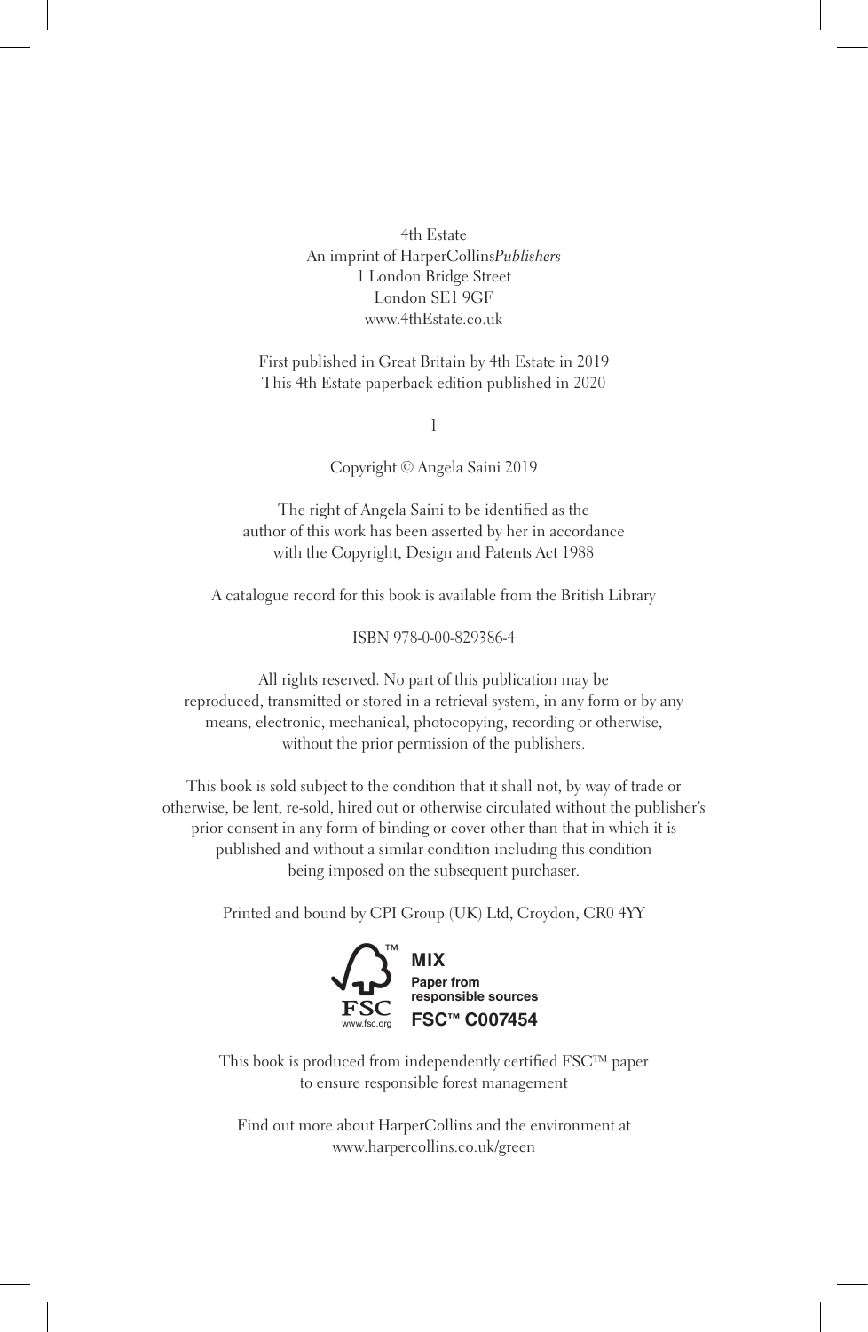4th Estate
An imprint of HarperCollins*Publishers*
1 London Bridge Street
London SE1 9GF
www.4thEstate.co.uk

First published in Great Britain by 4th Estate in 2019
This 4th Estate paperback edition published in 2020

1

Copyright © Angela Saini 2019

The right of Angela Saini to be identified as the
author of this work has been asserted by her in accordance
with the Copyright, Design and Patents Act 1988

A catalogue record for this book is available from the British Library

ISBN 978-0-00-829386-4

All rights reserved. No part of this publication may be
reproduced, transmitted or stored in a retrieval system, in any form or by any
means, electronic, mechanical, photocopying, recording or otherwise,
without the prior permission of the publishers.

This book is sold subject to the condition that it shall not, by way of trade or
otherwise, be lent, re-sold, hired out or otherwise circulated without the publisher's
prior consent in any form of binding or cover other than that in which it is
published and without a similar condition including this condition
being imposed on the subsequent purchaser.

Printed and bound by CPI Group (UK) Ltd, Croydon, CR0 4YY

FSC™ www.fsc.org
**MIX**
**Paper from responsible sources**
**FSC™ C007454**

This book is produced from independently certified FSC™ paper
to ensure responsible forest management

Find out more about HarperCollins and the environment at
www.harpercollins.co.uk/green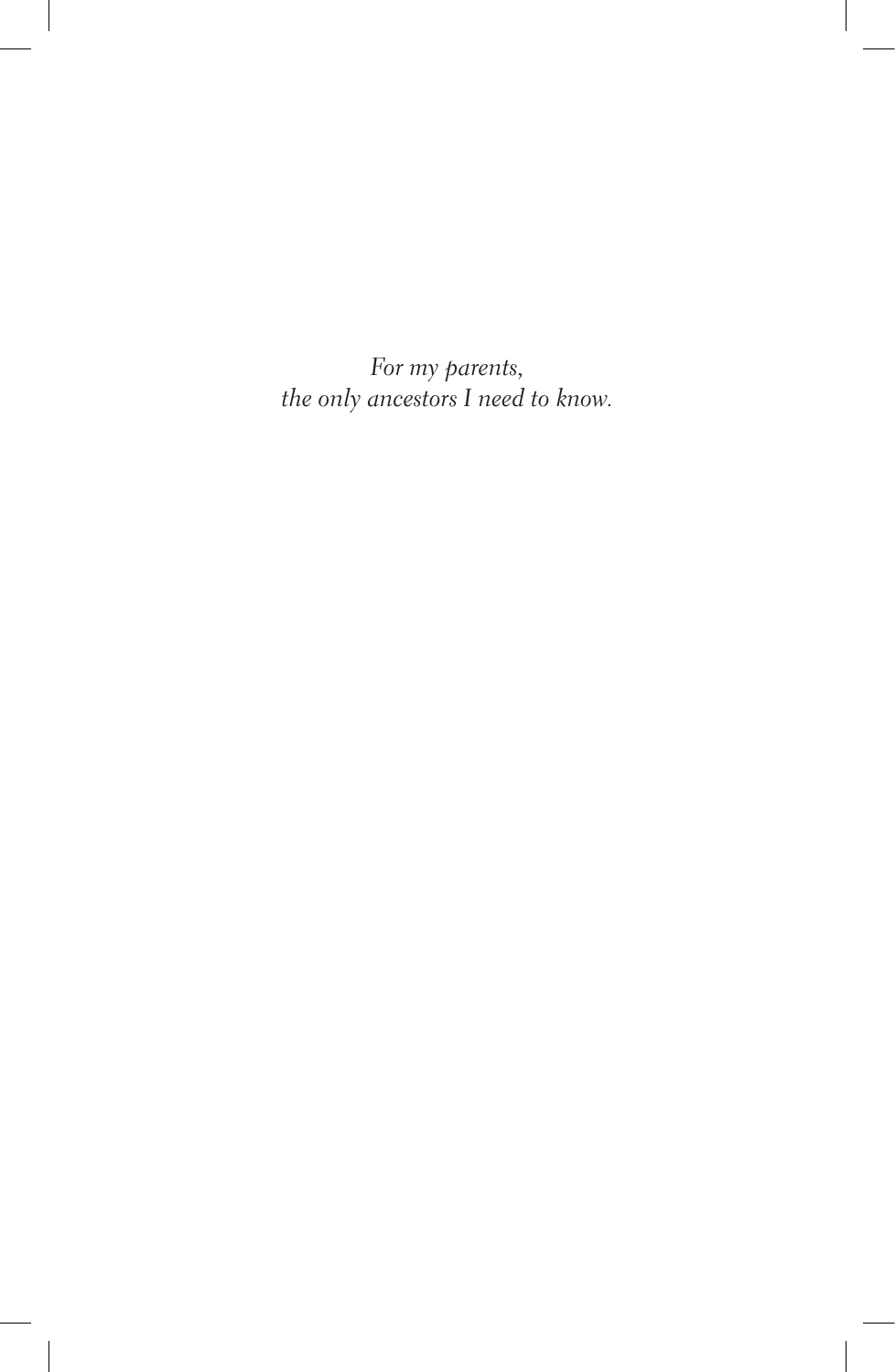*For my parents,*
*the only ancestors I need to know.*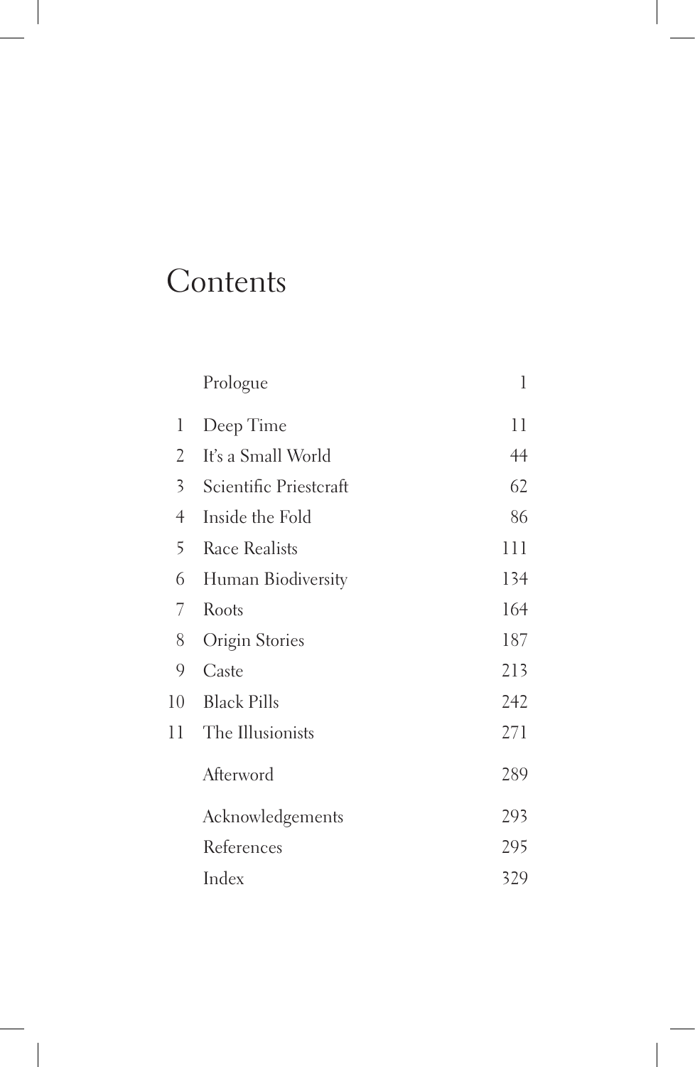# Contents

| | | |
|---|---|---|
| | Prologue | 1 |
| 1 | Deep Time | 11 |
| 2 | It's a Small World | 44 |
| 3 | Scientific Priestcraft | 62 |
| 4 | Inside the Fold | 86 |
| 5 | Race Realists | 111 |
| 6 | Human Biodiversity | 134 |
| 7 | Roots | 164 |
| 8 | Origin Stories | 187 |
| 9 | Caste | 213 |
| 10 | Black Pills | 242 |
| 11 | The Illusionists | 271 |
| | Afterword | 289 |
| | Acknowledgements | 293 |
| | References | 295 |
| | Index | 329 |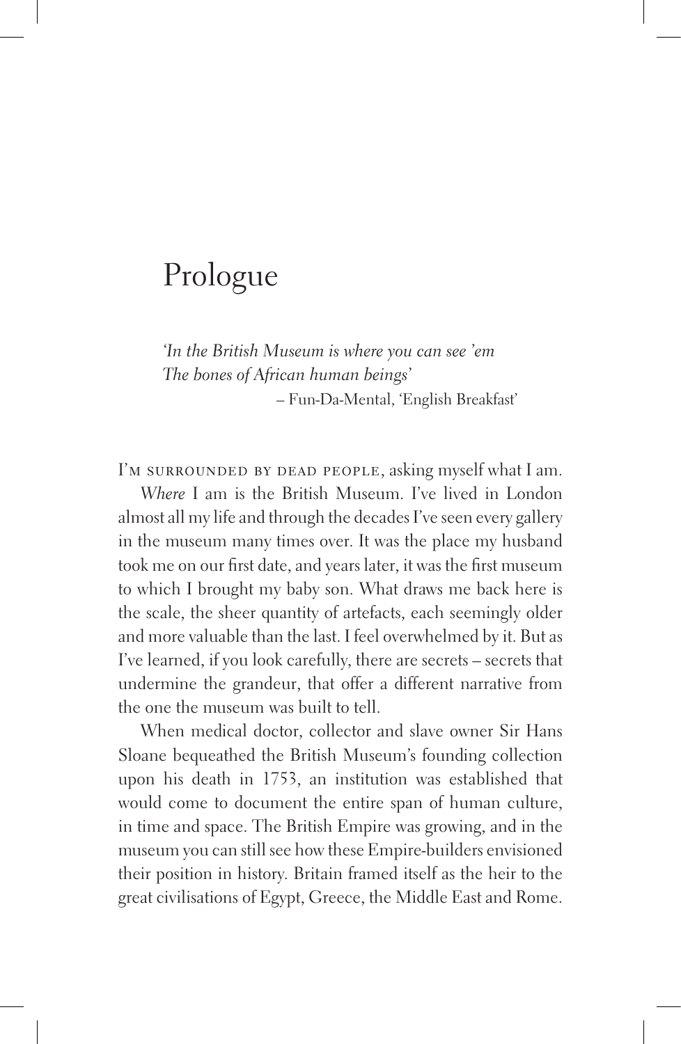# Prologue

*'In the British Museum is where you can see 'em*
*The bones of African human beings'*
– Fun-Da-Mental, 'English Breakfast'

I'M SURROUNDED BY DEAD PEOPLE, asking myself what I am.

*Where* I am is the British Museum. I've lived in London almost all my life and through the decades I've seen every gallery in the museum many times over. It was the place my husband took me on our first date, and years later, it was the first museum to which I brought my baby son. What draws me back here is the scale, the sheer quantity of artefacts, each seemingly older and more valuable than the last. I feel overwhelmed by it. But as I've learned, if you look carefully, there are secrets – secrets that undermine the grandeur, that offer a different narrative from the one the museum was built to tell.

When medical doctor, collector and slave owner Sir Hans Sloane bequeathed the British Museum's founding collection upon his death in 1753, an institution was established that would come to document the entire span of human culture, in time and space. The British Empire was growing, and in the museum you can still see how these Empire-builders envisioned their position in history. Britain framed itself as the heir to the great civilisations of Egypt, Greece, the Middle East and Rome.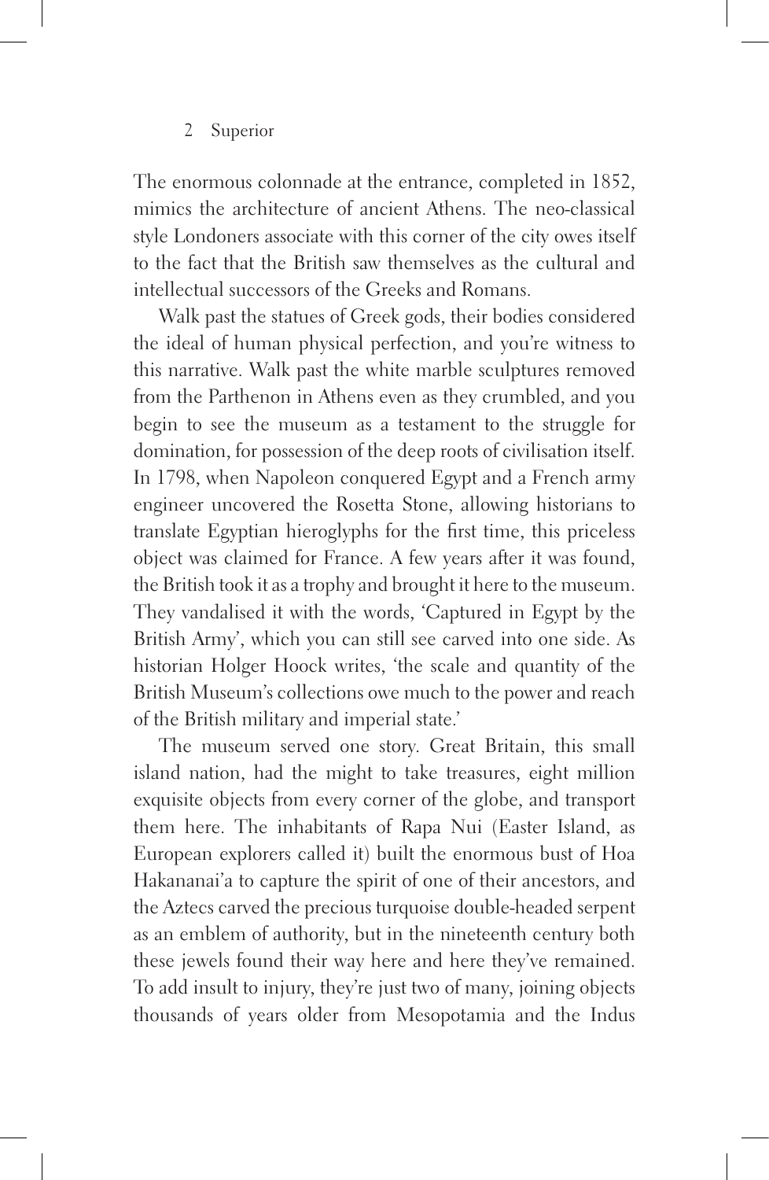The enormous colonnade at the entrance, completed in 1852, mimics the architecture of ancient Athens. The neo-classical style Londoners associate with this corner of the city owes itself to the fact that the British saw themselves as the cultural and intellectual successors of the Greeks and Romans.

Walk past the statues of Greek gods, their bodies considered the ideal of human physical perfection, and you're witness to this narrative. Walk past the white marble sculptures removed from the Parthenon in Athens even as they crumbled, and you begin to see the museum as a testament to the struggle for domination, for possession of the deep roots of civilisation itself. In 1798, when Napoleon conquered Egypt and a French army engineer uncovered the Rosetta Stone, allowing historians to translate Egyptian hieroglyphs for the first time, this priceless object was claimed for France. A few years after it was found, the British took it as a trophy and brought it here to the museum. They vandalised it with the words, 'Captured in Egypt by the British Army', which you can still see carved into one side. As historian Holger Hoock writes, 'the scale and quantity of the British Museum's collections owe much to the power and reach of the British military and imperial state.'

The museum served one story. Great Britain, this small island nation, had the might to take treasures, eight million exquisite objects from every corner of the globe, and transport them here. The inhabitants of Rapa Nui (Easter Island, as European explorers called it) built the enormous bust of Hoa Hakananai'a to capture the spirit of one of their ancestors, and the Aztecs carved the precious turquoise double-headed serpent as an emblem of authority, but in the nineteenth century both these jewels found their way here and here they've remained. To add insult to injury, they're just two of many, joining objects thousands of years older from Mesopotamia and the Indus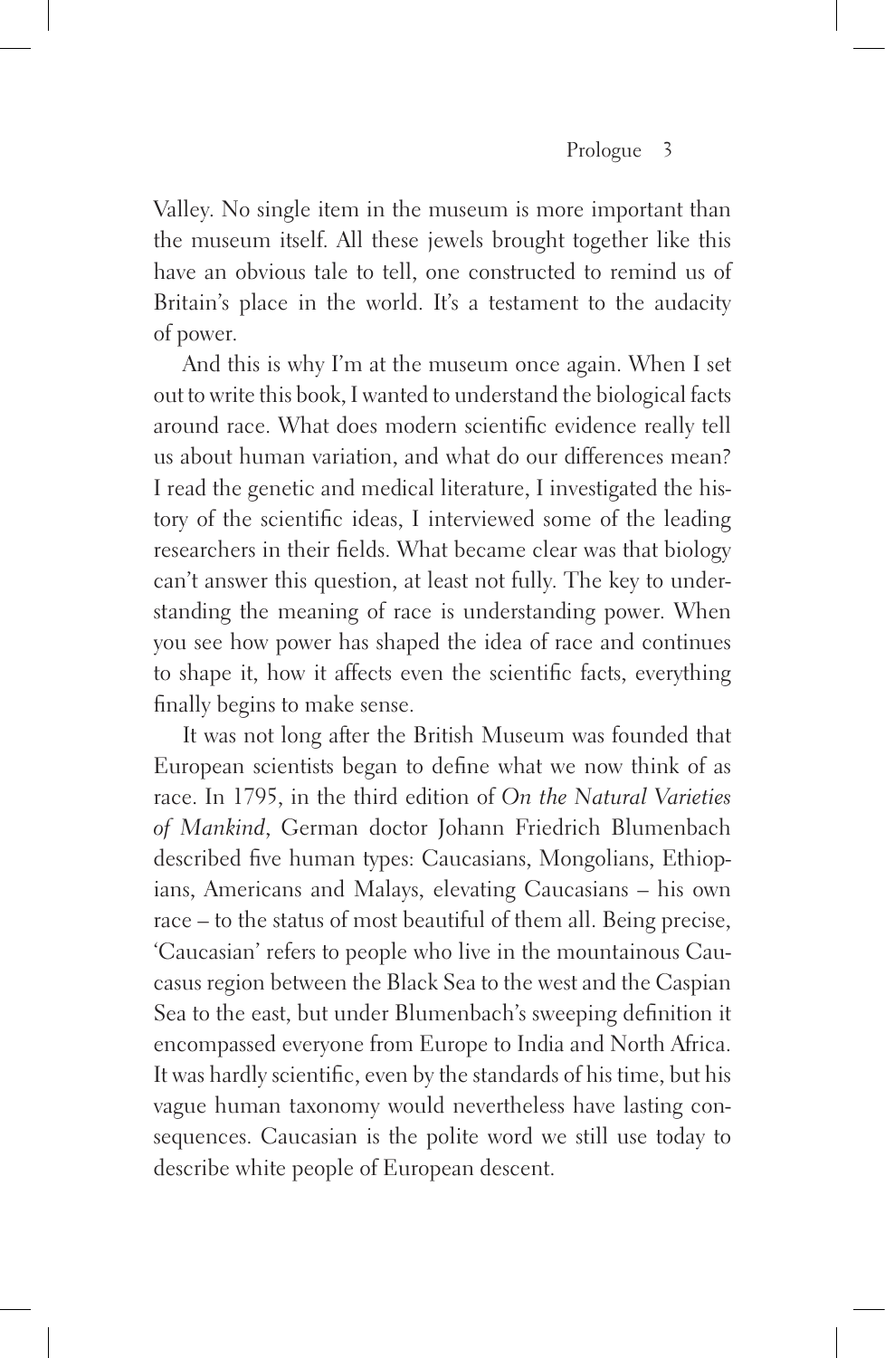Valley. No single item in the museum is more important than the museum itself. All these jewels brought together like this have an obvious tale to tell, one constructed to remind us of Britain's place in the world. It's a testament to the audacity of power.

And this is why I'm at the museum once again. When I set out to write this book, I wanted to understand the biological facts around race. What does modern scientific evidence really tell us about human variation, and what do our differences mean? I read the genetic and medical literature, I investigated the history of the scientific ideas, I interviewed some of the leading researchers in their fields. What became clear was that biology can't answer this question, at least not fully. The key to understanding the meaning of race is understanding power. When you see how power has shaped the idea of race and continues to shape it, how it affects even the scientific facts, everything finally begins to make sense.

It was not long after the British Museum was founded that European scientists began to define what we now think of as race. In 1795, in the third edition of *On the Natural Varieties of Mankind*, German doctor Johann Friedrich Blumenbach described five human types: Caucasians, Mongolians, Ethiopians, Americans and Malays, elevating Caucasians – his own race – to the status of most beautiful of them all. Being precise, 'Caucasian' refers to people who live in the mountainous Caucasus region between the Black Sea to the west and the Caspian Sea to the east, but under Blumenbach's sweeping definition it encompassed everyone from Europe to India and North Africa. It was hardly scientific, even by the standards of his time, but his vague human taxonomy would nevertheless have lasting consequences. Caucasian is the polite word we still use today to describe white people of European descent.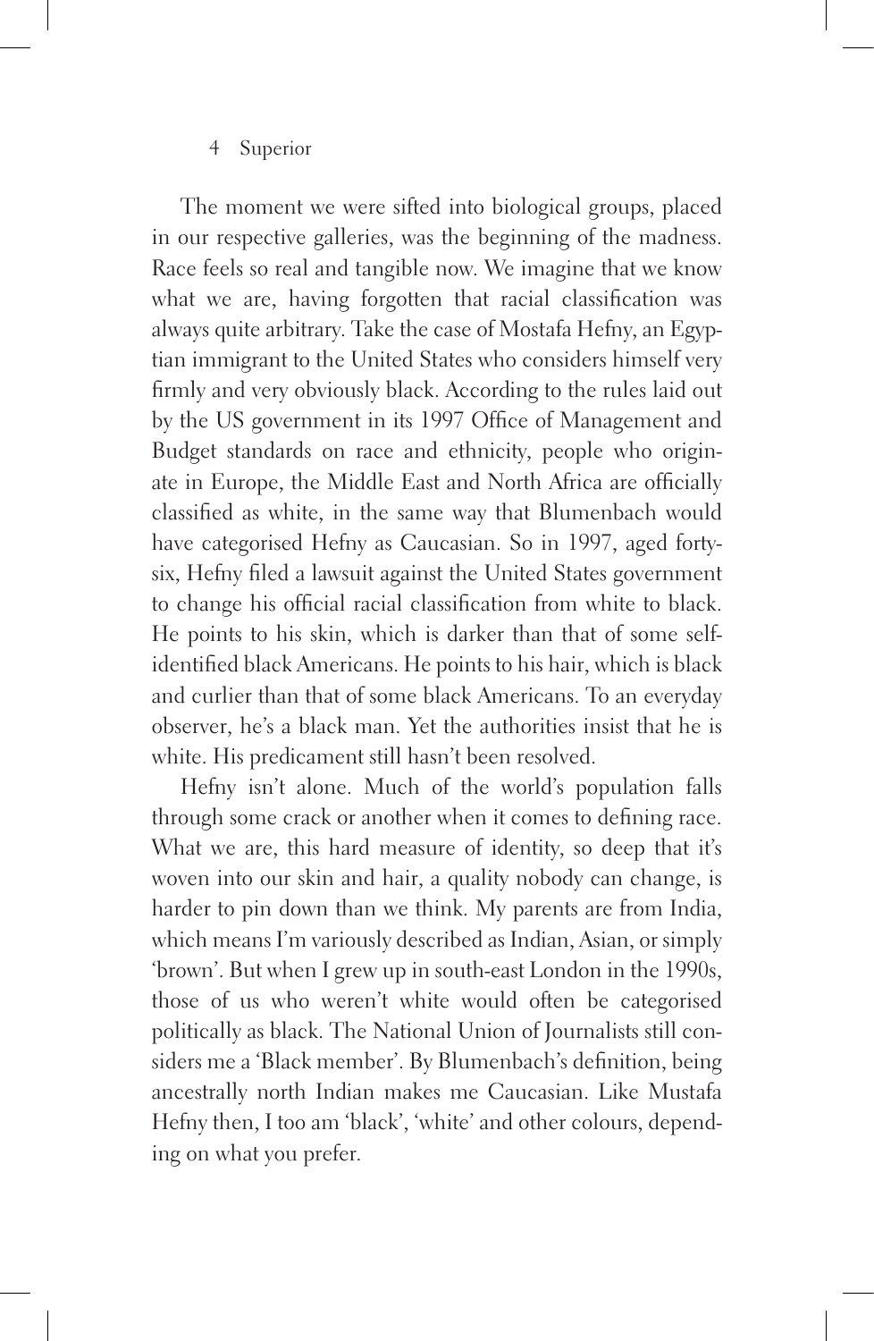The moment we were sifted into biological groups, placed in our respective galleries, was the beginning of the madness. Race feels so real and tangible now. We imagine that we know what we are, having forgotten that racial classification was always quite arbitrary. Take the case of Mostafa Hefny, an Egyptian immigrant to the United States who considers himself very firmly and very obviously black. According to the rules laid out by the US government in its 1997 Office of Management and Budget standards on race and ethnicity, people who originate in Europe, the Middle East and North Africa are officially classified as white, in the same way that Blumenbach would have categorised Hefny as Caucasian. So in 1997, aged forty-six, Hefny filed a lawsuit against the United States government to change his official racial classification from white to black. He points to his skin, which is darker than that of some self-identified black Americans. He points to his hair, which is black and curlier than that of some black Americans. To an everyday observer, he's a black man. Yet the authorities insist that he is white. His predicament still hasn't been resolved.

Hefny isn't alone. Much of the world's population falls through some crack or another when it comes to defining race. What we are, this hard measure of identity, so deep that it's woven into our skin and hair, a quality nobody can change, is harder to pin down than we think. My parents are from India, which means I'm variously described as Indian, Asian, or simply 'brown'. But when I grew up in south-east London in the 1990s, those of us who weren't white would often be categorised politically as black. The National Union of Journalists still considers me a 'Black member'. By Blumenbach's definition, being ancestrally north Indian makes me Caucasian. Like Mustafa Hefny then, I too am 'black', 'white' and other colours, depending on what you prefer.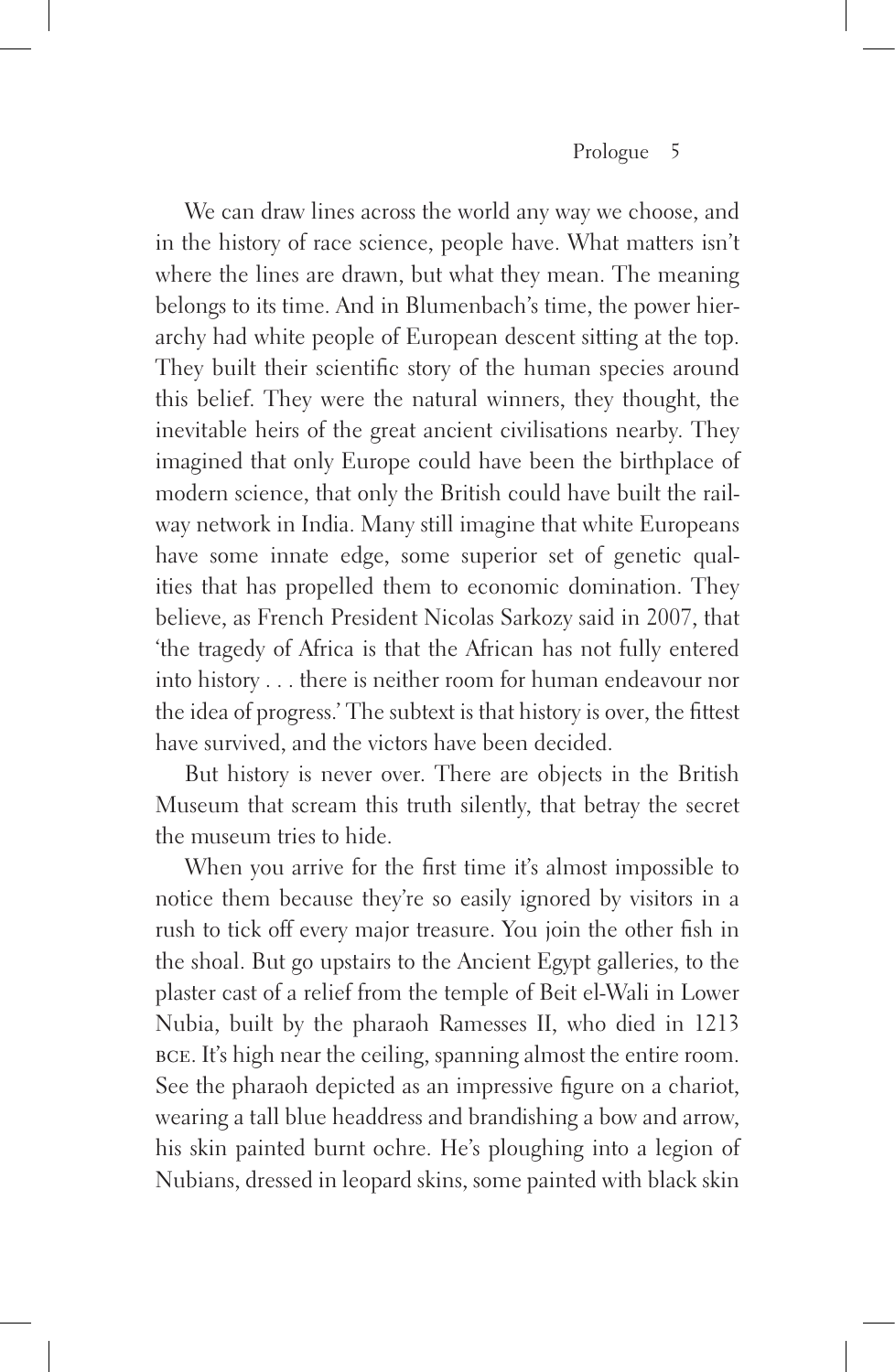We can draw lines across the world any way we choose, and in the history of race science, people have. What matters isn't where the lines are drawn, but what they mean. The meaning belongs to its time. And in Blumenbach's time, the power hierarchy had white people of European descent sitting at the top. They built their scientific story of the human species around this belief. They were the natural winners, they thought, the inevitable heirs of the great ancient civilisations nearby. They imagined that only Europe could have been the birthplace of modern science, that only the British could have built the railway network in India. Many still imagine that white Europeans have some innate edge, some superior set of genetic qualities that has propelled them to economic domination. They believe, as French President Nicolas Sarkozy said in 2007, that 'the tragedy of Africa is that the African has not fully entered into history . . . there is neither room for human endeavour nor the idea of progress.' The subtext is that history is over, the fittest have survived, and the victors have been decided.

But history is never over. There are objects in the British Museum that scream this truth silently, that betray the secret the museum tries to hide.

When you arrive for the first time it's almost impossible to notice them because they're so easily ignored by visitors in a rush to tick off every major treasure. You join the other fish in the shoal. But go upstairs to the Ancient Egypt galleries, to the plaster cast of a relief from the temple of Beit el-Wali in Lower Nubia, built by the pharaoh Ramesses II, who died in 1213 BCE. It's high near the ceiling, spanning almost the entire room. See the pharaoh depicted as an impressive figure on a chariot, wearing a tall blue headdress and brandishing a bow and arrow, his skin painted burnt ochre. He's ploughing into a legion of Nubians, dressed in leopard skins, some painted with black skin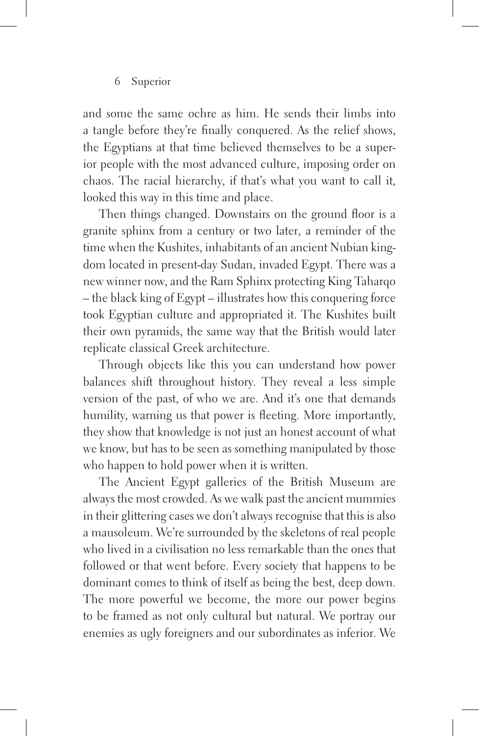and some the same ochre as him. He sends their limbs into a tangle before they're finally conquered. As the relief shows, the Egyptians at that time believed themselves to be a superior people with the most advanced culture, imposing order on chaos. The racial hierarchy, if that's what you want to call it, looked this way in this time and place.

Then things changed. Downstairs on the ground floor is a granite sphinx from a century or two later, a reminder of the time when the Kushites, inhabitants of an ancient Nubian kingdom located in present-day Sudan, invaded Egypt. There was a new winner now, and the Ram Sphinx protecting King Taharqo – the black king of Egypt – illustrates how this conquering force took Egyptian culture and appropriated it. The Kushites built their own pyramids, the same way that the British would later replicate classical Greek architecture.

Through objects like this you can understand how power balances shift throughout history. They reveal a less simple version of the past, of who we are. And it's one that demands humility, warning us that power is fleeting. More importantly, they show that knowledge is not just an honest account of what we know, but has to be seen as something manipulated by those who happen to hold power when it is written.

The Ancient Egypt galleries of the British Museum are always the most crowded. As we walk past the ancient mummies in their glittering cases we don't always recognise that this is also a mausoleum. We're surrounded by the skeletons of real people who lived in a civilisation no less remarkable than the ones that followed or that went before. Every society that happens to be dominant comes to think of itself as being the best, deep down. The more powerful we become, the more our power begins to be framed as not only cultural but natural. We portray our enemies as ugly foreigners and our subordinates as inferior. We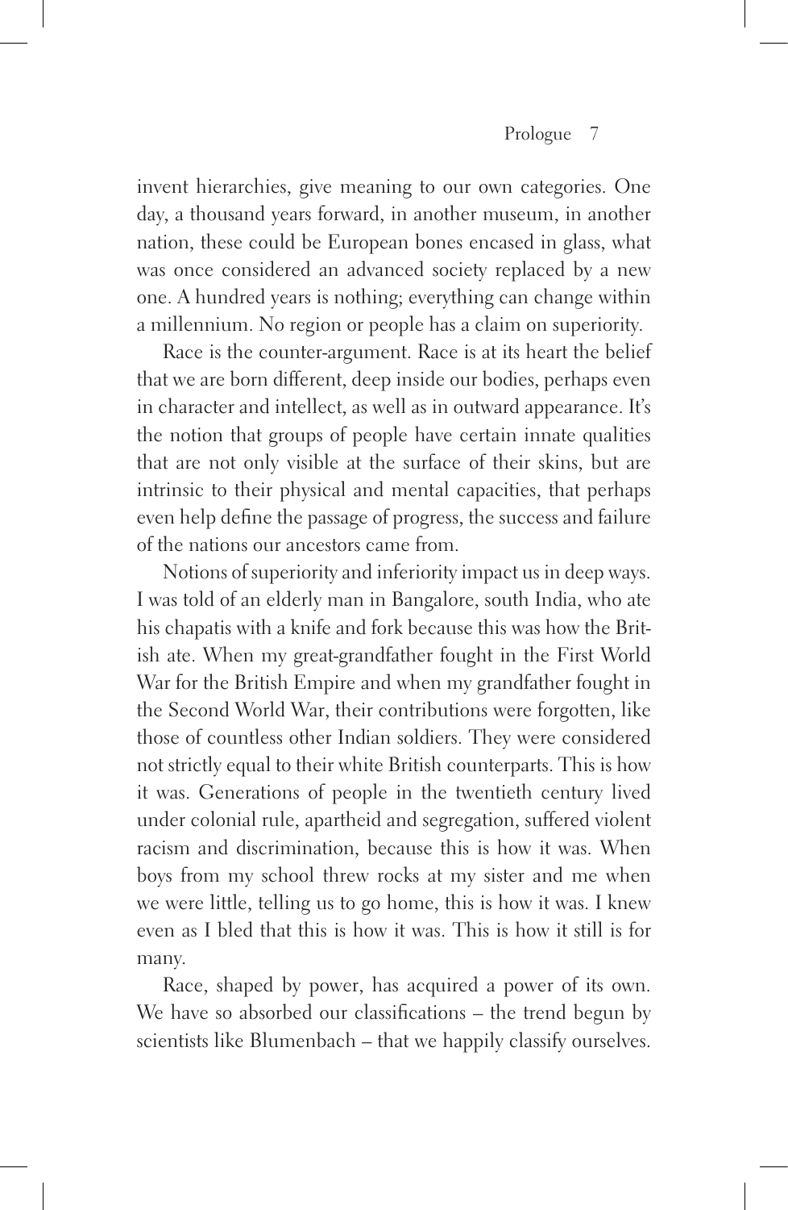invent hierarchies, give meaning to our own categories. One day, a thousand years forward, in another museum, in another nation, these could be European bones encased in glass, what was once considered an advanced society replaced by a new one. A hundred years is nothing; everything can change within a millennium. No region or people has a claim on superiority.

Race is the counter-argument. Race is at its heart the belief that we are born different, deep inside our bodies, perhaps even in character and intellect, as well as in outward appearance. It's the notion that groups of people have certain innate qualities that are not only visible at the surface of their skins, but are intrinsic to their physical and mental capacities, that perhaps even help define the passage of progress, the success and failure of the nations our ancestors came from.

Notions of superiority and inferiority impact us in deep ways. I was told of an elderly man in Bangalore, south India, who ate his chapatis with a knife and fork because this was how the British ate. When my great-grandfather fought in the First World War for the British Empire and when my grandfather fought in the Second World War, their contributions were forgotten, like those of countless other Indian soldiers. They were considered not strictly equal to their white British counterparts. This is how it was. Generations of people in the twentieth century lived under colonial rule, apartheid and segregation, suffered violent racism and discrimination, because this is how it was. When boys from my school threw rocks at my sister and me when we were little, telling us to go home, this is how it was. I knew even as I bled that this is how it was. This is how it still is for many.

Race, shaped by power, has acquired a power of its own. We have so absorbed our classifications – the trend begun by scientists like Blumenbach – that we happily classify ourselves.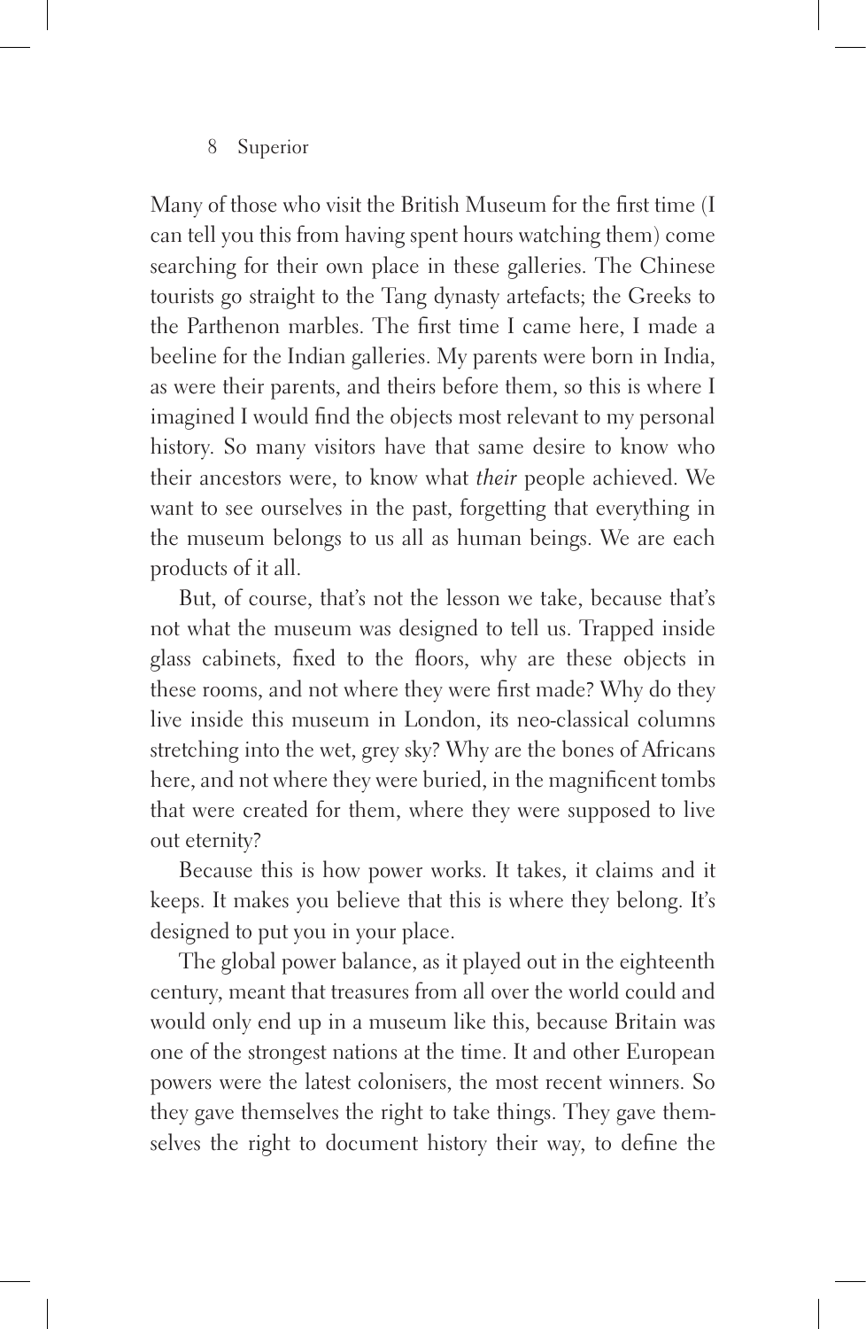Many of those who visit the British Museum for the first time (I can tell you this from having spent hours watching them) come searching for their own place in these galleries. The Chinese tourists go straight to the Tang dynasty artefacts; the Greeks to the Parthenon marbles. The first time I came here, I made a beeline for the Indian galleries. My parents were born in India, as were their parents, and theirs before them, so this is where I imagined I would find the objects most relevant to my personal history. So many visitors have that same desire to know who their ancestors were, to know what *their* people achieved. We want to see ourselves in the past, forgetting that everything in the museum belongs to us all as human beings. We are each products of it all.

But, of course, that's not the lesson we take, because that's not what the museum was designed to tell us. Trapped inside glass cabinets, fixed to the floors, why are these objects in these rooms, and not where they were first made? Why do they live inside this museum in London, its neo-classical columns stretching into the wet, grey sky? Why are the bones of Africans here, and not where they were buried, in the magnificent tombs that were created for them, where they were supposed to live out eternity?

Because this is how power works. It takes, it claims and it keeps. It makes you believe that this is where they belong. It's designed to put you in your place.

The global power balance, as it played out in the eighteenth century, meant that treasures from all over the world could and would only end up in a museum like this, because Britain was one of the strongest nations at the time. It and other European powers were the latest colonisers, the most recent winners. So they gave themselves the right to take things. They gave themselves the right to document history their way, to define the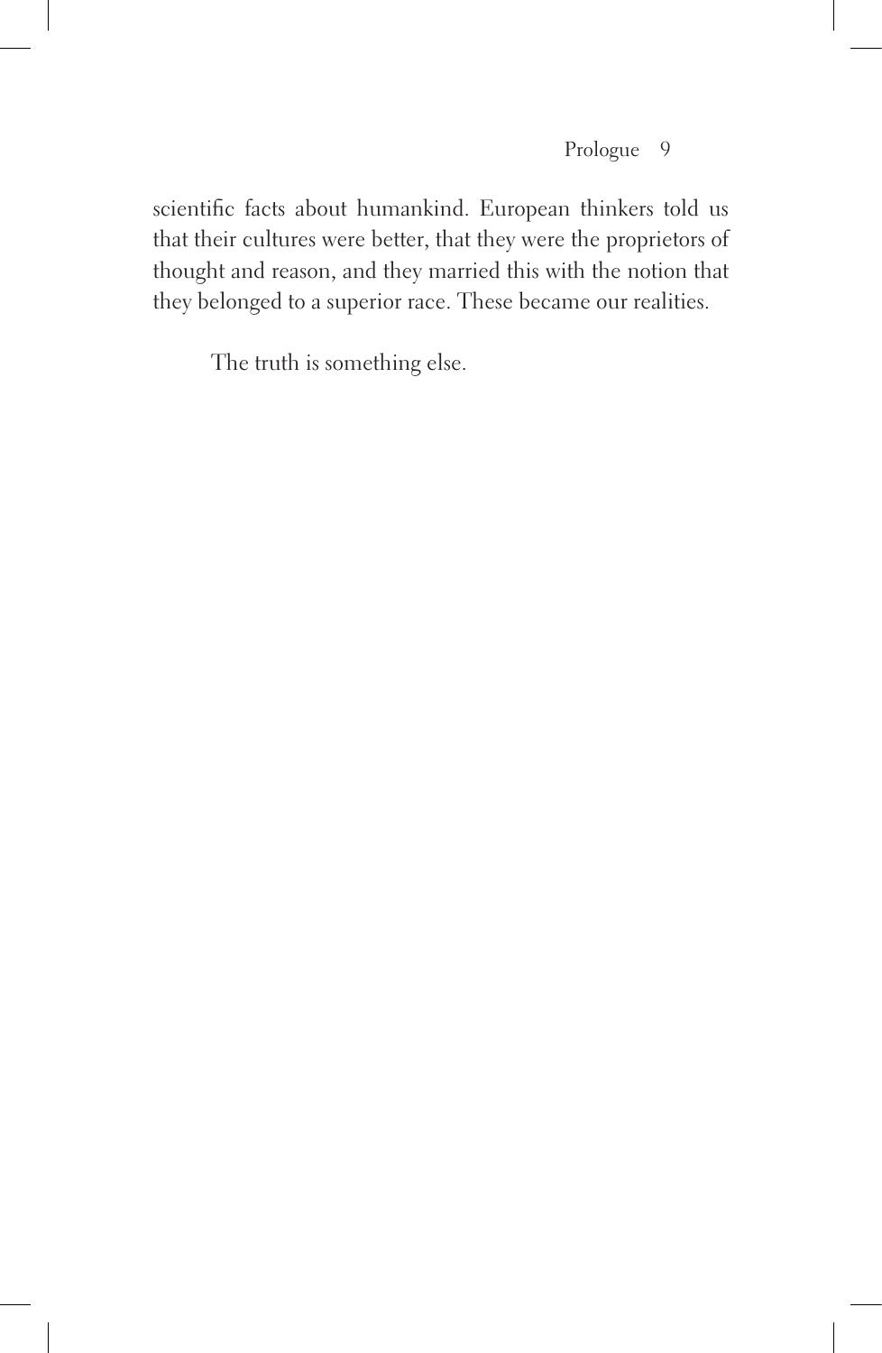scientific facts about humankind. European thinkers told us that their cultures were better, that they were the proprietors of thought and reason, and they married this with the notion that they belonged to a superior race. These became our realities.

The truth is something else.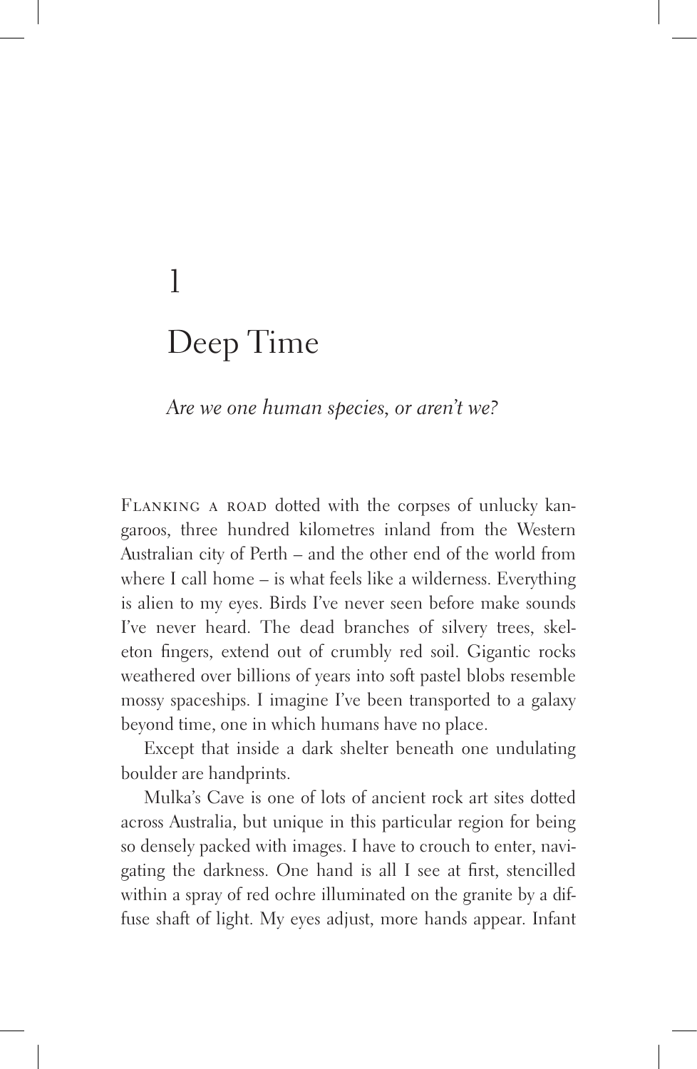# 1

# Deep Time

*Are we one human species, or aren't we?*

Flanking a road dotted with the corpses of unlucky kangaroos, three hundred kilometres inland from the Western Australian city of Perth – and the other end of the world from where I call home – is what feels like a wilderness. Everything is alien to my eyes. Birds I've never seen before make sounds I've never heard. The dead branches of silvery trees, skeleton fingers, extend out of crumbly red soil. Gigantic rocks weathered over billions of years into soft pastel blobs resemble mossy spaceships. I imagine I've been transported to a galaxy beyond time, one in which humans have no place.

Except that inside a dark shelter beneath one undulating boulder are handprints.

Mulka's Cave is one of lots of ancient rock art sites dotted across Australia, but unique in this particular region for being so densely packed with images. I have to crouch to enter, navigating the darkness. One hand is all I see at first, stencilled within a spray of red ochre illuminated on the granite by a diffuse shaft of light. My eyes adjust, more hands appear. Infant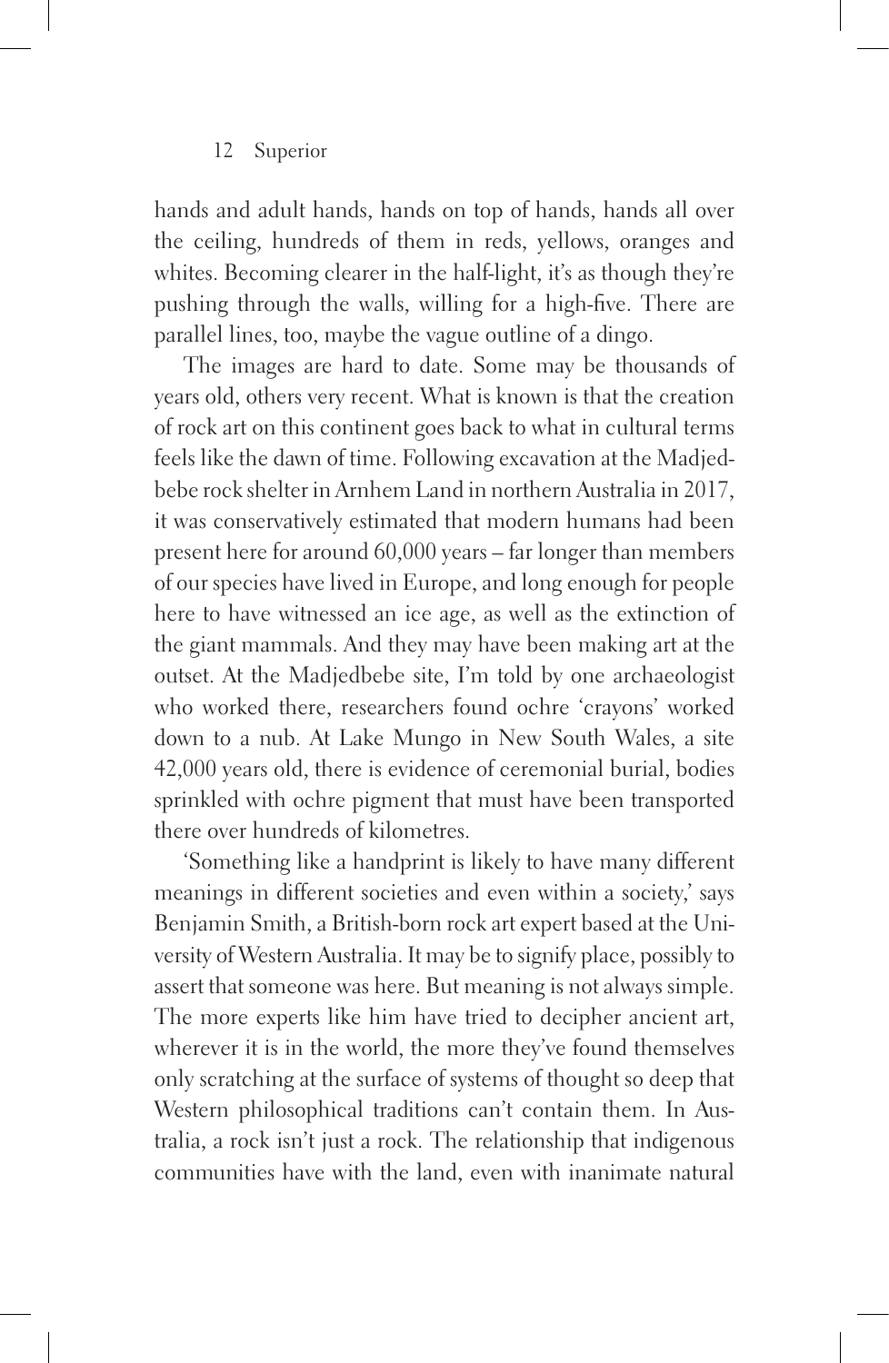hands and adult hands, hands on top of hands, hands all over the ceiling, hundreds of them in reds, yellows, oranges and whites. Becoming clearer in the half-light, it's as though they're pushing through the walls, willing for a high-five. There are parallel lines, too, maybe the vague outline of a dingo.

The images are hard to date. Some may be thousands of years old, others very recent. What is known is that the creation of rock art on this continent goes back to what in cultural terms feels like the dawn of time. Following excavation at the Madjedbebe rock shelter in Arnhem Land in northern Australia in 2017, it was conservatively estimated that modern humans had been present here for around 60,000 years – far longer than members of our species have lived in Europe, and long enough for people here to have witnessed an ice age, as well as the extinction of the giant mammals. And they may have been making art at the outset. At the Madjedbebe site, I'm told by one archaeologist who worked there, researchers found ochre 'crayons' worked down to a nub. At Lake Mungo in New South Wales, a site 42,000 years old, there is evidence of ceremonial burial, bodies sprinkled with ochre pigment that must have been transported there over hundreds of kilometres.

'Something like a handprint is likely to have many different meanings in different societies and even within a society,' says Benjamin Smith, a British-born rock art expert based at the University of Western Australia. It may be to signify place, possibly to assert that someone was here. But meaning is not always simple. The more experts like him have tried to decipher ancient art, wherever it is in the world, the more they've found themselves only scratching at the surface of systems of thought so deep that Western philosophical traditions can't contain them. In Australia, a rock isn't just a rock. The relationship that indigenous communities have with the land, even with inanimate natural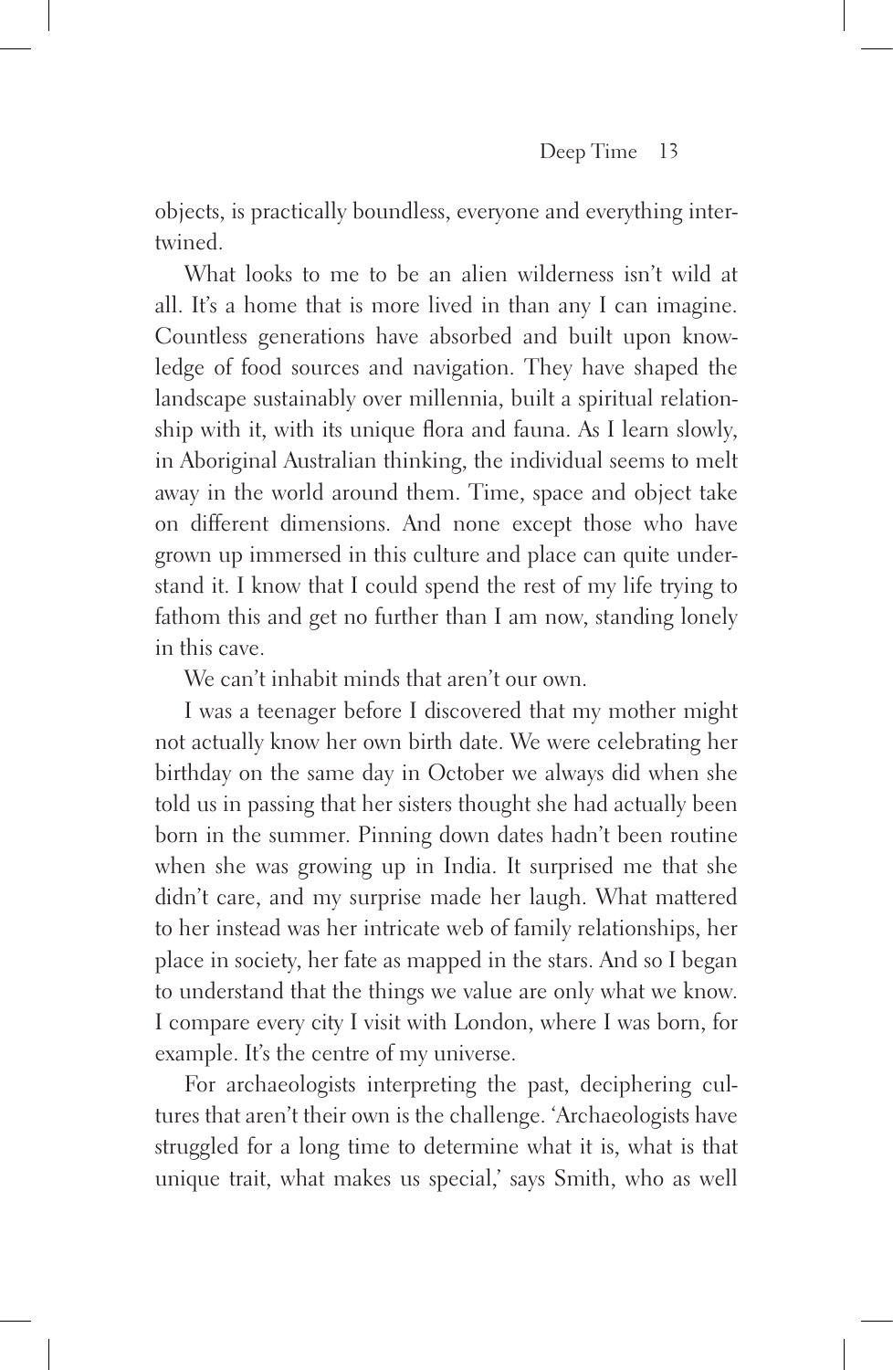objects, is practically boundless, everyone and everything intertwined.

What looks to me to be an alien wilderness isn't wild at all. It's a home that is more lived in than any I can imagine. Countless generations have absorbed and built upon knowledge of food sources and navigation. They have shaped the landscape sustainably over millennia, built a spiritual relationship with it, with its unique flora and fauna. As I learn slowly, in Aboriginal Australian thinking, the individual seems to melt away in the world around them. Time, space and object take on different dimensions. And none except those who have grown up immersed in this culture and place can quite understand it. I know that I could spend the rest of my life trying to fathom this and get no further than I am now, standing lonely in this cave.

We can't inhabit minds that aren't our own.

I was a teenager before I discovered that my mother might not actually know her own birth date. We were celebrating her birthday on the same day in October we always did when she told us in passing that her sisters thought she had actually been born in the summer. Pinning down dates hadn't been routine when she was growing up in India. It surprised me that she didn't care, and my surprise made her laugh. What mattered to her instead was her intricate web of family relationships, her place in society, her fate as mapped in the stars. And so I began to understand that the things we value are only what we know. I compare every city I visit with London, where I was born, for example. It's the centre of my universe.

For archaeologists interpreting the past, deciphering cultures that aren't their own is the challenge. 'Archaeologists have struggled for a long time to determine what it is, what is that unique trait, what makes us special,' says Smith, who as well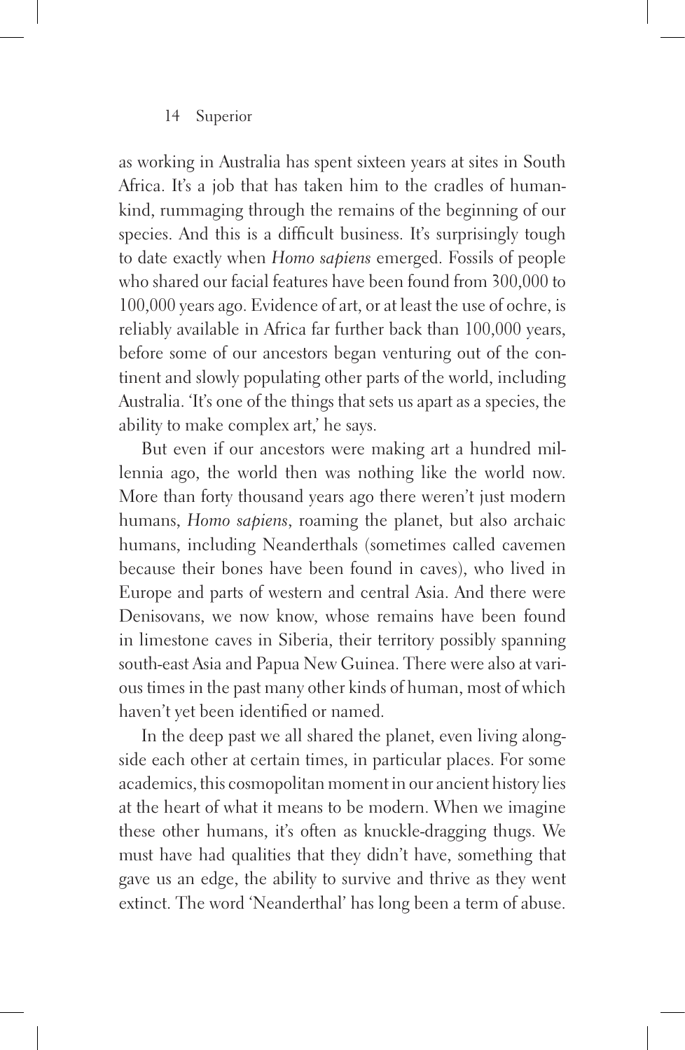as working in Australia has spent sixteen years at sites in South Africa. It's a job that has taken him to the cradles of humankind, rummaging through the remains of the beginning of our species. And this is a difficult business. It's surprisingly tough to date exactly when *Homo sapiens* emerged. Fossils of people who shared our facial features have been found from 300,000 to 100,000 years ago. Evidence of art, or at least the use of ochre, is reliably available in Africa far further back than 100,000 years, before some of our ancestors began venturing out of the continent and slowly populating other parts of the world, including Australia. 'It's one of the things that sets us apart as a species, the ability to make complex art,' he says.

But even if our ancestors were making art a hundred millennia ago, the world then was nothing like the world now. More than forty thousand years ago there weren't just modern humans, *Homo sapiens*, roaming the planet, but also archaic humans, including Neanderthals (sometimes called cavemen because their bones have been found in caves), who lived in Europe and parts of western and central Asia. And there were Denisovans, we now know, whose remains have been found in limestone caves in Siberia, their territory possibly spanning south-east Asia and Papua New Guinea. There were also at various times in the past many other kinds of human, most of which haven't yet been identified or named.

In the deep past we all shared the planet, even living alongside each other at certain times, in particular places. For some academics, this cosmopolitan moment in our ancient history lies at the heart of what it means to be modern. When we imagine these other humans, it's often as knuckle-dragging thugs. We must have had qualities that they didn't have, something that gave us an edge, the ability to survive and thrive as they went extinct. The word 'Neanderthal' has long been a term of abuse.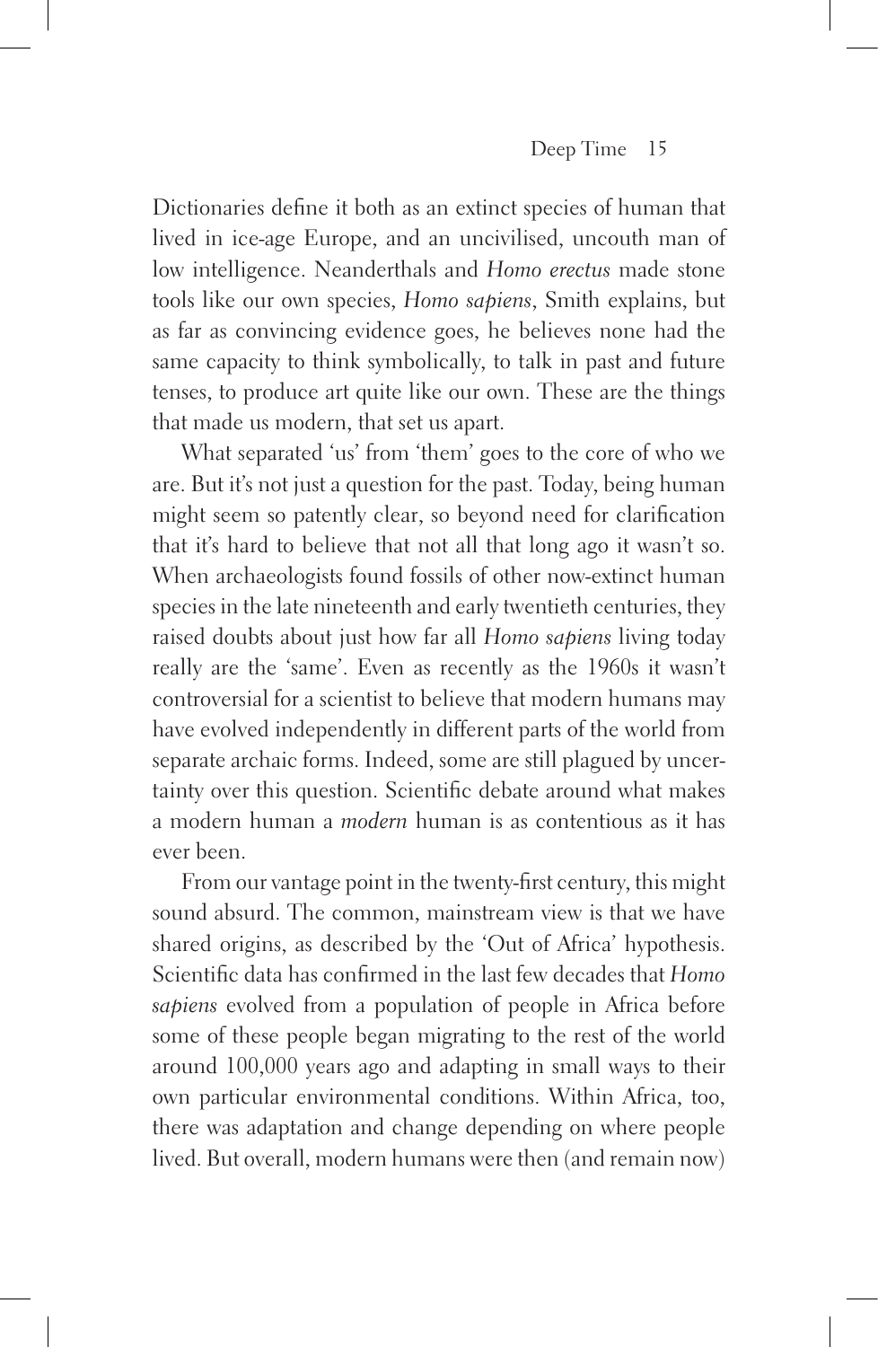Dictionaries define it both as an extinct species of human that lived in ice-age Europe, and an uncivilised, uncouth man of low intelligence. Neanderthals and *Homo erectus* made stone tools like our own species, *Homo sapiens*, Smith explains, but as far as convincing evidence goes, he believes none had the same capacity to think symbolically, to talk in past and future tenses, to produce art quite like our own. These are the things that made us modern, that set us apart.

What separated 'us' from 'them' goes to the core of who we are. But it's not just a question for the past. Today, being human might seem so patently clear, so beyond need for clarification that it's hard to believe that not all that long ago it wasn't so. When archaeologists found fossils of other now-extinct human species in the late nineteenth and early twentieth centuries, they raised doubts about just how far all *Homo sapiens* living today really are the 'same'. Even as recently as the 1960s it wasn't controversial for a scientist to believe that modern humans may have evolved independently in different parts of the world from separate archaic forms. Indeed, some are still plagued by uncertainty over this question. Scientific debate around what makes a modern human a *modern* human is as contentious as it has ever been.

From our vantage point in the twenty-first century, this might sound absurd. The common, mainstream view is that we have shared origins, as described by the 'Out of Africa' hypothesis. Scientific data has confirmed in the last few decades that *Homo sapiens* evolved from a population of people in Africa before some of these people began migrating to the rest of the world around 100,000 years ago and adapting in small ways to their own particular environmental conditions. Within Africa, too, there was adaptation and change depending on where people lived. But overall, modern humans were then (and remain now)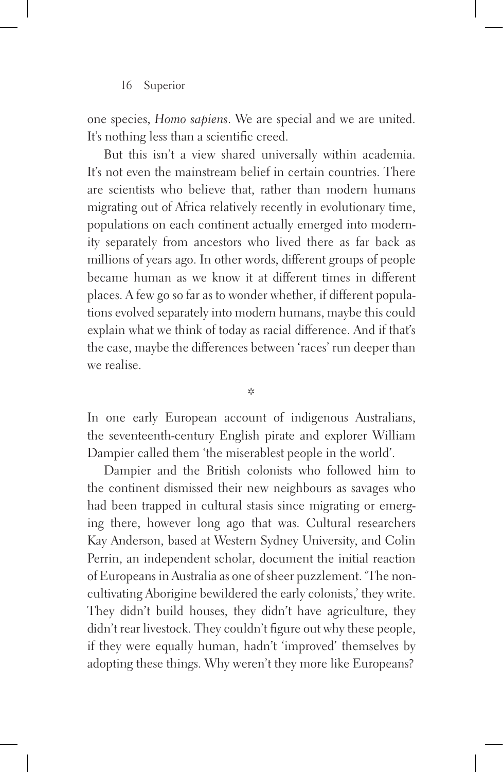one species, *Homo sapiens*. We are special and we are united. It's nothing less than a scientific creed.

But this isn't a view shared universally within academia. It's not even the mainstream belief in certain countries. There are scientists who believe that, rather than modern humans migrating out of Africa relatively recently in evolutionary time, populations on each continent actually emerged into modernity separately from ancestors who lived there as far back as millions of years ago. In other words, different groups of people became human as we know it at different times in different places. A few go so far as to wonder whether, if different populations evolved separately into modern humans, maybe this could explain what we think of today as racial difference. And if that's the case, maybe the differences between 'races' run deeper than we realise.

*

In one early European account of indigenous Australians, the seventeenth-century English pirate and explorer William Dampier called them 'the miserablest people in the world'.

Dampier and the British colonists who followed him to the continent dismissed their new neighbours as savages who had been trapped in cultural stasis since migrating or emerging there, however long ago that was. Cultural researchers Kay Anderson, based at Western Sydney University, and Colin Perrin, an independent scholar, document the initial reaction of Europeans in Australia as one of sheer puzzlement. 'The non-cultivating Aborigine bewildered the early colonists,' they write. They didn't build houses, they didn't have agriculture, they didn't rear livestock. They couldn't figure out why these people, if they were equally human, hadn't 'improved' themselves by adopting these things. Why weren't they more like Europeans?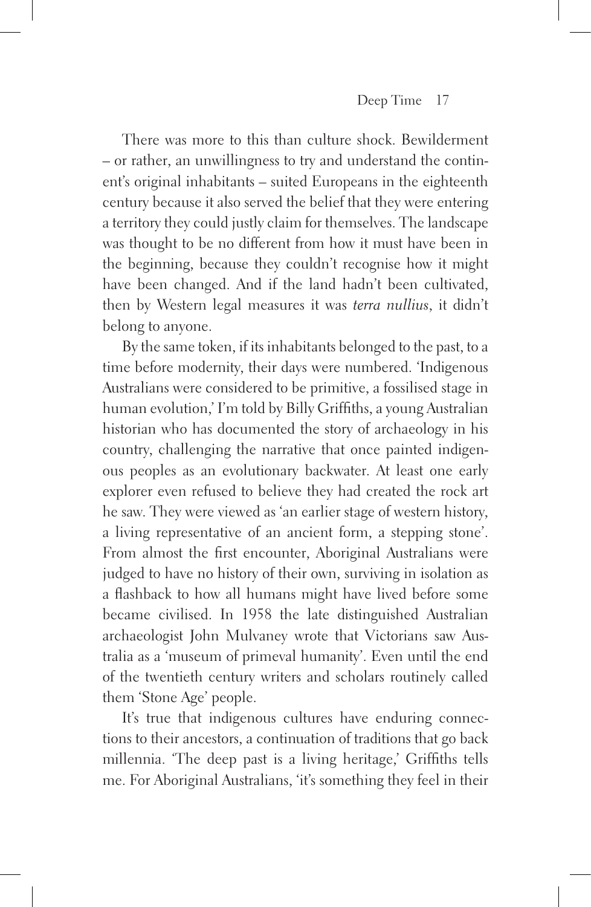There was more to this than culture shock. Bewilderment – or rather, an unwillingness to try and understand the continent's original inhabitants – suited Europeans in the eighteenth century because it also served the belief that they were entering a territory they could justly claim for themselves. The landscape was thought to be no different from how it must have been in the beginning, because they couldn't recognise how it might have been changed. And if the land hadn't been cultivated, then by Western legal measures it was *terra nullius*, it didn't belong to anyone.

By the same token, if its inhabitants belonged to the past, to a time before modernity, their days were numbered. 'Indigenous Australians were considered to be primitive, a fossilised stage in human evolution,' I'm told by Billy Griffiths, a young Australian historian who has documented the story of archaeology in his country, challenging the narrative that once painted indigenous peoples as an evolutionary backwater. At least one early explorer even refused to believe they had created the rock art he saw. They were viewed as 'an earlier stage of western history, a living representative of an ancient form, a stepping stone'. From almost the first encounter, Aboriginal Australians were judged to have no history of their own, surviving in isolation as a flashback to how all humans might have lived before some became civilised. In 1958 the late distinguished Australian archaeologist John Mulvaney wrote that Victorians saw Australia as a 'museum of primeval humanity'. Even until the end of the twentieth century writers and scholars routinely called them 'Stone Age' people.

It's true that indigenous cultures have enduring connections to their ancestors, a continuation of traditions that go back millennia. 'The deep past is a living heritage,' Griffiths tells me. For Aboriginal Australians, 'it's something they feel in their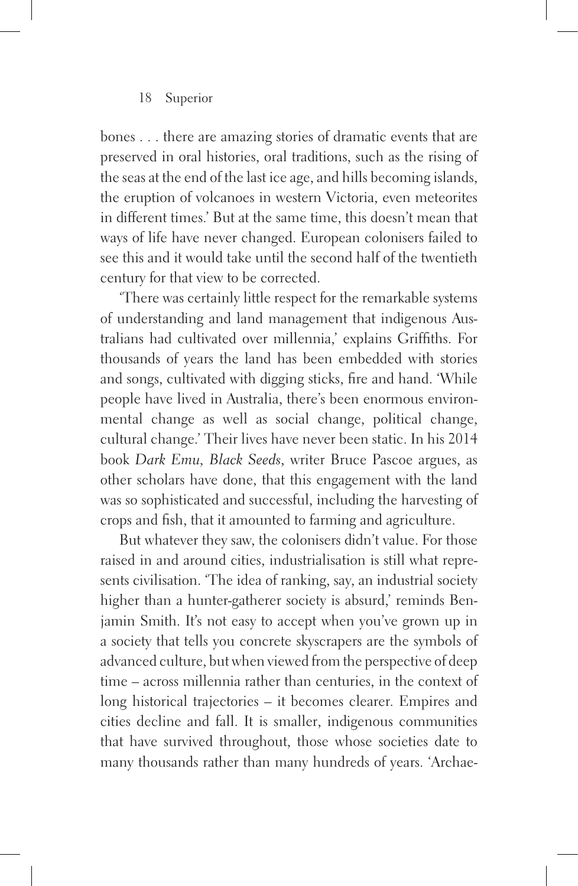bones . . . there are amazing stories of dramatic events that are preserved in oral histories, oral traditions, such as the rising of the seas at the end of the last ice age, and hills becoming islands, the eruption of volcanoes in western Victoria, even meteorites in different times.' But at the same time, this doesn't mean that ways of life have never changed. European colonisers failed to see this and it would take until the second half of the twentieth century for that view to be corrected.

'There was certainly little respect for the remarkable systems of understanding and land management that indigenous Australians had cultivated over millennia,' explains Griffiths. For thousands of years the land has been embedded with stories and songs, cultivated with digging sticks, fire and hand. 'While people have lived in Australia, there's been enormous environmental change as well as social change, political change, cultural change.' Their lives have never been static. In his 2014 book *Dark Emu, Black Seeds*, writer Bruce Pascoe argues, as other scholars have done, that this engagement with the land was so sophisticated and successful, including the harvesting of crops and fish, that it amounted to farming and agriculture.

But whatever they saw, the colonisers didn't value. For those raised in and around cities, industrialisation is still what represents civilisation. 'The idea of ranking, say, an industrial society higher than a hunter-gatherer society is absurd,' reminds Benjamin Smith. It's not easy to accept when you've grown up in a society that tells you concrete skyscrapers are the symbols of advanced culture, but when viewed from the perspective of deep time – across millennia rather than centuries, in the context of long historical trajectories – it becomes clearer. Empires and cities decline and fall. It is smaller, indigenous communities that have survived throughout, those whose societies date to many thousands rather than many hundreds of years. 'Archae-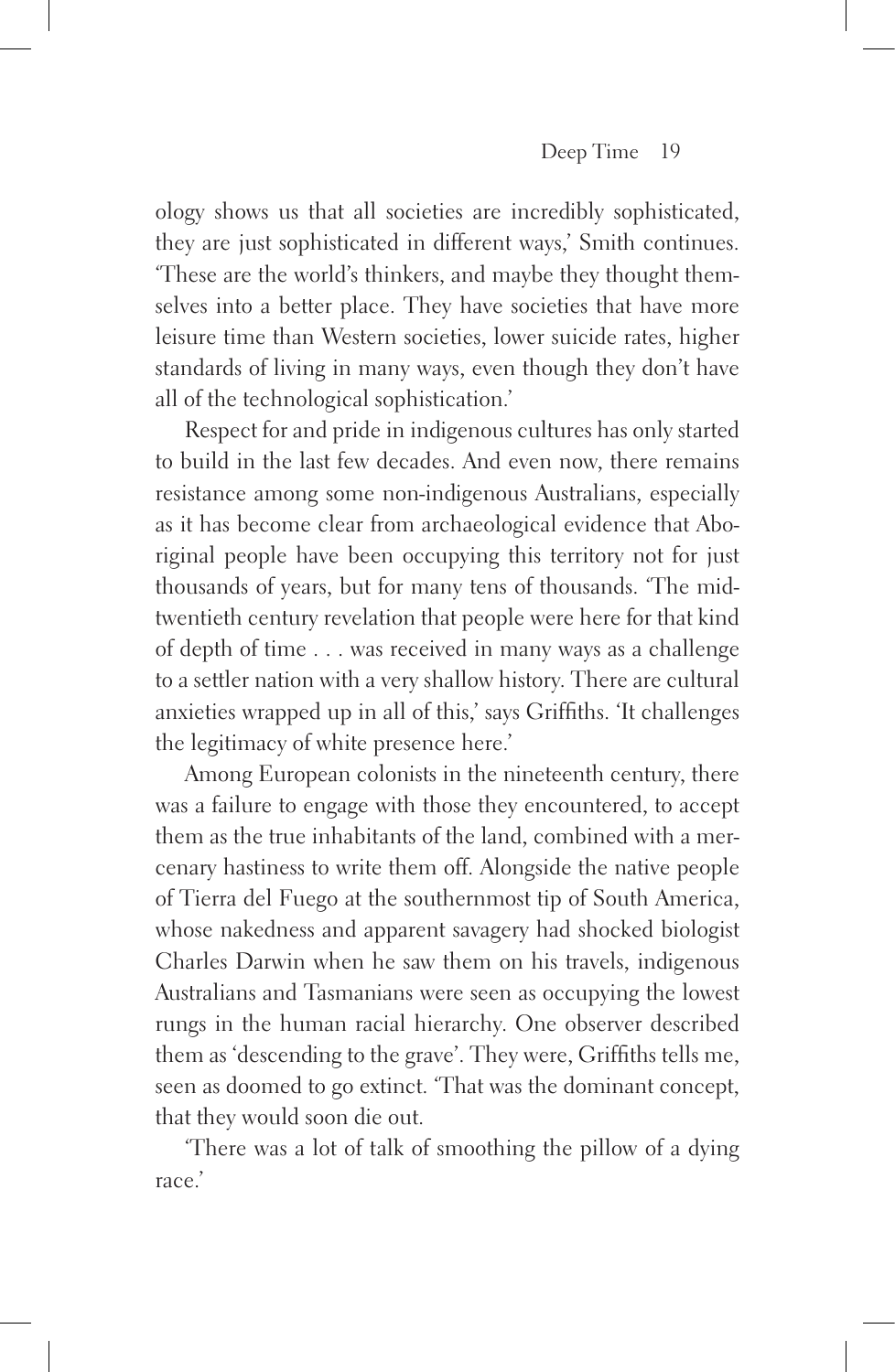ology shows us that all societies are incredibly sophisticated, they are just sophisticated in different ways,' Smith continues. 'These are the world's thinkers, and maybe they thought themselves into a better place. They have societies that have more leisure time than Western societies, lower suicide rates, higher standards of living in many ways, even though they don't have all of the technological sophistication.'

Respect for and pride in indigenous cultures has only started to build in the last few decades. And even now, there remains resistance among some non-indigenous Australians, especially as it has become clear from archaeological evidence that Aboriginal people have been occupying this territory not for just thousands of years, but for many tens of thousands. 'The mid-twentieth century revelation that people were here for that kind of depth of time . . . was received in many ways as a challenge to a settler nation with a very shallow history. There are cultural anxieties wrapped up in all of this,' says Griffiths. 'It challenges the legitimacy of white presence here.'

Among European colonists in the nineteenth century, there was a failure to engage with those they encountered, to accept them as the true inhabitants of the land, combined with a mercenary hastiness to write them off. Alongside the native people of Tierra del Fuego at the southernmost tip of South America, whose nakedness and apparent savagery had shocked biologist Charles Darwin when he saw them on his travels, indigenous Australians and Tasmanians were seen as occupying the lowest rungs in the human racial hierarchy. One observer described them as 'descending to the grave'. They were, Griffiths tells me, seen as doomed to go extinct. 'That was the dominant concept, that they would soon die out.

'There was a lot of talk of smoothing the pillow of a dying race.'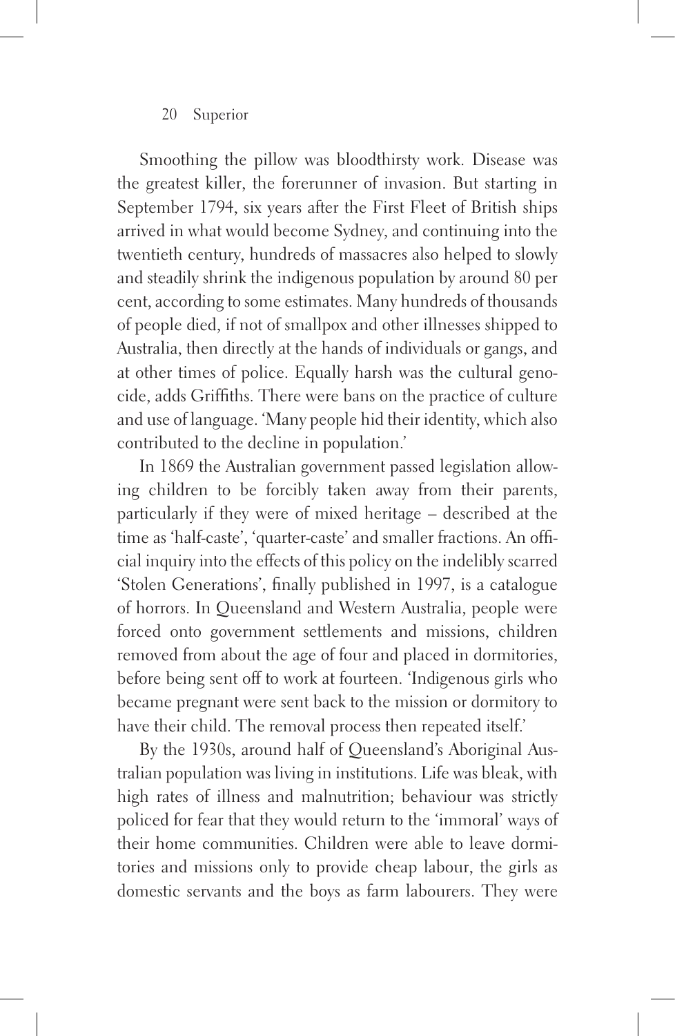Smoothing the pillow was bloodthirsty work. Disease was the greatest killer, the forerunner of invasion. But starting in September 1794, six years after the First Fleet of British ships arrived in what would become Sydney, and continuing into the twentieth century, hundreds of massacres also helped to slowly and steadily shrink the indigenous population by around 80 per cent, according to some estimates. Many hundreds of thousands of people died, if not of smallpox and other illnesses shipped to Australia, then directly at the hands of individuals or gangs, and at other times of police. Equally harsh was the cultural genocide, adds Griffiths. There were bans on the practice of culture and use of language. 'Many people hid their identity, which also contributed to the decline in population.'

In 1869 the Australian government passed legislation allowing children to be forcibly taken away from their parents, particularly if they were of mixed heritage – described at the time as 'half-caste', 'quarter-caste' and smaller fractions. An official inquiry into the effects of this policy on the indelibly scarred 'Stolen Generations', finally published in 1997, is a catalogue of horrors. In Queensland and Western Australia, people were forced onto government settlements and missions, children removed from about the age of four and placed in dormitories, before being sent off to work at fourteen. 'Indigenous girls who became pregnant were sent back to the mission or dormitory to have their child. The removal process then repeated itself.'

By the 1930s, around half of Queensland's Aboriginal Australian population was living in institutions. Life was bleak, with high rates of illness and malnutrition; behaviour was strictly policed for fear that they would return to the 'immoral' ways of their home communities. Children were able to leave dormitories and missions only to provide cheap labour, the girls as domestic servants and the boys as farm labourers. They were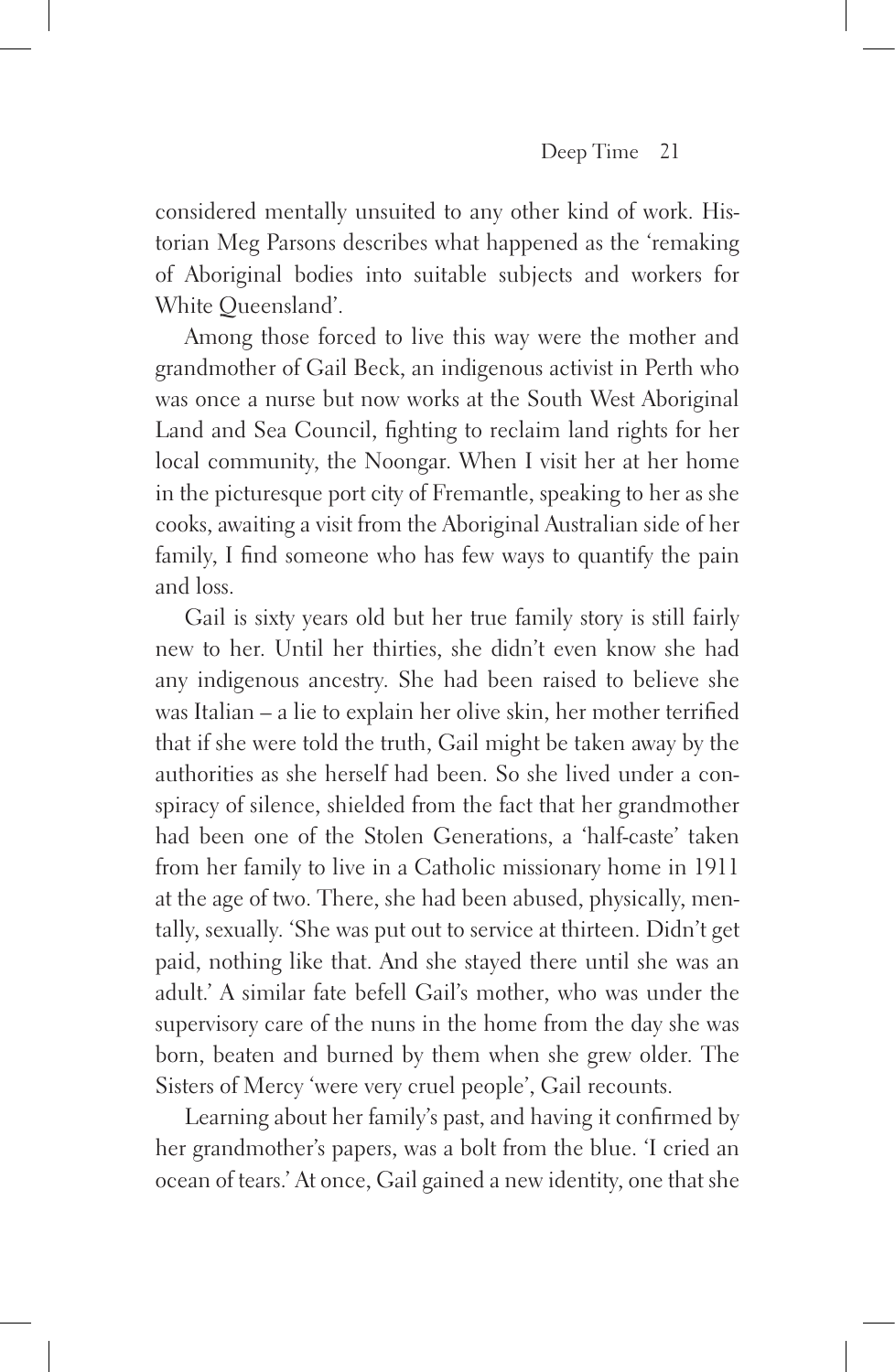considered mentally unsuited to any other kind of work. Historian Meg Parsons describes what happened as the 'remaking of Aboriginal bodies into suitable subjects and workers for White Queensland'.

Among those forced to live this way were the mother and grandmother of Gail Beck, an indigenous activist in Perth who was once a nurse but now works at the South West Aboriginal Land and Sea Council, fighting to reclaim land rights for her local community, the Noongar. When I visit her at her home in the picturesque port city of Fremantle, speaking to her as she cooks, awaiting a visit from the Aboriginal Australian side of her family, I find someone who has few ways to quantify the pain and loss.

Gail is sixty years old but her true family story is still fairly new to her. Until her thirties, she didn't even know she had any indigenous ancestry. She had been raised to believe she was Italian – a lie to explain her olive skin, her mother terrified that if she were told the truth, Gail might be taken away by the authorities as she herself had been. So she lived under a conspiracy of silence, shielded from the fact that her grandmother had been one of the Stolen Generations, a 'half-caste' taken from her family to live in a Catholic missionary home in 1911 at the age of two. There, she had been abused, physically, mentally, sexually. 'She was put out to service at thirteen. Didn't get paid, nothing like that. And she stayed there until she was an adult.' A similar fate befell Gail's mother, who was under the supervisory care of the nuns in the home from the day she was born, beaten and burned by them when she grew older. The Sisters of Mercy 'were very cruel people', Gail recounts.

Learning about her family's past, and having it confirmed by her grandmother's papers, was a bolt from the blue. 'I cried an ocean of tears.' At once, Gail gained a new identity, one that she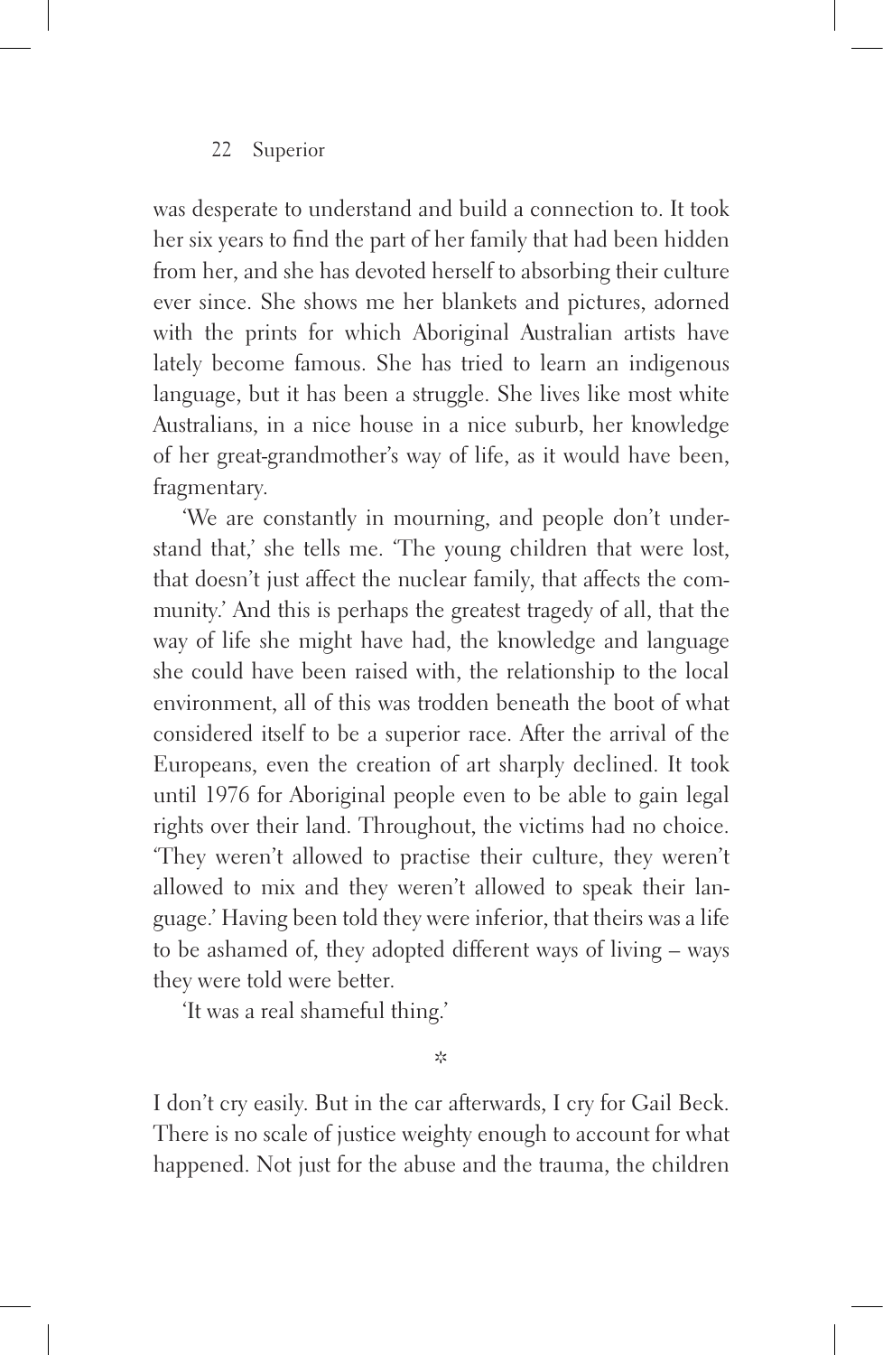was desperate to understand and build a connection to. It took her six years to find the part of her family that had been hidden from her, and she has devoted herself to absorbing their culture ever since. She shows me her blankets and pictures, adorned with the prints for which Aboriginal Australian artists have lately become famous. She has tried to learn an indigenous language, but it has been a struggle. She lives like most white Australians, in a nice house in a nice suburb, her knowledge of her great-grandmother's way of life, as it would have been, fragmentary.

'We are constantly in mourning, and people don't understand that,' she tells me. 'The young children that were lost, that doesn't just affect the nuclear family, that affects the community.' And this is perhaps the greatest tragedy of all, that the way of life she might have had, the knowledge and language she could have been raised with, the relationship to the local environment, all of this was trodden beneath the boot of what considered itself to be a superior race. After the arrival of the Europeans, even the creation of art sharply declined. It took until 1976 for Aboriginal people even to be able to gain legal rights over their land. Throughout, the victims had no choice. 'They weren't allowed to practise their culture, they weren't allowed to mix and they weren't allowed to speak their language.' Having been told they were inferior, that theirs was a life to be ashamed of, they adopted different ways of living – ways they were told were better.

'It was a real shameful thing.'

*

I don't cry easily. But in the car afterwards, I cry for Gail Beck. There is no scale of justice weighty enough to account for what happened. Not just for the abuse and the trauma, the children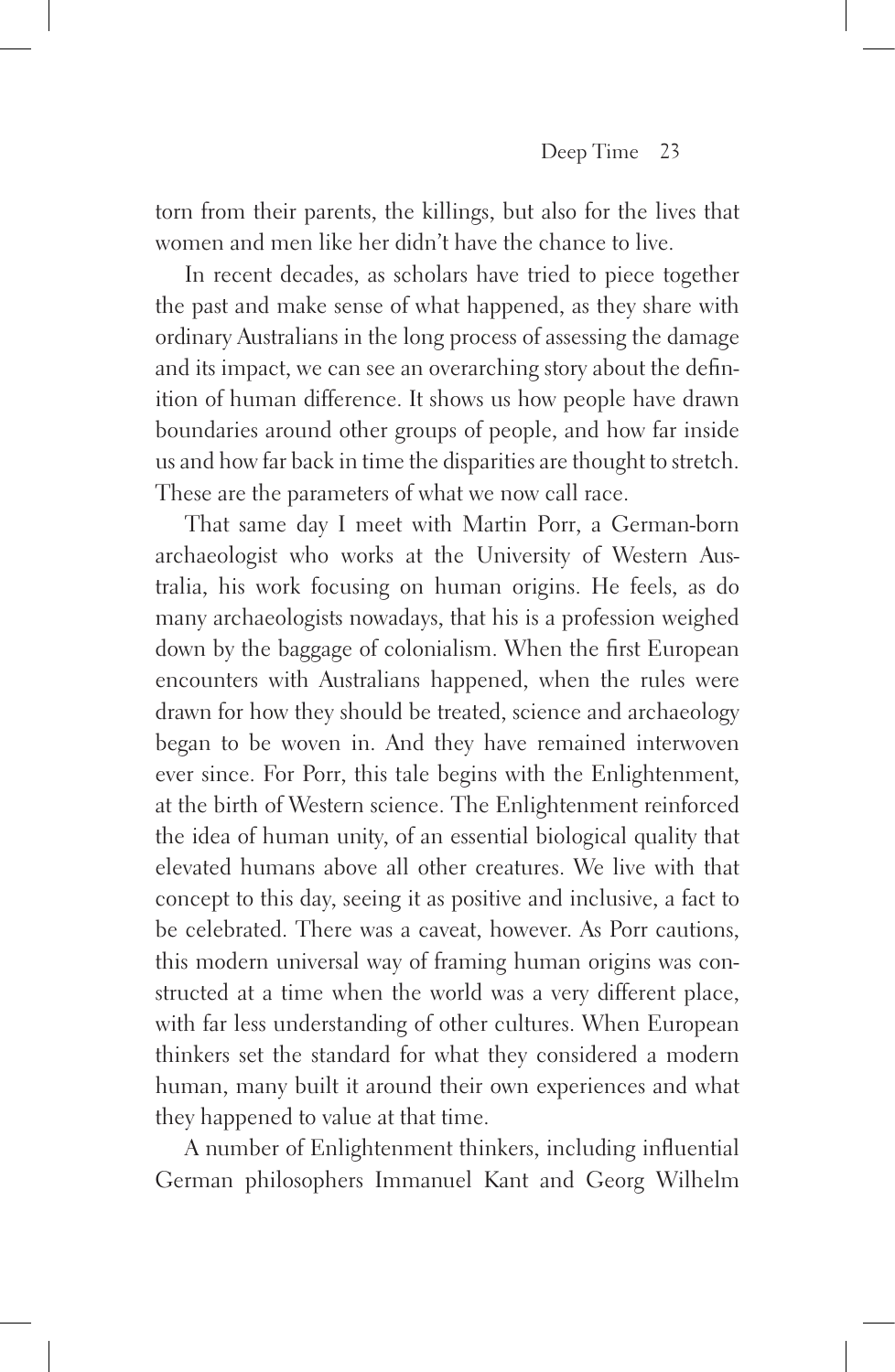torn from their parents, the killings, but also for the lives that women and men like her didn't have the chance to live.

In recent decades, as scholars have tried to piece together the past and make sense of what happened, as they share with ordinary Australians in the long process of assessing the damage and its impact, we can see an overarching story about the definition of human difference. It shows us how people have drawn boundaries around other groups of people, and how far inside us and how far back in time the disparities are thought to stretch. These are the parameters of what we now call race.

That same day I meet with Martin Porr, a German-born archaeologist who works at the University of Western Australia, his work focusing on human origins. He feels, as do many archaeologists nowadays, that his is a profession weighed down by the baggage of colonialism. When the first European encounters with Australians happened, when the rules were drawn for how they should be treated, science and archaeology began to be woven in. And they have remained interwoven ever since. For Porr, this tale begins with the Enlightenment, at the birth of Western science. The Enlightenment reinforced the idea of human unity, of an essential biological quality that elevated humans above all other creatures. We live with that concept to this day, seeing it as positive and inclusive, a fact to be celebrated. There was a caveat, however. As Porr cautions, this modern universal way of framing human origins was constructed at a time when the world was a very different place, with far less understanding of other cultures. When European thinkers set the standard for what they considered a modern human, many built it around their own experiences and what they happened to value at that time.

A number of Enlightenment thinkers, including influential German philosophers Immanuel Kant and Georg Wilhelm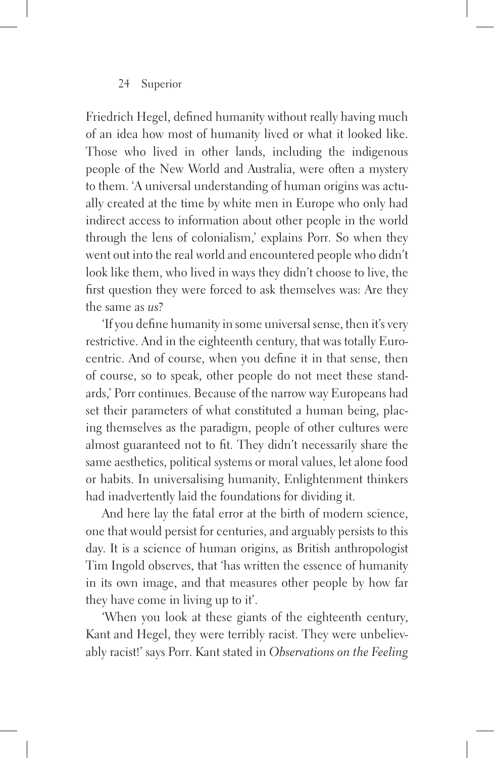Friedrich Hegel, defined humanity without really having much of an idea how most of humanity lived or what it looked like. Those who lived in other lands, including the indigenous people of the New World and Australia, were often a mystery to them. 'A universal understanding of human origins was actually created at the time by white men in Europe who only had indirect access to information about other people in the world through the lens of colonialism,' explains Porr. So when they went out into the real world and encountered people who didn't look like them, who lived in ways they didn't choose to live, the first question they were forced to ask themselves was: Are they the same as *us*?

'If you define humanity in some universal sense, then it's very restrictive. And in the eighteenth century, that was totally Eurocentric. And of course, when you define it in that sense, then of course, so to speak, other people do not meet these standards,' Porr continues. Because of the narrow way Europeans had set their parameters of what constituted a human being, placing themselves as the paradigm, people of other cultures were almost guaranteed not to fit. They didn't necessarily share the same aesthetics, political systems or moral values, let alone food or habits. In universalising humanity, Enlightenment thinkers had inadvertently laid the foundations for dividing it.

And here lay the fatal error at the birth of modern science, one that would persist for centuries, and arguably persists to this day. It is a science of human origins, as British anthropologist Tim Ingold observes, that 'has written the essence of humanity in its own image, and that measures other people by how far they have come in living up to it'.

'When you look at these giants of the eighteenth century, Kant and Hegel, they were terribly racist. They were unbelievably racist!' says Porr. Kant stated in *Observations on the Feeling*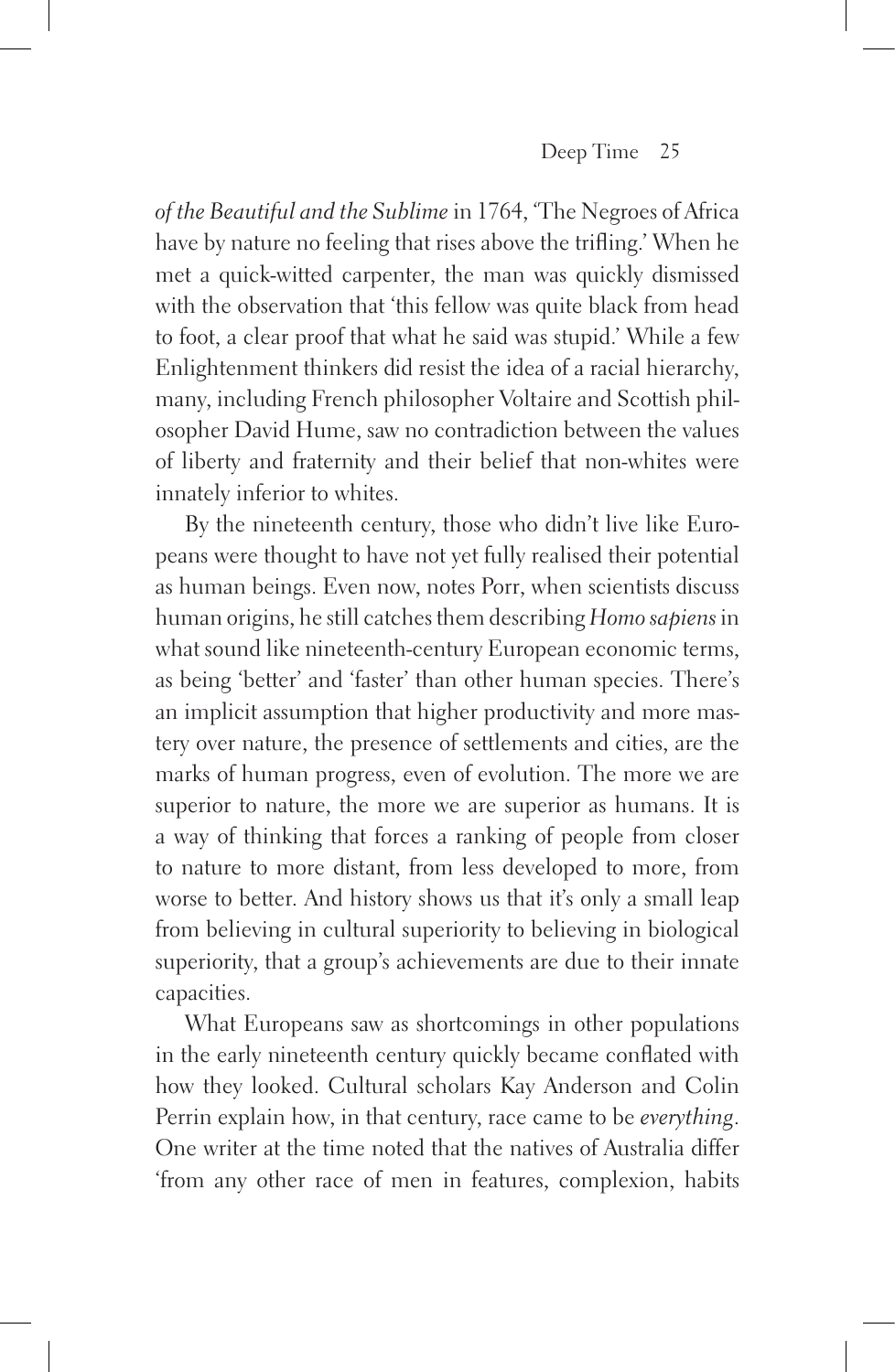*of the Beautiful and the Sublime* in 1764, 'The Negroes of Africa have by nature no feeling that rises above the trifling.' When he met a quick-witted carpenter, the man was quickly dismissed with the observation that 'this fellow was quite black from head to foot, a clear proof that what he said was stupid.' While a few Enlightenment thinkers did resist the idea of a racial hierarchy, many, including French philosopher Voltaire and Scottish philosopher David Hume, saw no contradiction between the values of liberty and fraternity and their belief that non-whites were innately inferior to whites.

By the nineteenth century, those who didn't live like Europeans were thought to have not yet fully realised their potential as human beings. Even now, notes Porr, when scientists discuss human origins, he still catches them describing *Homo sapiens* in what sound like nineteenth-century European economic terms, as being 'better' and 'faster' than other human species. There's an implicit assumption that higher productivity and more mastery over nature, the presence of settlements and cities, are the marks of human progress, even of evolution. The more we are superior to nature, the more we are superior as humans. It is a way of thinking that forces a ranking of people from closer to nature to more distant, from less developed to more, from worse to better. And history shows us that it's only a small leap from believing in cultural superiority to believing in biological superiority, that a group's achievements are due to their innate capacities.

What Europeans saw as shortcomings in other populations in the early nineteenth century quickly became conflated with how they looked. Cultural scholars Kay Anderson and Colin Perrin explain how, in that century, race came to be *everything*. One writer at the time noted that the natives of Australia differ 'from any other race of men in features, complexion, habits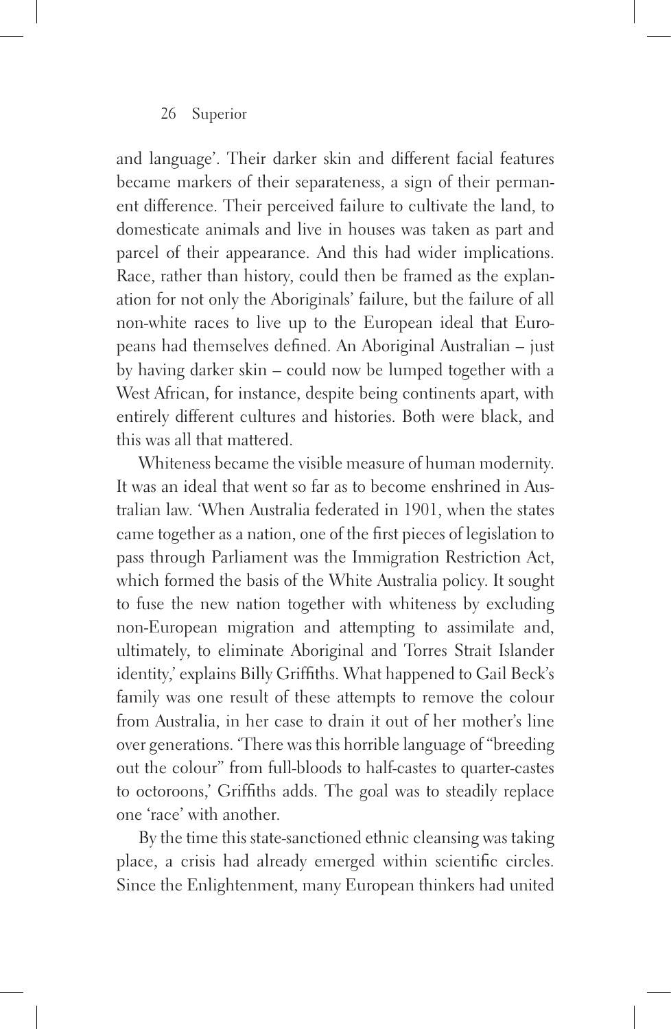and language'. Their darker skin and different facial features became markers of their separateness, a sign of their permanent difference. Their perceived failure to cultivate the land, to domesticate animals and live in houses was taken as part and parcel of their appearance. And this had wider implications. Race, rather than history, could then be framed as the explanation for not only the Aboriginals' failure, but the failure of all non-white races to live up to the European ideal that Europeans had themselves defined. An Aboriginal Australian – just by having darker skin – could now be lumped together with a West African, for instance, despite being continents apart, with entirely different cultures and histories. Both were black, and this was all that mattered.

Whiteness became the visible measure of human modernity. It was an ideal that went so far as to become enshrined in Australian law. 'When Australia federated in 1901, when the states came together as a nation, one of the first pieces of legislation to pass through Parliament was the Immigration Restriction Act, which formed the basis of the White Australia policy. It sought to fuse the new nation together with whiteness by excluding non-European migration and attempting to assimilate and, ultimately, to eliminate Aboriginal and Torres Strait Islander identity,' explains Billy Griffiths. What happened to Gail Beck's family was one result of these attempts to remove the colour from Australia, in her case to drain it out of her mother's line over generations. 'There was this horrible language of "breeding out the colour" from full-bloods to half-castes to quarter-castes to octoroons,' Griffiths adds. The goal was to steadily replace one 'race' with another.

By the time this state-sanctioned ethnic cleansing was taking place, a crisis had already emerged within scientific circles. Since the Enlightenment, many European thinkers had united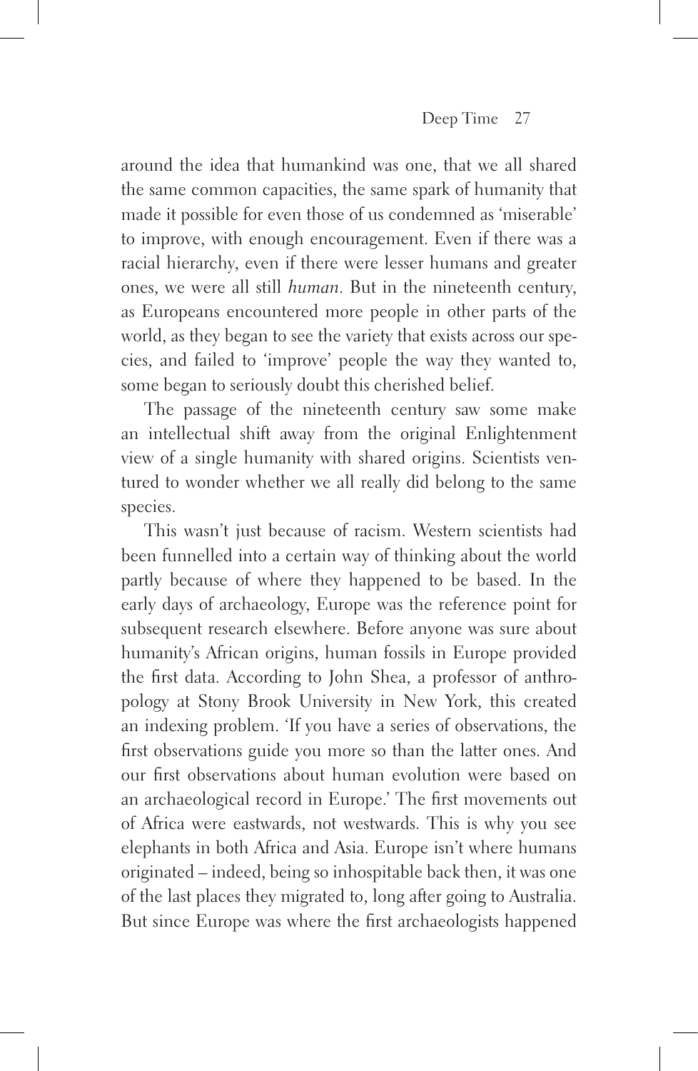around the idea that humankind was one, that we all shared the same common capacities, the same spark of humanity that made it possible for even those of us condemned as 'miserable' to improve, with enough encouragement. Even if there was a racial hierarchy, even if there were lesser humans and greater ones, we were all still *human*. But in the nineteenth century, as Europeans encountered more people in other parts of the world, as they began to see the variety that exists across our species, and failed to 'improve' people the way they wanted to, some began to seriously doubt this cherished belief.

The passage of the nineteenth century saw some make an intellectual shift away from the original Enlightenment view of a single humanity with shared origins. Scientists ventured to wonder whether we all really did belong to the same species.

This wasn't just because of racism. Western scientists had been funnelled into a certain way of thinking about the world partly because of where they happened to be based. In the early days of archaeology, Europe was the reference point for subsequent research elsewhere. Before anyone was sure about humanity's African origins, human fossils in Europe provided the first data. According to John Shea, a professor of anthropology at Stony Brook University in New York, this created an indexing problem. 'If you have a series of observations, the first observations guide you more so than the latter ones. And our first observations about human evolution were based on an archaeological record in Europe.' The first movements out of Africa were eastwards, not westwards. This is why you see elephants in both Africa and Asia. Europe isn't where humans originated – indeed, being so inhospitable back then, it was one of the last places they migrated to, long after going to Australia. But since Europe was where the first archaeologists happened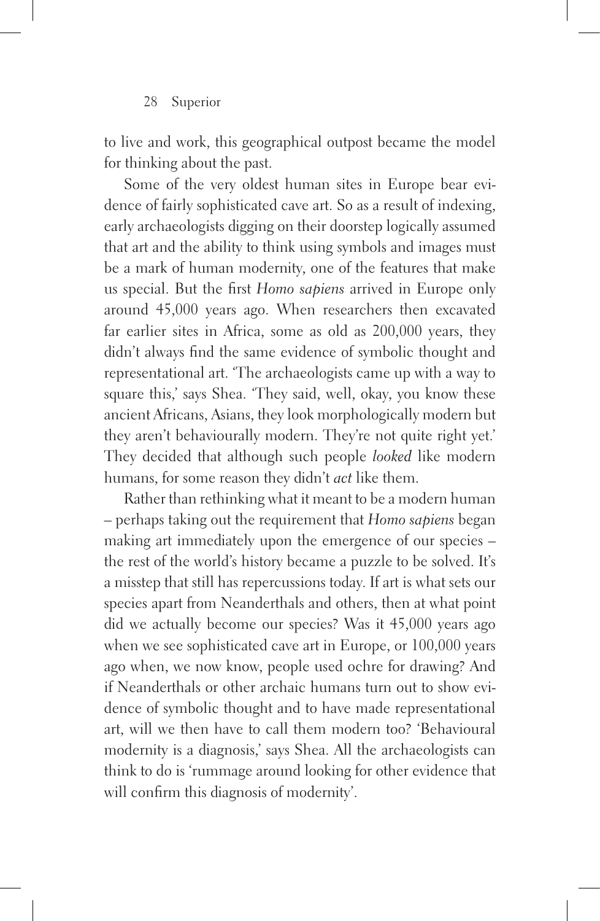to live and work, this geographical outpost became the model for thinking about the past.

Some of the very oldest human sites in Europe bear evidence of fairly sophisticated cave art. So as a result of indexing, early archaeologists digging on their doorstep logically assumed that art and the ability to think using symbols and images must be a mark of human modernity, one of the features that make us special. But the first *Homo sapiens* arrived in Europe only around 45,000 years ago. When researchers then excavated far earlier sites in Africa, some as old as 200,000 years, they didn't always find the same evidence of symbolic thought and representational art. 'The archaeologists came up with a way to square this,' says Shea. 'They said, well, okay, you know these ancient Africans, Asians, they look morphologically modern but they aren't behaviourally modern. They're not quite right yet.' They decided that although such people *looked* like modern humans, for some reason they didn't *act* like them.

Rather than rethinking what it meant to be a modern human – perhaps taking out the requirement that *Homo sapiens* began making art immediately upon the emergence of our species – the rest of the world's history became a puzzle to be solved. It's a misstep that still has repercussions today. If art is what sets our species apart from Neanderthals and others, then at what point did we actually become our species? Was it 45,000 years ago when we see sophisticated cave art in Europe, or 100,000 years ago when, we now know, people used ochre for drawing? And if Neanderthals or other archaic humans turn out to show evidence of symbolic thought and to have made representational art, will we then have to call them modern too? 'Behavioural modernity is a diagnosis,' says Shea. All the archaeologists can think to do is 'rummage around looking for other evidence that will confirm this diagnosis of modernity'.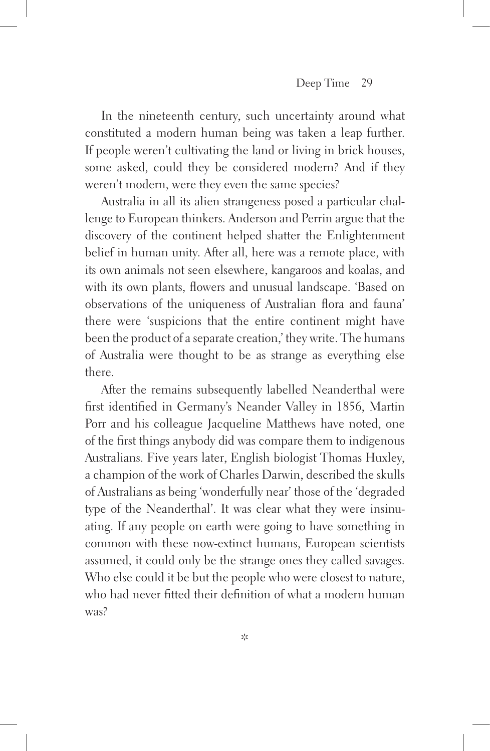In the nineteenth century, such uncertainty around what constituted a modern human being was taken a leap further. If people weren't cultivating the land or living in brick houses, some asked, could they be considered modern? And if they weren't modern, were they even the same species?

Australia in all its alien strangeness posed a particular challenge to European thinkers. Anderson and Perrin argue that the discovery of the continent helped shatter the Enlightenment belief in human unity. After all, here was a remote place, with its own animals not seen elsewhere, kangaroos and koalas, and with its own plants, flowers and unusual landscape. 'Based on observations of the uniqueness of Australian flora and fauna' there were 'suspicions that the entire continent might have been the product of a separate creation,' they write. The humans of Australia were thought to be as strange as everything else there.

After the remains subsequently labelled Neanderthal were first identified in Germany's Neander Valley in 1856, Martin Porr and his colleague Jacqueline Matthews have noted, one of the first things anybody did was compare them to indigenous Australians. Five years later, English biologist Thomas Huxley, a champion of the work of Charles Darwin, described the skulls of Australians as being 'wonderfully near' those of the 'degraded type of the Neanderthal'. It was clear what they were insinuating. If any people on earth were going to have something in common with these now-extinct humans, European scientists assumed, it could only be the strange ones they called savages. Who else could it be but the people who were closest to nature, who had never fitted their definition of what a modern human was?

*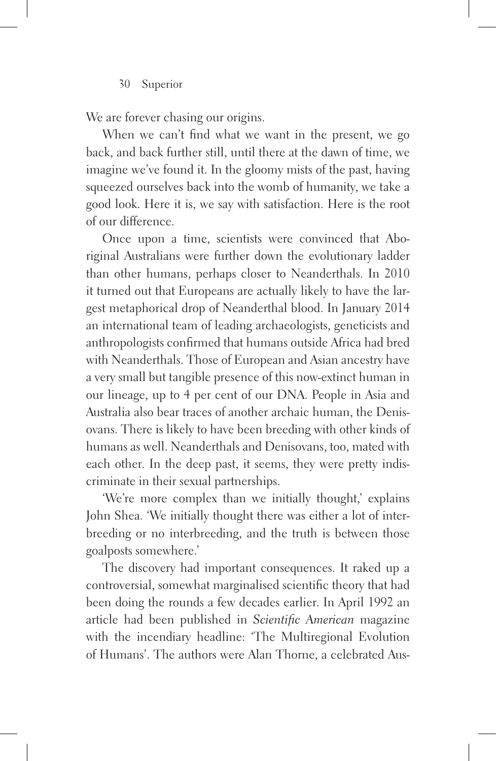We are forever chasing our origins.

When we can't find what we want in the present, we go back, and back further still, until there at the dawn of time, we imagine we've found it. In the gloomy mists of the past, having squeezed ourselves back into the womb of humanity, we take a good look. Here it is, we say with satisfaction. Here is the root of our difference.

Once upon a time, scientists were convinced that Aboriginal Australians were further down the evolutionary ladder than other humans, perhaps closer to Neanderthals. In 2010 it turned out that Europeans are actually likely to have the largest metaphorical drop of Neanderthal blood. In January 2014 an international team of leading archaeologists, geneticists and anthropologists confirmed that humans outside Africa had bred with Neanderthals. Those of European and Asian ancestry have a very small but tangible presence of this now-extinct human in our lineage, up to 4 per cent of our DNA. People in Asia and Australia also bear traces of another archaic human, the Denisovans. There is likely to have been breeding with other kinds of humans as well. Neanderthals and Denisovans, too, mated with each other. In the deep past, it seems, they were pretty indiscriminate in their sexual partnerships.

'We're more complex than we initially thought,' explains John Shea. 'We initially thought there was either a lot of interbreeding or no interbreeding, and the truth is between those goalposts somewhere.'

The discovery had important consequences. It raked up a controversial, somewhat marginalised scientific theory that had been doing the rounds a few decades earlier. In April 1992 an article had been published in *Scientific American* magazine with the incendiary headline: 'The Multiregional Evolution of Humans'. The authors were Alan Thorne, a celebrated Aus-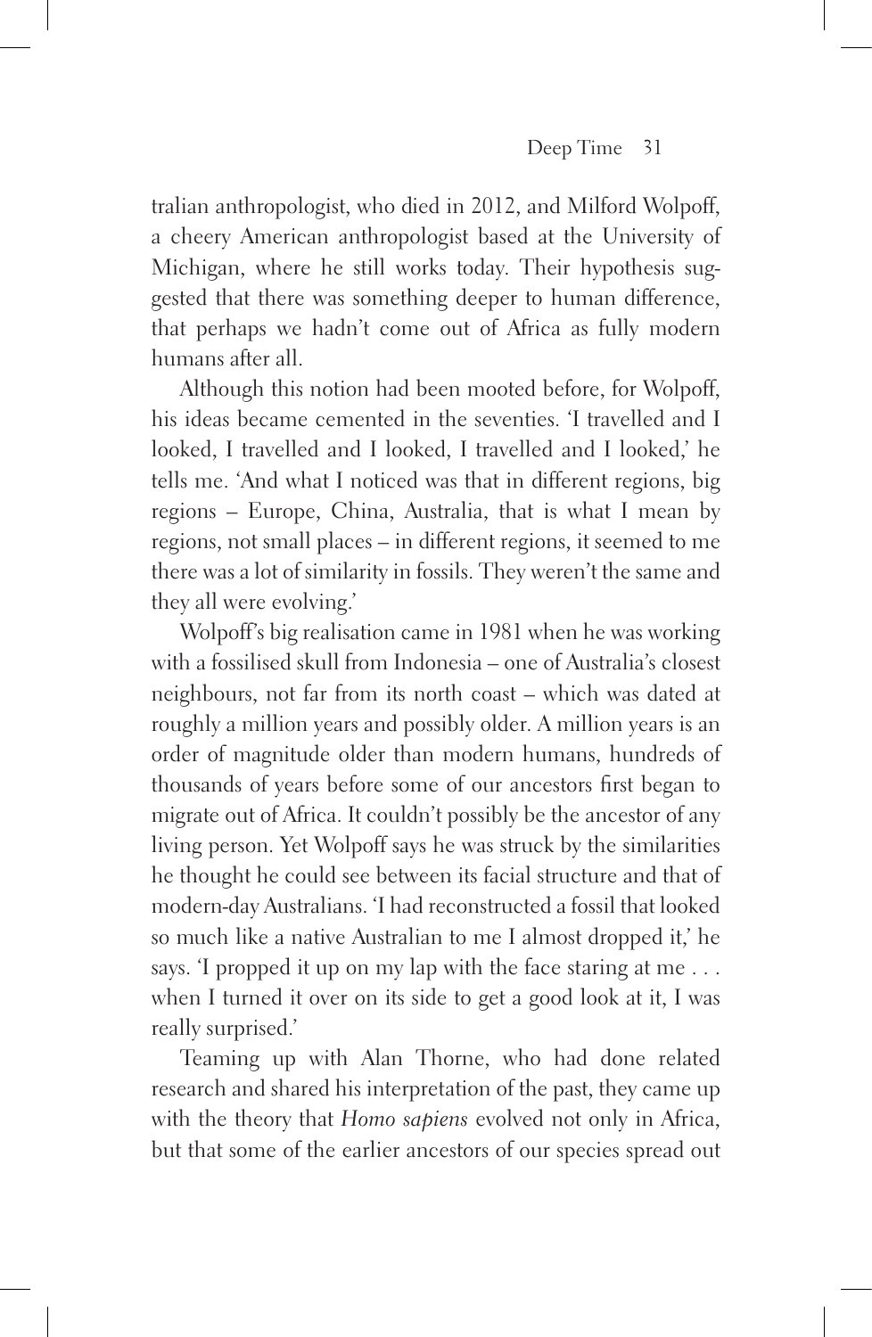tralian anthropologist, who died in 2012, and Milford Wolpoff, a cheery American anthropologist based at the University of Michigan, where he still works today. Their hypothesis suggested that there was something deeper to human difference, that perhaps we hadn't come out of Africa as fully modern humans after all.

Although this notion had been mooted before, for Wolpoff, his ideas became cemented in the seventies. 'I travelled and I looked, I travelled and I looked, I travelled and I looked,' he tells me. 'And what I noticed was that in different regions, big regions – Europe, China, Australia, that is what I mean by regions, not small places – in different regions, it seemed to me there was a lot of similarity in fossils. They weren't the same and they all were evolving.'

Wolpoff's big realisation came in 1981 when he was working with a fossilised skull from Indonesia – one of Australia's closest neighbours, not far from its north coast – which was dated at roughly a million years and possibly older. A million years is an order of magnitude older than modern humans, hundreds of thousands of years before some of our ancestors first began to migrate out of Africa. It couldn't possibly be the ancestor of any living person. Yet Wolpoff says he was struck by the similarities he thought he could see between its facial structure and that of modern-day Australians. 'I had reconstructed a fossil that looked so much like a native Australian to me I almost dropped it,' he says. 'I propped it up on my lap with the face staring at me . . . when I turned it over on its side to get a good look at it, I was really surprised.'

Teaming up with Alan Thorne, who had done related research and shared his interpretation of the past, they came up with the theory that *Homo sapiens* evolved not only in Africa, but that some of the earlier ancestors of our species spread out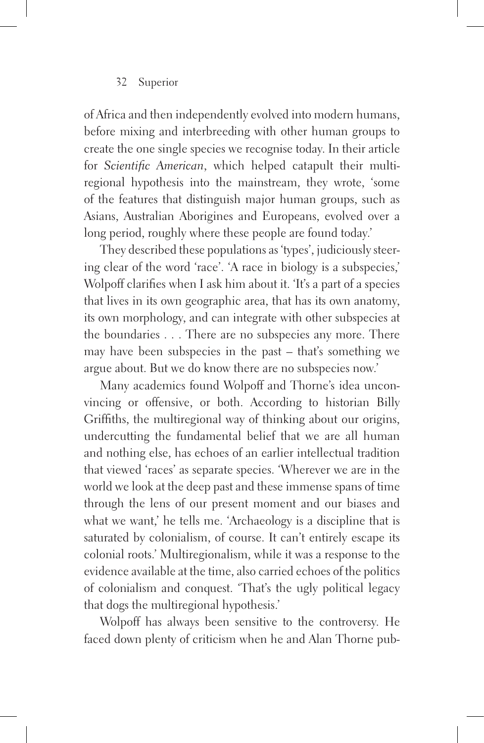of Africa and then independently evolved into modern humans, before mixing and interbreeding with other human groups to create the one single species we recognise today. In their article for *Scientific American*, which helped catapult their multiregional hypothesis into the mainstream, they wrote, 'some of the features that distinguish major human groups, such as Asians, Australian Aborigines and Europeans, evolved over a long period, roughly where these people are found today.'

They described these populations as 'types', judiciously steering clear of the word 'race'. 'A race in biology is a subspecies,' Wolpoff clarifies when I ask him about it. 'It's a part of a species that lives in its own geographic area, that has its own anatomy, its own morphology, and can integrate with other subspecies at the boundaries . . . There are no subspecies any more. There may have been subspecies in the past – that's something we argue about. But we do know there are no subspecies now.'

Many academics found Wolpoff and Thorne's idea unconvincing or offensive, or both. According to historian Billy Griffiths, the multiregional way of thinking about our origins, undercutting the fundamental belief that we are all human and nothing else, has echoes of an earlier intellectual tradition that viewed 'races' as separate species. 'Wherever we are in the world we look at the deep past and these immense spans of time through the lens of our present moment and our biases and what we want,' he tells me. 'Archaeology is a discipline that is saturated by colonialism, of course. It can't entirely escape its colonial roots.' Multiregionalism, while it was a response to the evidence available at the time, also carried echoes of the politics of colonialism and conquest. 'That's the ugly political legacy that dogs the multiregional hypothesis.'

Wolpoff has always been sensitive to the controversy. He faced down plenty of criticism when he and Alan Thorne pub-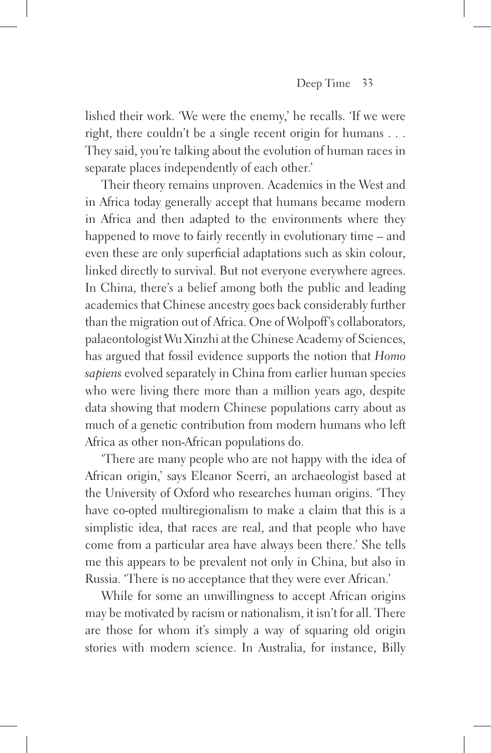lished their work. 'We were the enemy,' he recalls. 'If we were right, there couldn't be a single recent origin for humans . . . They said, you're talking about the evolution of human races in separate places independently of each other.'

Their theory remains unproven. Academics in the West and in Africa today generally accept that humans became modern in Africa and then adapted to the environments where they happened to move to fairly recently in evolutionary time – and even these are only superficial adaptations such as skin colour, linked directly to survival. But not everyone everywhere agrees. In China, there's a belief among both the public and leading academics that Chinese ancestry goes back considerably further than the migration out of Africa. One of Wolpoff's collaborators, palaeontologist Wu Xinzhi at the Chinese Academy of Sciences, has argued that fossil evidence supports the notion that *Homo sapiens* evolved separately in China from earlier human species who were living there more than a million years ago, despite data showing that modern Chinese populations carry about as much of a genetic contribution from modern humans who left Africa as other non-African populations do.

'There are many people who are not happy with the idea of African origin,' says Eleanor Scerri, an archaeologist based at the University of Oxford who researches human origins. 'They have co-opted multiregionalism to make a claim that this is a simplistic idea, that races are real, and that people who have come from a particular area have always been there.' She tells me this appears to be prevalent not only in China, but also in Russia. 'There is no acceptance that they were ever African.'

While for some an unwillingness to accept African origins may be motivated by racism or nationalism, it isn't for all. There are those for whom it's simply a way of squaring old origin stories with modern science. In Australia, for instance, Billy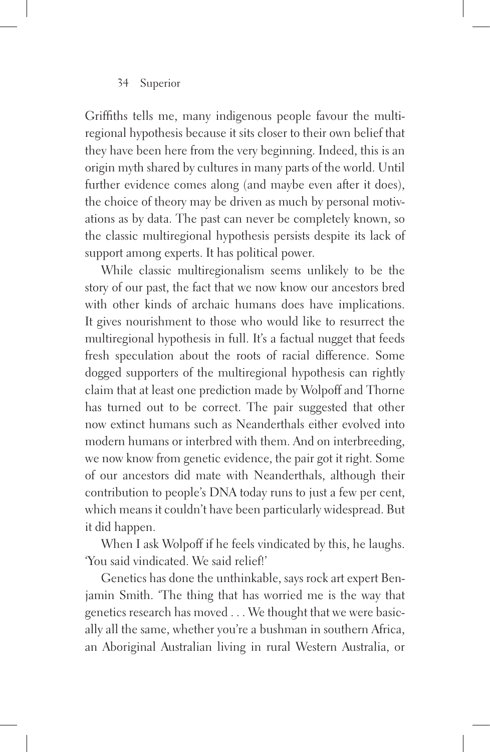Griffiths tells me, many indigenous people favour the multiregional hypothesis because it sits closer to their own belief that they have been here from the very beginning. Indeed, this is an origin myth shared by cultures in many parts of the world. Until further evidence comes along (and maybe even after it does), the choice of theory may be driven as much by personal motivations as by data. The past can never be completely known, so the classic multiregional hypothesis persists despite its lack of support among experts. It has political power.

While classic multiregionalism seems unlikely to be the story of our past, the fact that we now know our ancestors bred with other kinds of archaic humans does have implications. It gives nourishment to those who would like to resurrect the multiregional hypothesis in full. It's a factual nugget that feeds fresh speculation about the roots of racial difference. Some dogged supporters of the multiregional hypothesis can rightly claim that at least one prediction made by Wolpoff and Thorne has turned out to be correct. The pair suggested that other now extinct humans such as Neanderthals either evolved into modern humans or interbred with them. And on interbreeding, we now know from genetic evidence, the pair got it right. Some of our ancestors did mate with Neanderthals, although their contribution to people's DNA today runs to just a few per cent, which means it couldn't have been particularly widespread. But it did happen.

When I ask Wolpoff if he feels vindicated by this, he laughs. 'You said vindicated. We said relief!'

Genetics has done the unthinkable, says rock art expert Benjamin Smith. 'The thing that has worried me is the way that genetics research has moved . . . We thought that we were basically all the same, whether you're a bushman in southern Africa, an Aboriginal Australian living in rural Western Australia, or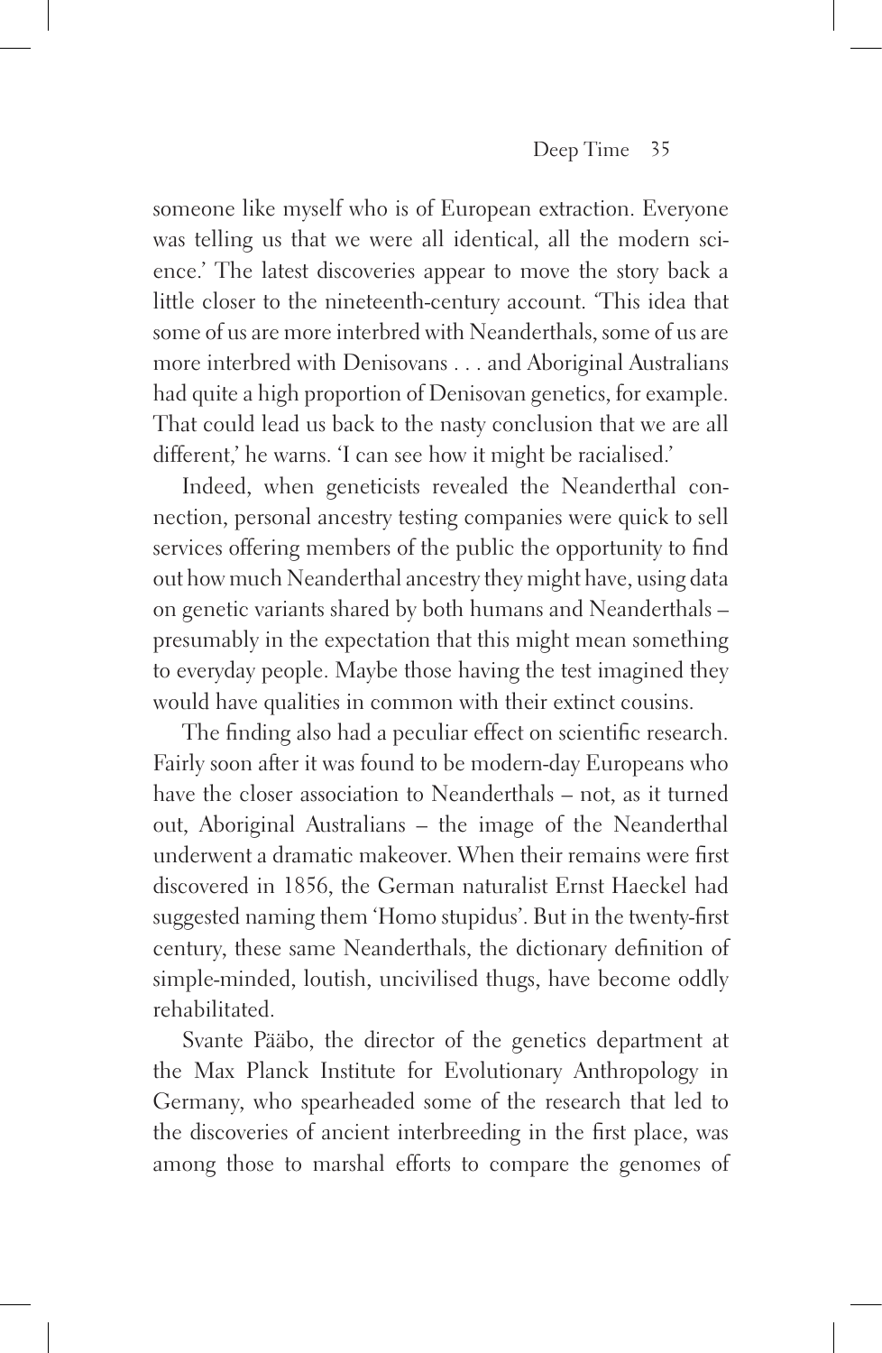someone like myself who is of European extraction. Everyone was telling us that we were all identical, all the modern science.' The latest discoveries appear to move the story back a little closer to the nineteenth-century account. 'This idea that some of us are more interbred with Neanderthals, some of us are more interbred with Denisovans . . . and Aboriginal Australians had quite a high proportion of Denisovan genetics, for example. That could lead us back to the nasty conclusion that we are all different,' he warns. 'I can see how it might be racialised.'

Indeed, when geneticists revealed the Neanderthal connection, personal ancestry testing companies were quick to sell services offering members of the public the opportunity to find out how much Neanderthal ancestry they might have, using data on genetic variants shared by both humans and Neanderthals – presumably in the expectation that this might mean something to everyday people. Maybe those having the test imagined they would have qualities in common with their extinct cousins.

The finding also had a peculiar effect on scientific research. Fairly soon after it was found to be modern-day Europeans who have the closer association to Neanderthals – not, as it turned out, Aboriginal Australians – the image of the Neanderthal underwent a dramatic makeover. When their remains were first discovered in 1856, the German naturalist Ernst Haeckel had suggested naming them 'Homo stupidus'. But in the twenty-first century, these same Neanderthals, the dictionary definition of simple-minded, loutish, uncivilised thugs, have become oddly rehabilitated.

Svante Pääbo, the director of the genetics department at the Max Planck Institute for Evolutionary Anthropology in Germany, who spearheaded some of the research that led to the discoveries of ancient interbreeding in the first place, was among those to marshal efforts to compare the genomes of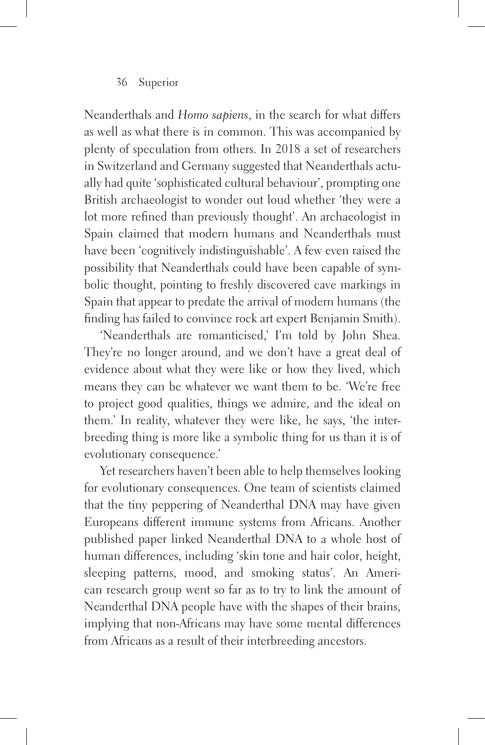Neanderthals and *Homo sapiens*, in the search for what differs as well as what there is in common. This was accompanied by plenty of speculation from others. In 2018 a set of researchers in Switzerland and Germany suggested that Neanderthals actually had quite 'sophisticated cultural behaviour', prompting one British archaeologist to wonder out loud whether 'they were a lot more refined than previously thought'. An archaeologist in Spain claimed that modern humans and Neanderthals must have been 'cognitively indistinguishable'. A few even raised the possibility that Neanderthals could have been capable of symbolic thought, pointing to freshly discovered cave markings in Spain that appear to predate the arrival of modern humans (the finding has failed to convince rock art expert Benjamin Smith).

'Neanderthals are romanticised,' I'm told by John Shea. They're no longer around, and we don't have a great deal of evidence about what they were like or how they lived, which means they can be whatever we want them to be. 'We're free to project good qualities, things we admire, and the ideal on them.' In reality, whatever they were like, he says, 'the interbreeding thing is more like a symbolic thing for us than it is of evolutionary consequence.'

Yet researchers haven't been able to help themselves looking for evolutionary consequences. One team of scientists claimed that the tiny peppering of Neanderthal DNA may have given Europeans different immune systems from Africans. Another published paper linked Neanderthal DNA to a whole host of human differences, including 'skin tone and hair color, height, sleeping patterns, mood, and smoking status'. An American research group went so far as to try to link the amount of Neanderthal DNA people have with the shapes of their brains, implying that non-Africans may have some mental differences from Africans as a result of their interbreeding ancestors.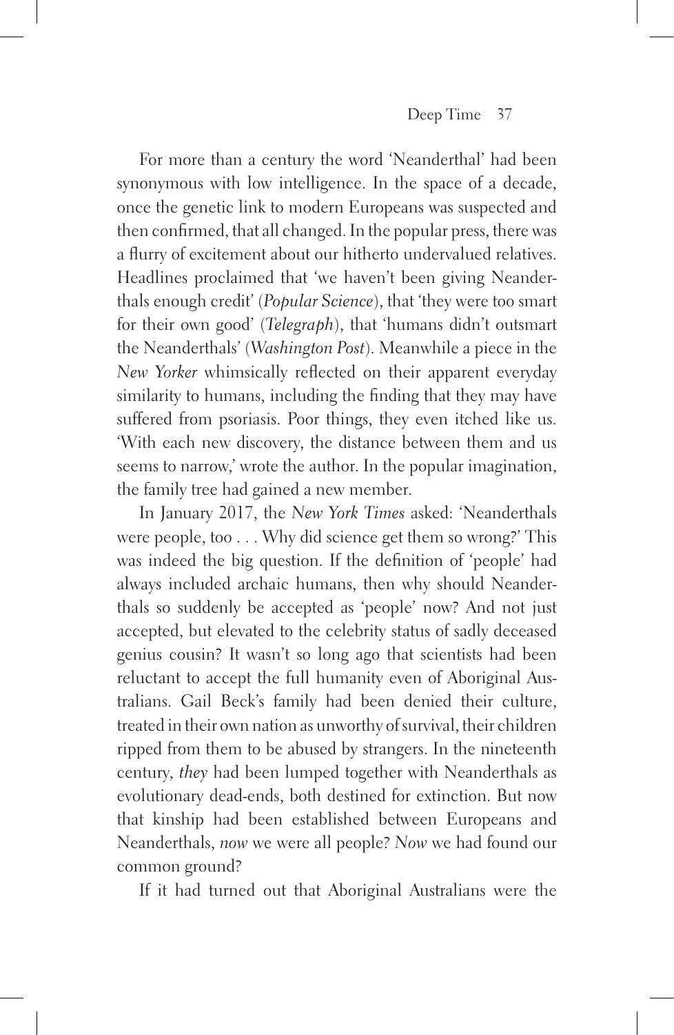For more than a century the word 'Neanderthal' had been synonymous with low intelligence. In the space of a decade, once the genetic link to modern Europeans was suspected and then confirmed, that all changed. In the popular press, there was a flurry of excitement about our hitherto undervalued relatives. Headlines proclaimed that 'we haven't been giving Neanderthals enough credit' (*Popular Science*), that 'they were too smart for their own good' (*Telegraph*), that 'humans didn't outsmart the Neanderthals' (*Washington Post*). Meanwhile a piece in the *New Yorker* whimsically reflected on their apparent everyday similarity to humans, including the finding that they may have suffered from psoriasis. Poor things, they even itched like us. 'With each new discovery, the distance between them and us seems to narrow,' wrote the author. In the popular imagination, the family tree had gained a new member.

In January 2017, the *New York Times* asked: 'Neanderthals were people, too . . . Why did science get them so wrong?' This was indeed the big question. If the definition of 'people' had always included archaic humans, then why should Neanderthals so suddenly be accepted as 'people' now? And not just accepted, but elevated to the celebrity status of sadly deceased genius cousin? It wasn't so long ago that scientists had been reluctant to accept the full humanity even of Aboriginal Australians. Gail Beck's family had been denied their culture, treated in their own nation as unworthy of survival, their children ripped from them to be abused by strangers. In the nineteenth century, *they* had been lumped together with Neanderthals as evolutionary dead-ends, both destined for extinction. But now that kinship had been established between Europeans and Neanderthals, *now* we were all people? *Now* we had found our common ground?

If it had turned out that Aboriginal Australians were the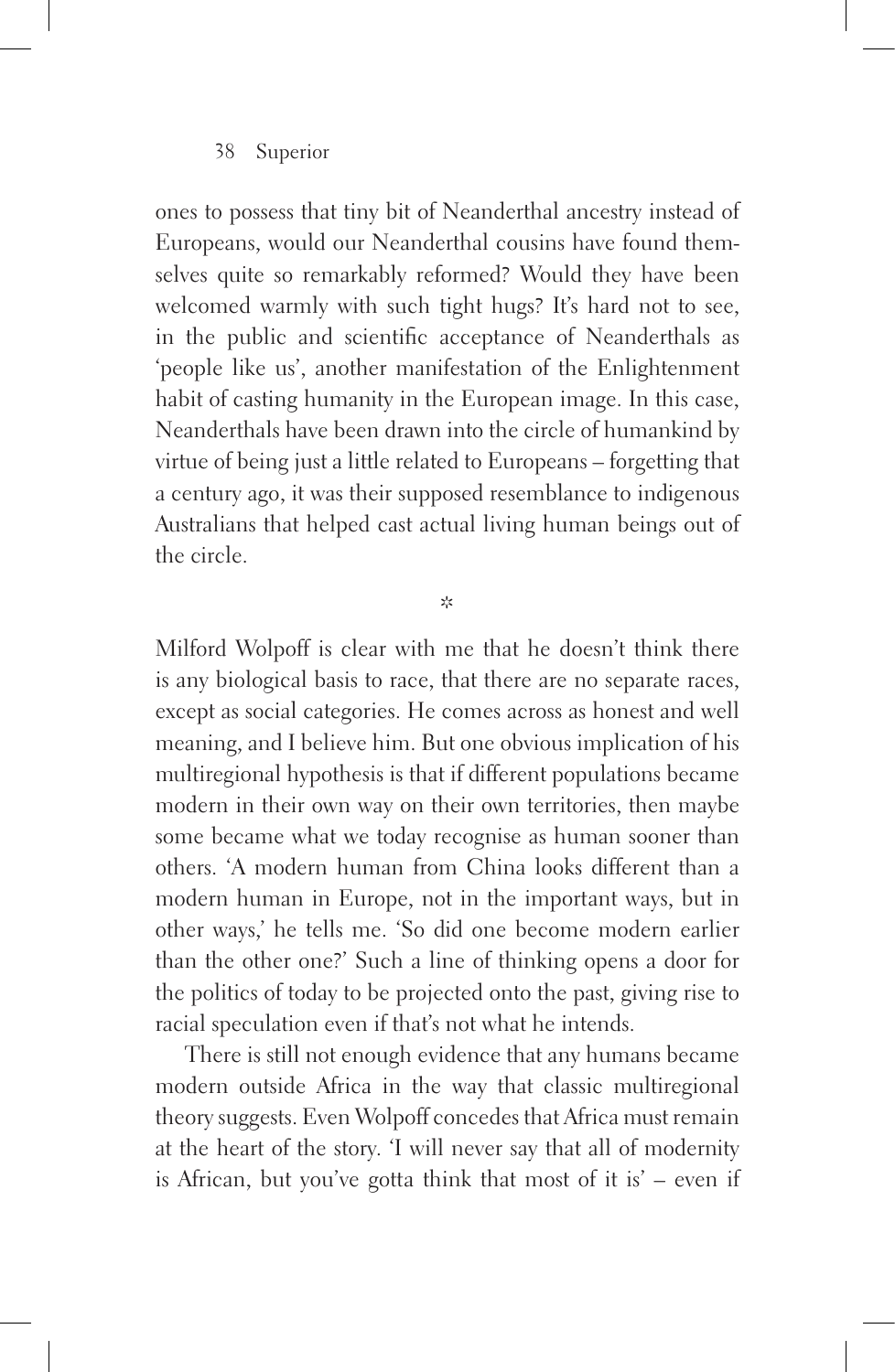ones to possess that tiny bit of Neanderthal ancestry instead of Europeans, would our Neanderthal cousins have found themselves quite so remarkably reformed? Would they have been welcomed warmly with such tight hugs? It's hard not to see, in the public and scientific acceptance of Neanderthals as 'people like us', another manifestation of the Enlightenment habit of casting humanity in the European image. In this case, Neanderthals have been drawn into the circle of humankind by virtue of being just a little related to Europeans – forgetting that a century ago, it was their supposed resemblance to indigenous Australians that helped cast actual living human beings out of the circle.

*

Milford Wolpoff is clear with me that he doesn't think there is any biological basis to race, that there are no separate races, except as social categories. He comes across as honest and well meaning, and I believe him. But one obvious implication of his multiregional hypothesis is that if different populations became modern in their own way on their own territories, then maybe some became what we today recognise as human sooner than others. 'A modern human from China looks different than a modern human in Europe, not in the important ways, but in other ways,' he tells me. 'So did one become modern earlier than the other one?' Such a line of thinking opens a door for the politics of today to be projected onto the past, giving rise to racial speculation even if that's not what he intends.

There is still not enough evidence that any humans became modern outside Africa in the way that classic multiregional theory suggests. Even Wolpoff concedes that Africa must remain at the heart of the story. 'I will never say that all of modernity is African, but you've gotta think that most of it is' – even if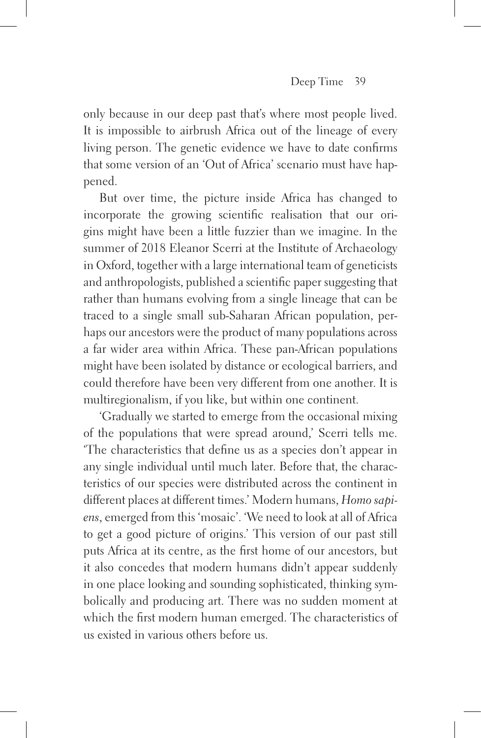only because in our deep past that's where most people lived. It is impossible to airbrush Africa out of the lineage of every living person. The genetic evidence we have to date confirms that some version of an 'Out of Africa' scenario must have happened.

But over time, the picture inside Africa has changed to incorporate the growing scientific realisation that our origins might have been a little fuzzier than we imagine. In the summer of 2018 Eleanor Scerri at the Institute of Archaeology in Oxford, together with a large international team of geneticists and anthropologists, published a scientific paper suggesting that rather than humans evolving from a single lineage that can be traced to a single small sub-Saharan African population, perhaps our ancestors were the product of many populations across a far wider area within Africa. These pan-African populations might have been isolated by distance or ecological barriers, and could therefore have been very different from one another. It is multiregionalism, if you like, but within one continent.

'Gradually we started to emerge from the occasional mixing of the populations that were spread around,' Scerri tells me. 'The characteristics that define us as a species don't appear in any single individual until much later. Before that, the characteristics of our species were distributed across the continent in different places at different times.' Modern humans, *Homo sapiens*, emerged from this 'mosaic'. 'We need to look at all of Africa to get a good picture of origins.' This version of our past still puts Africa at its centre, as the first home of our ancestors, but it also concedes that modern humans didn't appear suddenly in one place looking and sounding sophisticated, thinking symbolically and producing art. There was no sudden moment at which the first modern human emerged. The characteristics of us existed in various others before us.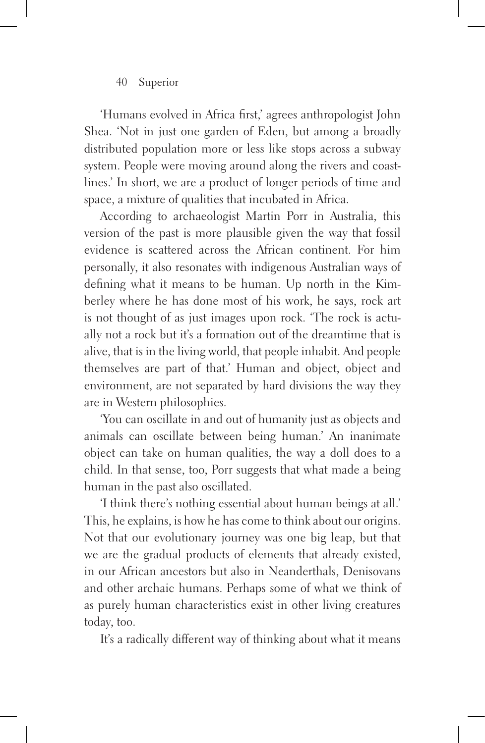'Humans evolved in Africa first,' agrees anthropologist John Shea. 'Not in just one garden of Eden, but among a broadly distributed population more or less like stops across a subway system. People were moving around along the rivers and coastlines.' In short, we are a product of longer periods of time and space, a mixture of qualities that incubated in Africa.

According to archaeologist Martin Porr in Australia, this version of the past is more plausible given the way that fossil evidence is scattered across the African continent. For him personally, it also resonates with indigenous Australian ways of defining what it means to be human. Up north in the Kimberley where he has done most of his work, he says, rock art is not thought of as just images upon rock. 'The rock is actually not a rock but it's a formation out of the dreamtime that is alive, that is in the living world, that people inhabit. And people themselves are part of that.' Human and object, object and environment, are not separated by hard divisions the way they are in Western philosophies.

'You can oscillate in and out of humanity just as objects and animals can oscillate between being human.' An inanimate object can take on human qualities, the way a doll does to a child. In that sense, too, Porr suggests that what made a being human in the past also oscillated.

'I think there's nothing essential about human beings at all.' This, he explains, is how he has come to think about our origins. Not that our evolutionary journey was one big leap, but that we are the gradual products of elements that already existed, in our African ancestors but also in Neanderthals, Denisovans and other archaic humans. Perhaps some of what we think of as purely human characteristics exist in other living creatures today, too.

It's a radically different way of thinking about what it means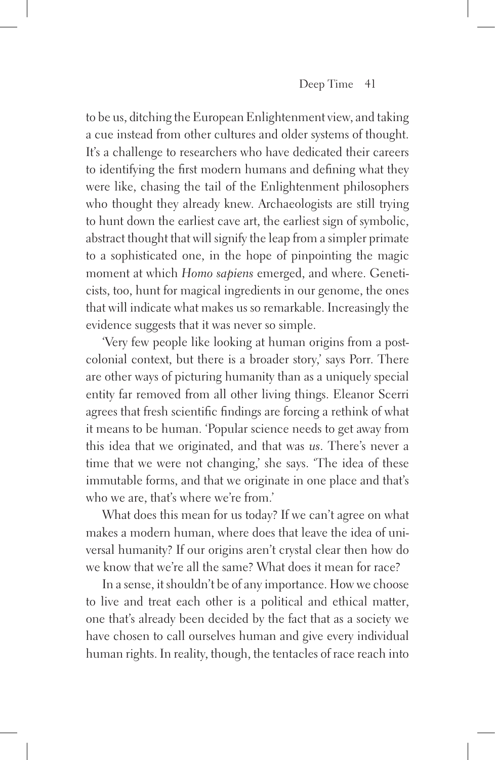to be us, ditching the European Enlightenment view, and taking a cue instead from other cultures and older systems of thought. It's a challenge to researchers who have dedicated their careers to identifying the first modern humans and defining what they were like, chasing the tail of the Enlightenment philosophers who thought they already knew. Archaeologists are still trying to hunt down the earliest cave art, the earliest sign of symbolic, abstract thought that will signify the leap from a simpler primate to a sophisticated one, in the hope of pinpointing the magic moment at which *Homo sapiens* emerged, and where. Geneticists, too, hunt for magical ingredients in our genome, the ones that will indicate what makes us so remarkable. Increasingly the evidence suggests that it was never so simple.

'Very few people like looking at human origins from a postcolonial context, but there is a broader story,' says Porr. There are other ways of picturing humanity than as a uniquely special entity far removed from all other living things. Eleanor Scerri agrees that fresh scientific findings are forcing a rethink of what it means to be human. 'Popular science needs to get away from this idea that we originated, and that was *us*. There's never a time that we were not changing,' she says. 'The idea of these immutable forms, and that we originate in one place and that's who we are, that's where we're from.'

What does this mean for us today? If we can't agree on what makes a modern human, where does that leave the idea of universal humanity? If our origins aren't crystal clear then how do we know that we're all the same? What does it mean for race?

In a sense, it shouldn't be of any importance. How we choose to live and treat each other is a political and ethical matter, one that's already been decided by the fact that as a society we have chosen to call ourselves human and give every individual human rights. In reality, though, the tentacles of race reach into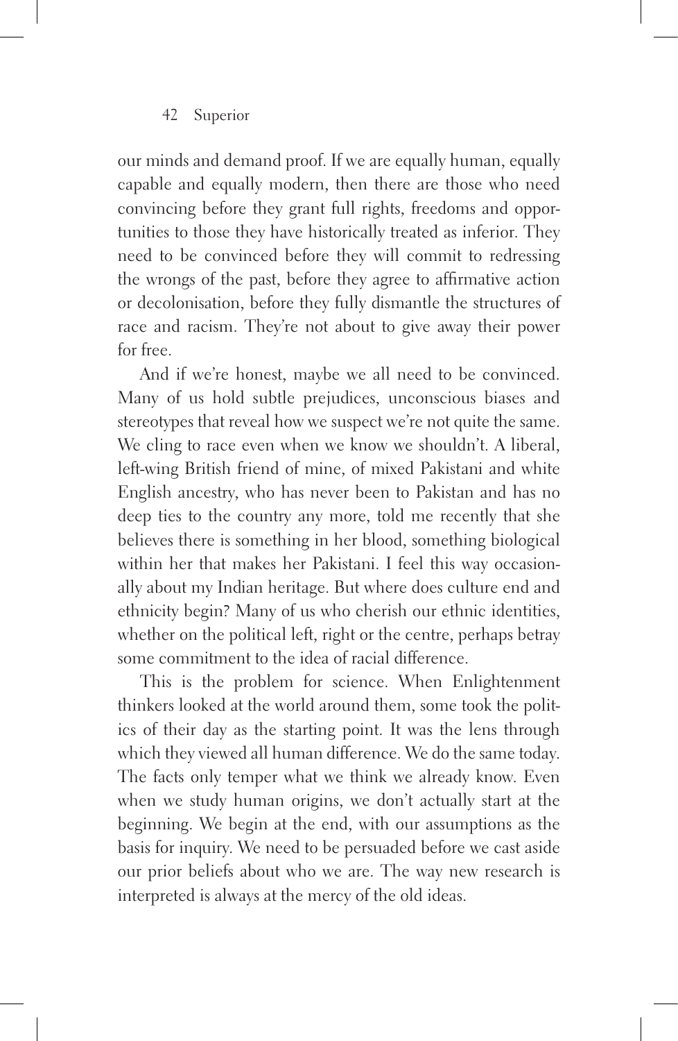our minds and demand proof. If we are equally human, equally capable and equally modern, then there are those who need convincing before they grant full rights, freedoms and opportunities to those they have historically treated as inferior. They need to be convinced before they will commit to redressing the wrongs of the past, before they agree to affirmative action or decolonisation, before they fully dismantle the structures of race and racism. They're not about to give away their power for free.

And if we're honest, maybe we all need to be convinced. Many of us hold subtle prejudices, unconscious biases and stereotypes that reveal how we suspect we're not quite the same. We cling to race even when we know we shouldn't. A liberal, left-wing British friend of mine, of mixed Pakistani and white English ancestry, who has never been to Pakistan and has no deep ties to the country any more, told me recently that she believes there is something in her blood, something biological within her that makes her Pakistani. I feel this way occasionally about my Indian heritage. But where does culture end and ethnicity begin? Many of us who cherish our ethnic identities, whether on the political left, right or the centre, perhaps betray some commitment to the idea of racial difference.

This is the problem for science. When Enlightenment thinkers looked at the world around them, some took the politics of their day as the starting point. It was the lens through which they viewed all human difference. We do the same today. The facts only temper what we think we already know. Even when we study human origins, we don't actually start at the beginning. We begin at the end, with our assumptions as the basis for inquiry. We need to be persuaded before we cast aside our prior beliefs about who we are. The way new research is interpreted is always at the mercy of the old ideas.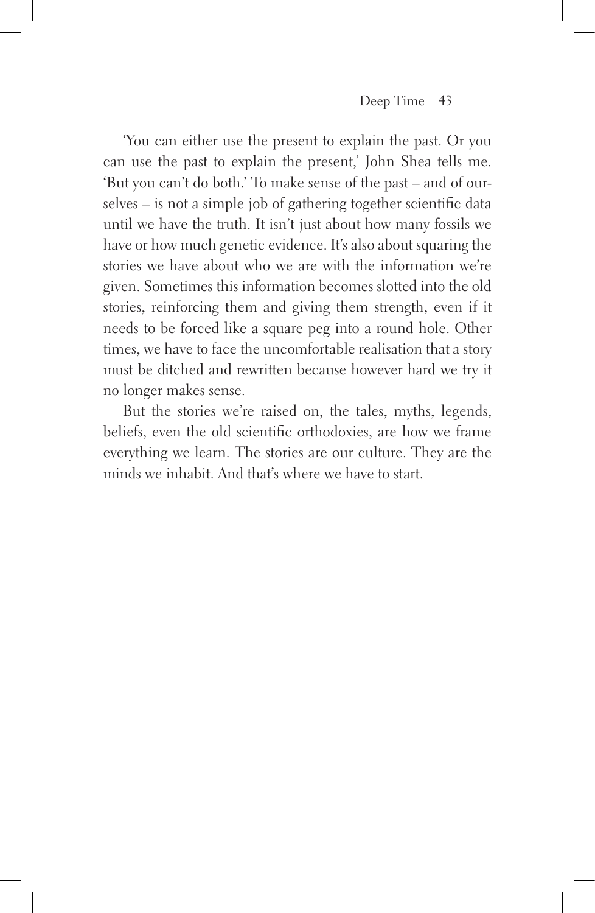'You can either use the present to explain the past. Or you can use the past to explain the present,' John Shea tells me. 'But you can't do both.' To make sense of the past – and of ourselves – is not a simple job of gathering together scientific data until we have the truth. It isn't just about how many fossils we have or how much genetic evidence. It's also about squaring the stories we have about who we are with the information we're given. Sometimes this information becomes slotted into the old stories, reinforcing them and giving them strength, even if it needs to be forced like a square peg into a round hole. Other times, we have to face the uncomfortable realisation that a story must be ditched and rewritten because however hard we try it no longer makes sense.

But the stories we're raised on, the tales, myths, legends, beliefs, even the old scientific orthodoxies, are how we frame everything we learn. The stories are our culture. They are the minds we inhabit. And that's where we have to start.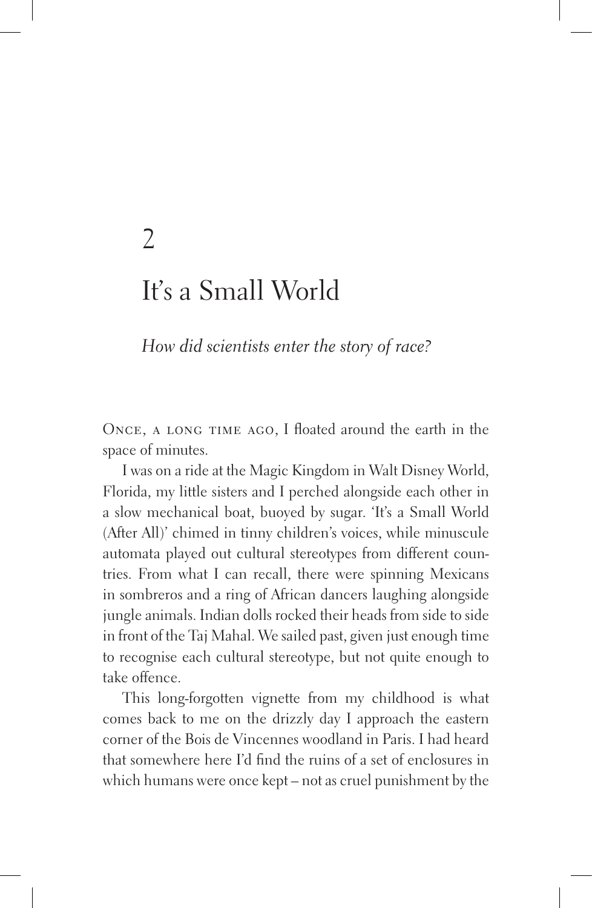# 2

# It's a Small World

*How did scientists enter the story of race?*

Once, a long time ago, I floated around the earth in the space of minutes.

I was on a ride at the Magic Kingdom in Walt Disney World, Florida, my little sisters and I perched alongside each other in a slow mechanical boat, buoyed by sugar. 'It's a Small World (After All)' chimed in tinny children's voices, while minuscule automata played out cultural stereotypes from different countries. From what I can recall, there were spinning Mexicans in sombreros and a ring of African dancers laughing alongside jungle animals. Indian dolls rocked their heads from side to side in front of the Taj Mahal. We sailed past, given just enough time to recognise each cultural stereotype, but not quite enough to take offence.

This long-forgotten vignette from my childhood is what comes back to me on the drizzly day I approach the eastern corner of the Bois de Vincennes woodland in Paris. I had heard that somewhere here I'd find the ruins of a set of enclosures in which humans were once kept – not as cruel punishment by the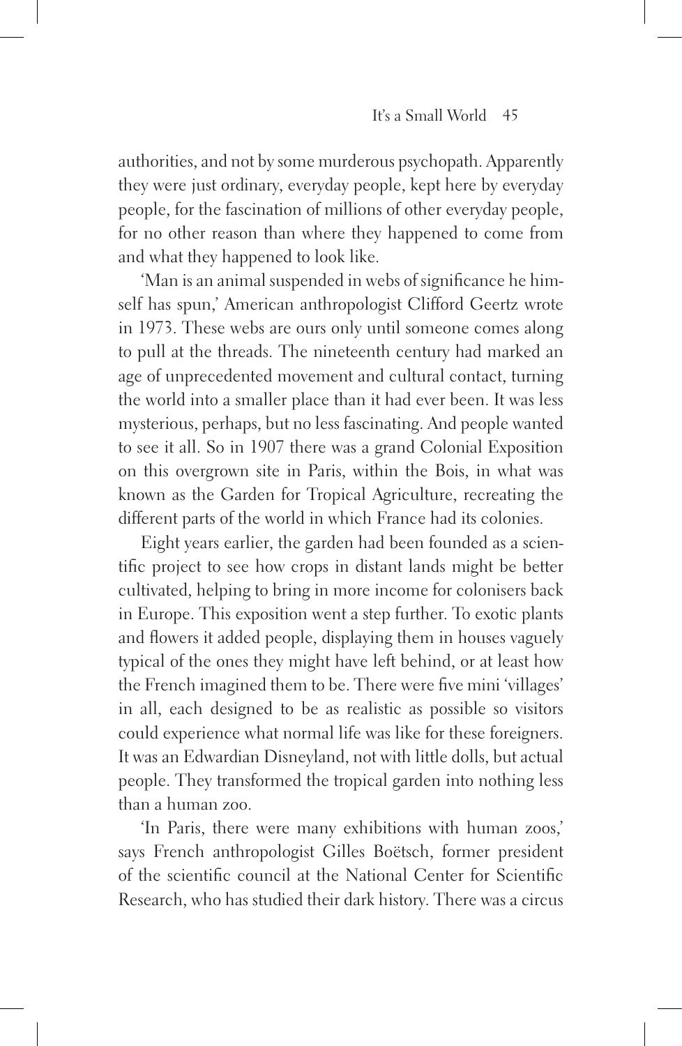authorities, and not by some murderous psychopath. Apparently they were just ordinary, everyday people, kept here by everyday people, for the fascination of millions of other everyday people, for no other reason than where they happened to come from and what they happened to look like.

'Man is an animal suspended in webs of significance he himself has spun,' American anthropologist Clifford Geertz wrote in 1973. These webs are ours only until someone comes along to pull at the threads. The nineteenth century had marked an age of unprecedented movement and cultural contact, turning the world into a smaller place than it had ever been. It was less mysterious, perhaps, but no less fascinating. And people wanted to see it all. So in 1907 there was a grand Colonial Exposition on this overgrown site in Paris, within the Bois, in what was known as the Garden for Tropical Agriculture, recreating the different parts of the world in which France had its colonies.

Eight years earlier, the garden had been founded as a scientific project to see how crops in distant lands might be better cultivated, helping to bring in more income for colonisers back in Europe. This exposition went a step further. To exotic plants and flowers it added people, displaying them in houses vaguely typical of the ones they might have left behind, or at least how the French imagined them to be. There were five mini 'villages' in all, each designed to be as realistic as possible so visitors could experience what normal life was like for these foreigners. It was an Edwardian Disneyland, not with little dolls, but actual people. They transformed the tropical garden into nothing less than a human zoo.

'In Paris, there were many exhibitions with human zoos,' says French anthropologist Gilles Boëtsch, former president of the scientific council at the National Center for Scientific Research, who has studied their dark history. There was a circus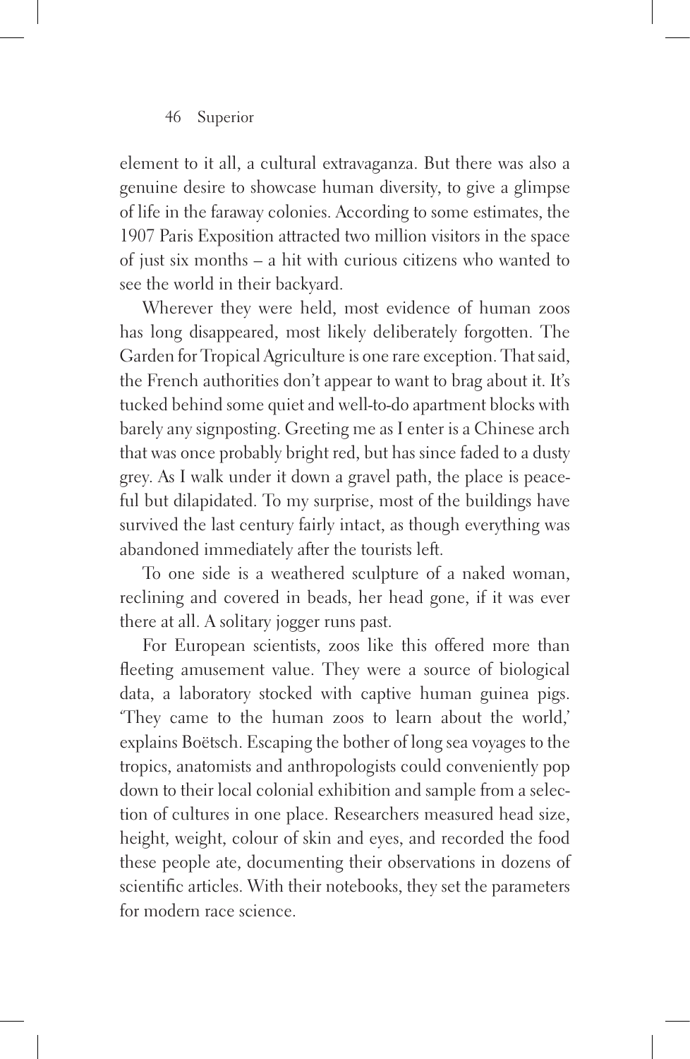element to it all, a cultural extravaganza. But there was also a genuine desire to showcase human diversity, to give a glimpse of life in the faraway colonies. According to some estimates, the 1907 Paris Exposition attracted two million visitors in the space of just six months – a hit with curious citizens who wanted to see the world in their backyard.

Wherever they were held, most evidence of human zoos has long disappeared, most likely deliberately forgotten. The Garden for Tropical Agriculture is one rare exception. That said, the French authorities don't appear to want to brag about it. It's tucked behind some quiet and well-to-do apartment blocks with barely any signposting. Greeting me as I enter is a Chinese arch that was once probably bright red, but has since faded to a dusty grey. As I walk under it down a gravel path, the place is peaceful but dilapidated. To my surprise, most of the buildings have survived the last century fairly intact, as though everything was abandoned immediately after the tourists left.

To one side is a weathered sculpture of a naked woman, reclining and covered in beads, her head gone, if it was ever there at all. A solitary jogger runs past.

For European scientists, zoos like this offered more than fleeting amusement value. They were a source of biological data, a laboratory stocked with captive human guinea pigs. 'They came to the human zoos to learn about the world,' explains Boëtsch. Escaping the bother of long sea voyages to the tropics, anatomists and anthropologists could conveniently pop down to their local colonial exhibition and sample from a selection of cultures in one place. Researchers measured head size, height, weight, colour of skin and eyes, and recorded the food these people ate, documenting their observations in dozens of scientific articles. With their notebooks, they set the parameters for modern race science.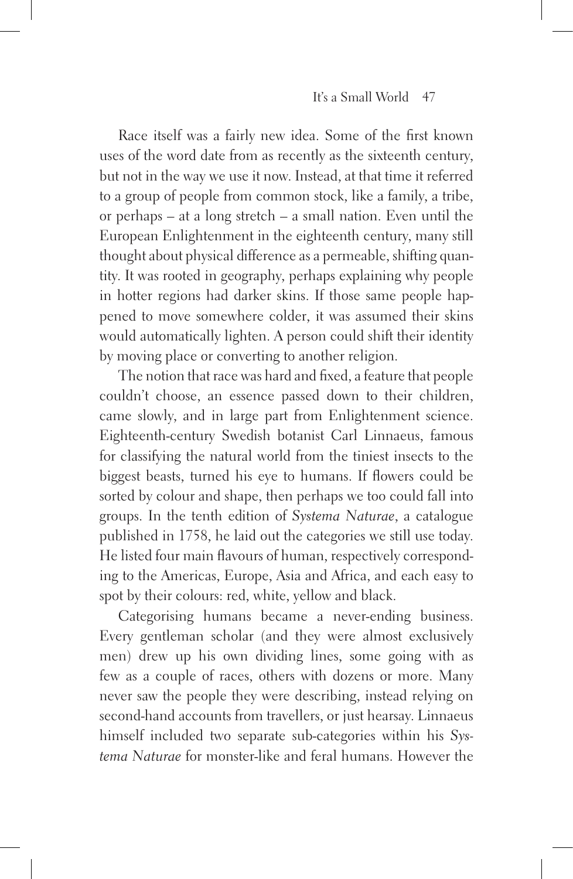Race itself was a fairly new idea. Some of the first known uses of the word date from as recently as the sixteenth century, but not in the way we use it now. Instead, at that time it referred to a group of people from common stock, like a family, a tribe, or perhaps – at a long stretch – a small nation. Even until the European Enlightenment in the eighteenth century, many still thought about physical difference as a permeable, shifting quantity. It was rooted in geography, perhaps explaining why people in hotter regions had darker skins. If those same people happened to move somewhere colder, it was assumed their skins would automatically lighten. A person could shift their identity by moving place or converting to another religion.

The notion that race was hard and fixed, a feature that people couldn't choose, an essence passed down to their children, came slowly, and in large part from Enlightenment science. Eighteenth-century Swedish botanist Carl Linnaeus, famous for classifying the natural world from the tiniest insects to the biggest beasts, turned his eye to humans. If flowers could be sorted by colour and shape, then perhaps we too could fall into groups. In the tenth edition of *Systema Naturae*, a catalogue published in 1758, he laid out the categories we still use today. He listed four main flavours of human, respectively corresponding to the Americas, Europe, Asia and Africa, and each easy to spot by their colours: red, white, yellow and black.

Categorising humans became a never-ending business. Every gentleman scholar (and they were almost exclusively men) drew up his own dividing lines, some going with as few as a couple of races, others with dozens or more. Many never saw the people they were describing, instead relying on second-hand accounts from travellers, or just hearsay. Linnaeus himself included two separate sub-categories within his *Systema Naturae* for monster-like and feral humans. However the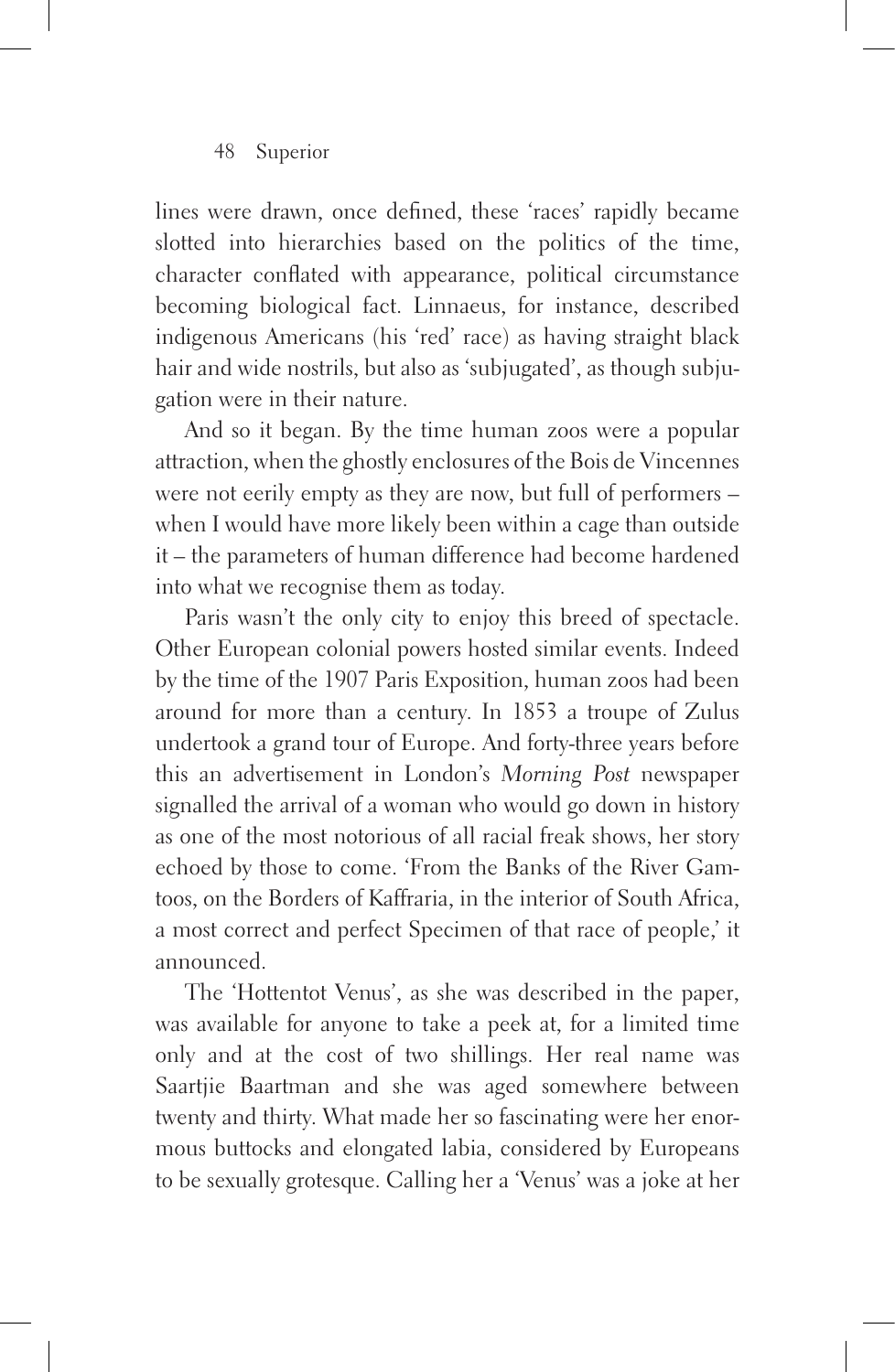lines were drawn, once defined, these 'races' rapidly became slotted into hierarchies based on the politics of the time, character conflated with appearance, political circumstance becoming biological fact. Linnaeus, for instance, described indigenous Americans (his 'red' race) as having straight black hair and wide nostrils, but also as 'subjugated', as though subjugation were in their nature.

And so it began. By the time human zoos were a popular attraction, when the ghostly enclosures of the Bois de Vincennes were not eerily empty as they are now, but full of performers – when I would have more likely been within a cage than outside it – the parameters of human difference had become hardened into what we recognise them as today.

Paris wasn't the only city to enjoy this breed of spectacle. Other European colonial powers hosted similar events. Indeed by the time of the 1907 Paris Exposition, human zoos had been around for more than a century. In 1853 a troupe of Zulus undertook a grand tour of Europe. And forty-three years before this an advertisement in London's *Morning Post* newspaper signalled the arrival of a woman who would go down in history as one of the most notorious of all racial freak shows, her story echoed by those to come. 'From the Banks of the River Gamtoos, on the Borders of Kaffraria, in the interior of South Africa, a most correct and perfect Specimen of that race of people,' it announced.

The 'Hottentot Venus', as she was described in the paper, was available for anyone to take a peek at, for a limited time only and at the cost of two shillings. Her real name was Saartjie Baartman and she was aged somewhere between twenty and thirty. What made her so fascinating were her enormous buttocks and elongated labia, considered by Europeans to be sexually grotesque. Calling her a 'Venus' was a joke at her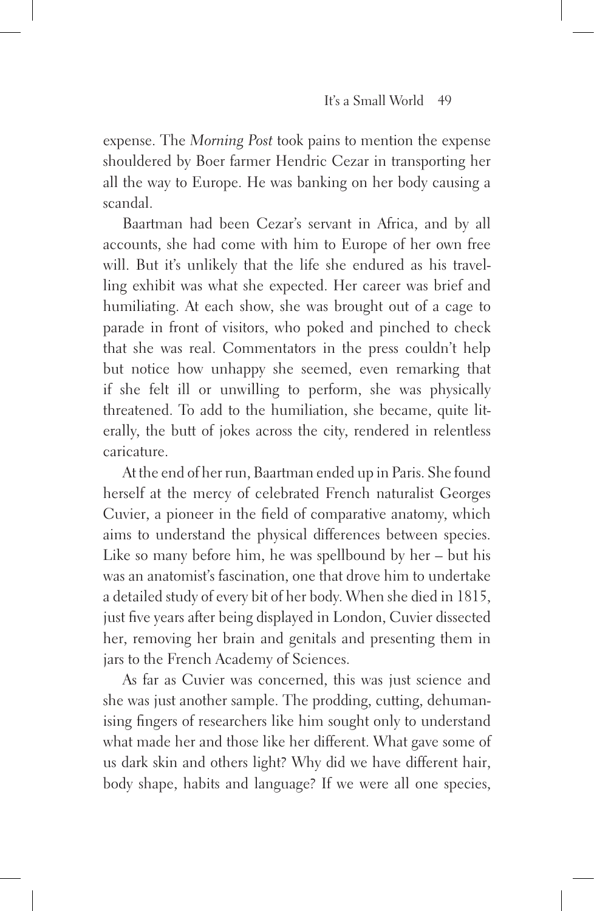expense. The *Morning Post* took pains to mention the expense shouldered by Boer farmer Hendric Cezar in transporting her all the way to Europe. He was banking on her body causing a scandal.

Baartman had been Cezar's servant in Africa, and by all accounts, she had come with him to Europe of her own free will. But it's unlikely that the life she endured as his travelling exhibit was what she expected. Her career was brief and humiliating. At each show, she was brought out of a cage to parade in front of visitors, who poked and pinched to check that she was real. Commentators in the press couldn't help but notice how unhappy she seemed, even remarking that if she felt ill or unwilling to perform, she was physically threatened. To add to the humiliation, she became, quite literally, the butt of jokes across the city, rendered in relentless caricature.

At the end of her run, Baartman ended up in Paris. She found herself at the mercy of celebrated French naturalist Georges Cuvier, a pioneer in the field of comparative anatomy, which aims to understand the physical differences between species. Like so many before him, he was spellbound by her – but his was an anatomist's fascination, one that drove him to undertake a detailed study of every bit of her body. When she died in 1815, just five years after being displayed in London, Cuvier dissected her, removing her brain and genitals and presenting them in jars to the French Academy of Sciences.

As far as Cuvier was concerned, this was just science and she was just another sample. The prodding, cutting, dehumanising fingers of researchers like him sought only to understand what made her and those like her different. What gave some of us dark skin and others light? Why did we have different hair, body shape, habits and language? If we were all one species,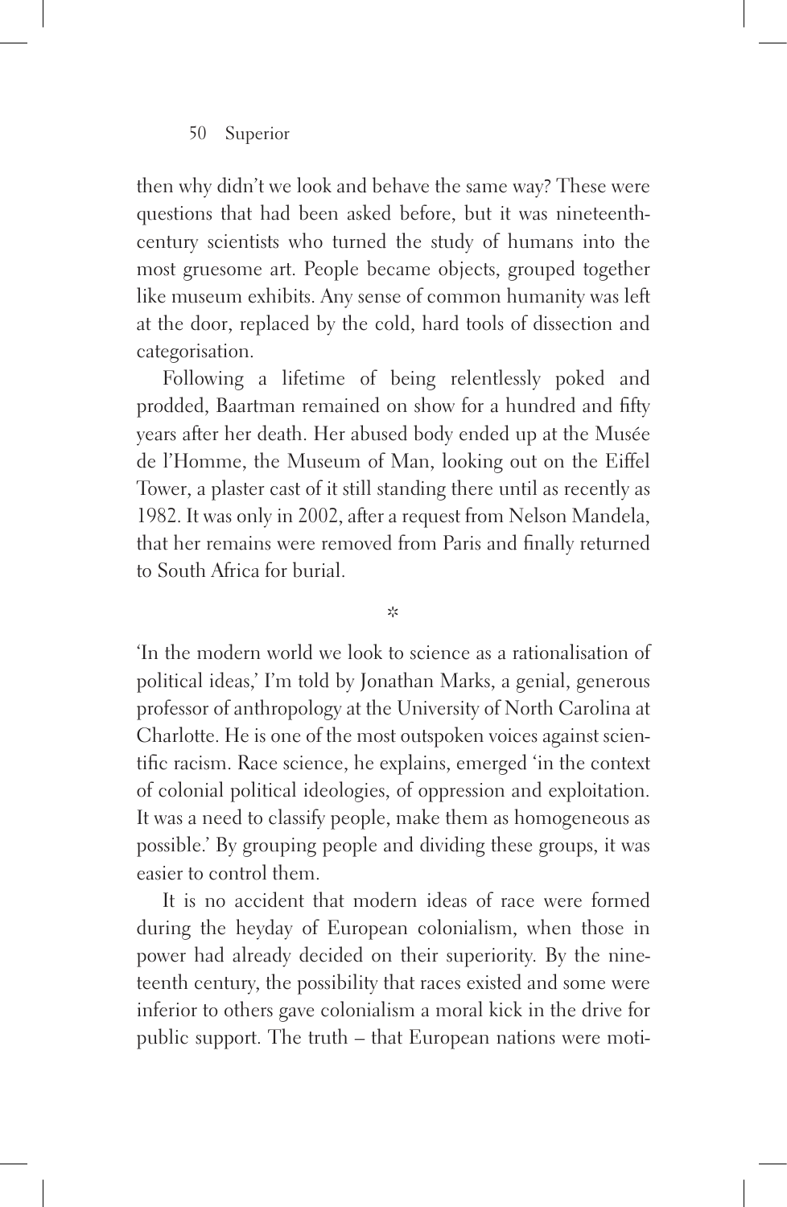then why didn't we look and behave the same way? These were questions that had been asked before, but it was nineteenth-century scientists who turned the study of humans into the most gruesome art. People became objects, grouped together like museum exhibits. Any sense of common humanity was left at the door, replaced by the cold, hard tools of dissection and categorisation.

Following a lifetime of being relentlessly poked and prodded, Baartman remained on show for a hundred and fifty years after her death. Her abused body ended up at the Musée de l'Homme, the Museum of Man, looking out on the Eiffel Tower, a plaster cast of it still standing there until as recently as 1982. It was only in 2002, after a request from Nelson Mandela, that her remains were removed from Paris and finally returned to South Africa for burial.

*

'In the modern world we look to science as a rationalisation of political ideas,' I'm told by Jonathan Marks, a genial, generous professor of anthropology at the University of North Carolina at Charlotte. He is one of the most outspoken voices against scientific racism. Race science, he explains, emerged 'in the context of colonial political ideologies, of oppression and exploitation. It was a need to classify people, make them as homogeneous as possible.' By grouping people and dividing these groups, it was easier to control them.

It is no accident that modern ideas of race were formed during the heyday of European colonialism, when those in power had already decided on their superiority. By the nineteenth century, the possibility that races existed and some were inferior to others gave colonialism a moral kick in the drive for public support. The truth – that European nations were moti-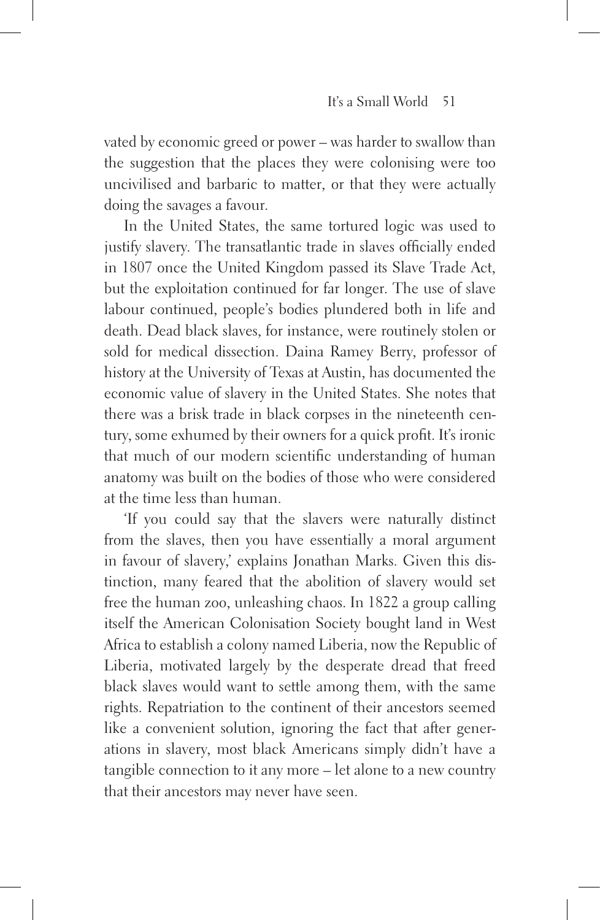vated by economic greed or power – was harder to swallow than the suggestion that the places they were colonising were too uncivilised and barbaric to matter, or that they were actually doing the savages a favour.

In the United States, the same tortured logic was used to justify slavery. The transatlantic trade in slaves officially ended in 1807 once the United Kingdom passed its Slave Trade Act, but the exploitation continued for far longer. The use of slave labour continued, people's bodies plundered both in life and death. Dead black slaves, for instance, were routinely stolen or sold for medical dissection. Daina Ramey Berry, professor of history at the University of Texas at Austin, has documented the economic value of slavery in the United States. She notes that there was a brisk trade in black corpses in the nineteenth century, some exhumed by their owners for a quick profit. It's ironic that much of our modern scientific understanding of human anatomy was built on the bodies of those who were considered at the time less than human.

'If you could say that the slavers were naturally distinct from the slaves, then you have essentially a moral argument in favour of slavery,' explains Jonathan Marks. Given this distinction, many feared that the abolition of slavery would set free the human zoo, unleashing chaos. In 1822 a group calling itself the American Colonisation Society bought land in West Africa to establish a colony named Liberia, now the Republic of Liberia, motivated largely by the desperate dread that freed black slaves would want to settle among them, with the same rights. Repatriation to the continent of their ancestors seemed like a convenient solution, ignoring the fact that after generations in slavery, most black Americans simply didn't have a tangible connection to it any more – let alone to a new country that their ancestors may never have seen.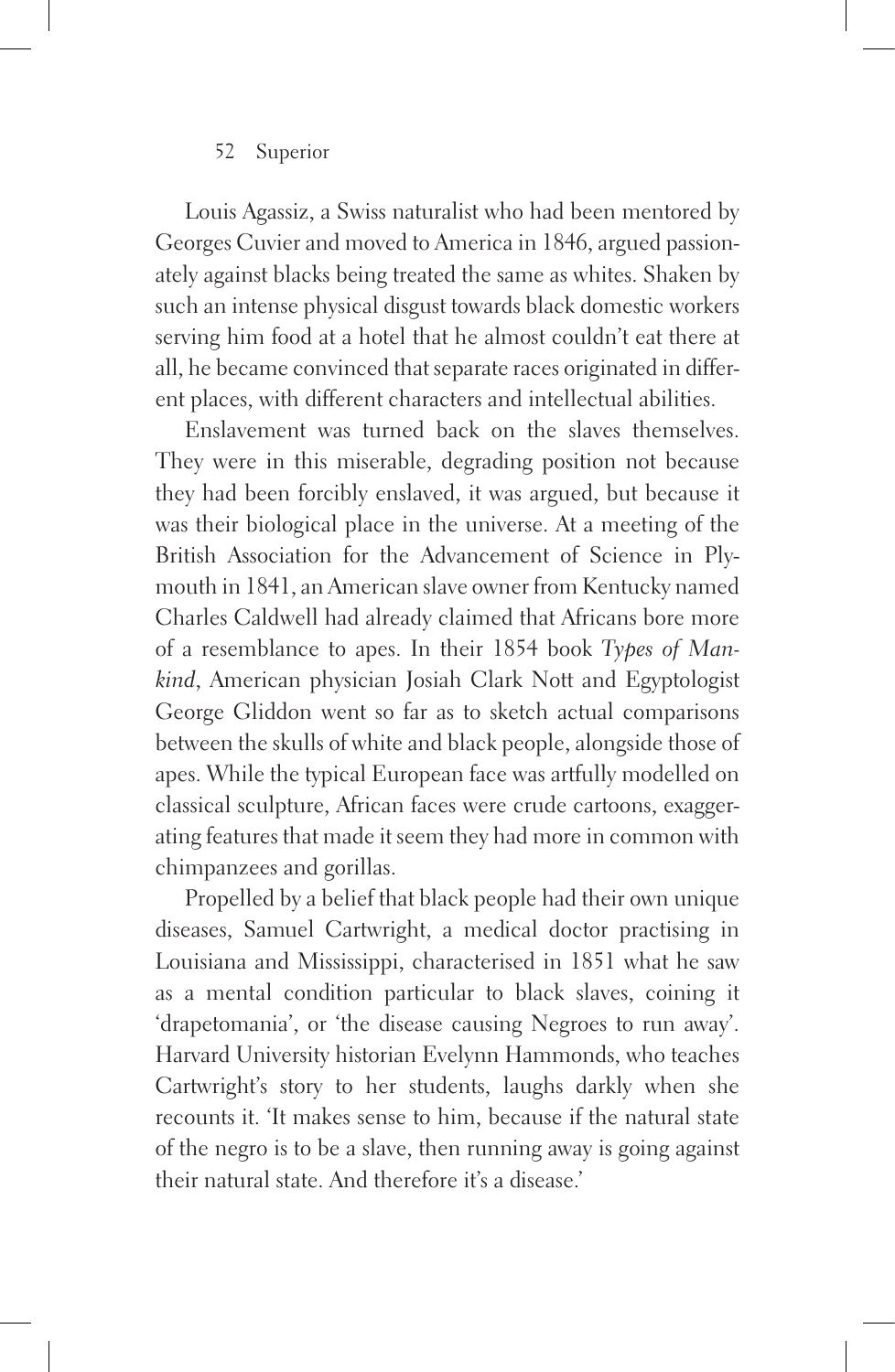Louis Agassiz, a Swiss naturalist who had been mentored by Georges Cuvier and moved to America in 1846, argued passionately against blacks being treated the same as whites. Shaken by such an intense physical disgust towards black domestic workers serving him food at a hotel that he almost couldn't eat there at all, he became convinced that separate races originated in different places, with different characters and intellectual abilities.

Enslavement was turned back on the slaves themselves. They were in this miserable, degrading position not because they had been forcibly enslaved, it was argued, but because it was their biological place in the universe. At a meeting of the British Association for the Advancement of Science in Plymouth in 1841, an American slave owner from Kentucky named Charles Caldwell had already claimed that Africans bore more of a resemblance to apes. In their 1854 book *Types of Mankind*, American physician Josiah Clark Nott and Egyptologist George Gliddon went so far as to sketch actual comparisons between the skulls of white and black people, alongside those of apes. While the typical European face was artfully modelled on classical sculpture, African faces were crude cartoons, exaggerating features that made it seem they had more in common with chimpanzees and gorillas.

Propelled by a belief that black people had their own unique diseases, Samuel Cartwright, a medical doctor practising in Louisiana and Mississippi, characterised in 1851 what he saw as a mental condition particular to black slaves, coining it 'drapetomania', or 'the disease causing Negroes to run away'. Harvard University historian Evelynn Hammonds, who teaches Cartwright's story to her students, laughs darkly when she recounts it. 'It makes sense to him, because if the natural state of the negro is to be a slave, then running away is going against their natural state. And therefore it's a disease.'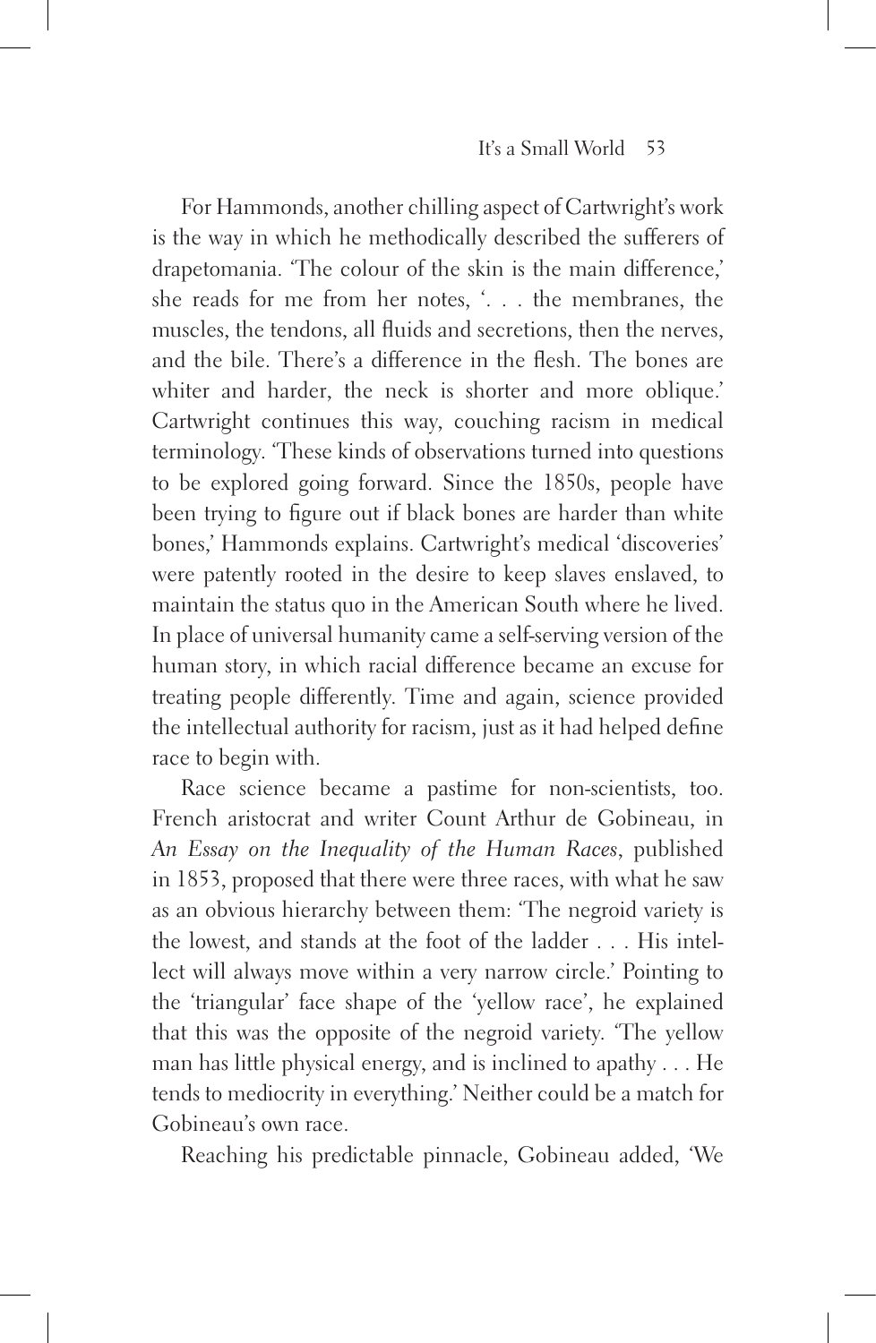For Hammonds, another chilling aspect of Cartwright's work is the way in which he methodically described the sufferers of drapetomania. 'The colour of the skin is the main difference,' she reads for me from her notes, '. . . the membranes, the muscles, the tendons, all fluids and secretions, then the nerves, and the bile. There's a difference in the flesh. The bones are whiter and harder, the neck is shorter and more oblique.' Cartwright continues this way, couching racism in medical terminology. 'These kinds of observations turned into questions to be explored going forward. Since the 1850s, people have been trying to figure out if black bones are harder than white bones,' Hammonds explains. Cartwright's medical 'discoveries' were patently rooted in the desire to keep slaves enslaved, to maintain the status quo in the American South where he lived. In place of universal humanity came a self-serving version of the human story, in which racial difference became an excuse for treating people differently. Time and again, science provided the intellectual authority for racism, just as it had helped define race to begin with.

Race science became a pastime for non-scientists, too. French aristocrat and writer Count Arthur de Gobineau, in *An Essay on the Inequality of the Human Races*, published in 1853, proposed that there were three races, with what he saw as an obvious hierarchy between them: 'The negroid variety is the lowest, and stands at the foot of the ladder . . . His intellect will always move within a very narrow circle.' Pointing to the 'triangular' face shape of the 'yellow race', he explained that this was the opposite of the negroid variety. 'The yellow man has little physical energy, and is inclined to apathy . . . He tends to mediocrity in everything.' Neither could be a match for Gobineau's own race.

Reaching his predictable pinnacle, Gobineau added, 'We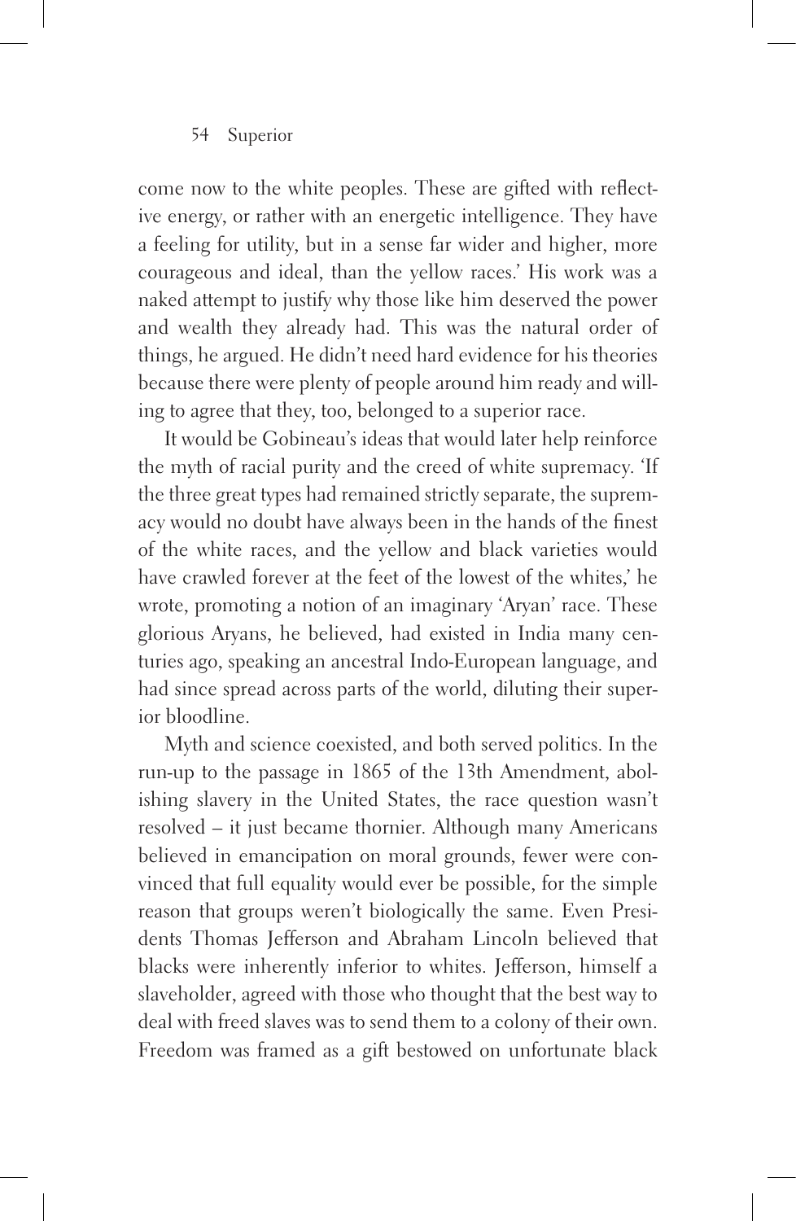come now to the white peoples. These are gifted with reflective energy, or rather with an energetic intelligence. They have a feeling for utility, but in a sense far wider and higher, more courageous and ideal, than the yellow races.' His work was a naked attempt to justify why those like him deserved the power and wealth they already had. This was the natural order of things, he argued. He didn't need hard evidence for his theories because there were plenty of people around him ready and willing to agree that they, too, belonged to a superior race.

It would be Gobineau's ideas that would later help reinforce the myth of racial purity and the creed of white supremacy. 'If the three great types had remained strictly separate, the supremacy would no doubt have always been in the hands of the finest of the white races, and the yellow and black varieties would have crawled forever at the feet of the lowest of the whites,' he wrote, promoting a notion of an imaginary 'Aryan' race. These glorious Aryans, he believed, had existed in India many centuries ago, speaking an ancestral Indo-European language, and had since spread across parts of the world, diluting their superior bloodline.

Myth and science coexisted, and both served politics. In the run-up to the passage in 1865 of the 13th Amendment, abolishing slavery in the United States, the race question wasn't resolved – it just became thornier. Although many Americans believed in emancipation on moral grounds, fewer were convinced that full equality would ever be possible, for the simple reason that groups weren't biologically the same. Even Presidents Thomas Jefferson and Abraham Lincoln believed that blacks were inherently inferior to whites. Jefferson, himself a slaveholder, agreed with those who thought that the best way to deal with freed slaves was to send them to a colony of their own. Freedom was framed as a gift bestowed on unfortunate black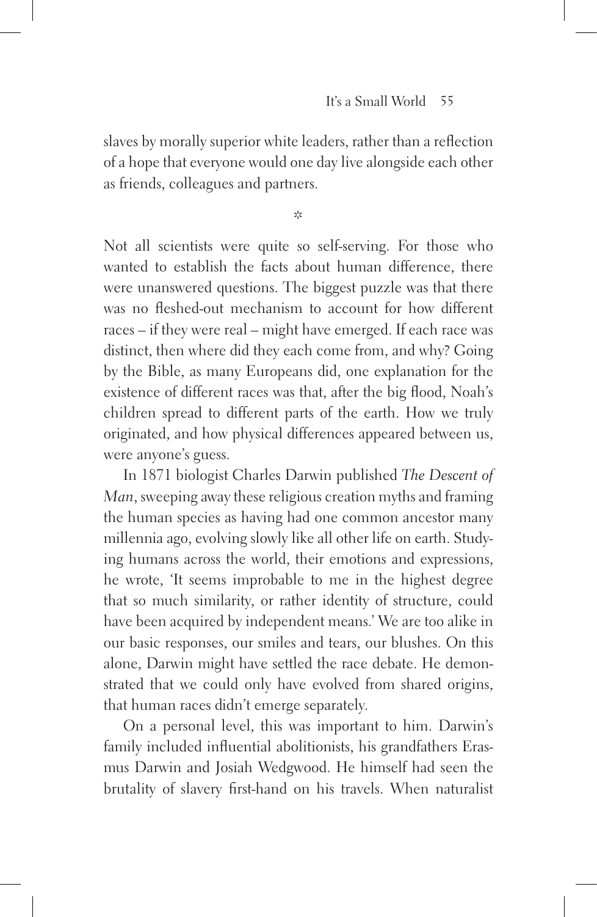slaves by morally superior white leaders, rather than a reflection of a hope that everyone would one day live alongside each other as friends, colleagues and partners.

*

Not all scientists were quite so self-serving. For those who wanted to establish the facts about human difference, there were unanswered questions. The biggest puzzle was that there was no fleshed-out mechanism to account for how different races – if they were real – might have emerged. If each race was distinct, then where did they each come from, and why? Going by the Bible, as many Europeans did, one explanation for the existence of different races was that, after the big flood, Noah's children spread to different parts of the earth. How we truly originated, and how physical differences appeared between us, were anyone's guess.

In 1871 biologist Charles Darwin published *The Descent of Man*, sweeping away these religious creation myths and framing the human species as having had one common ancestor many millennia ago, evolving slowly like all other life on earth. Studying humans across the world, their emotions and expressions, he wrote, 'It seems improbable to me in the highest degree that so much similarity, or rather identity of structure, could have been acquired by independent means.' We are too alike in our basic responses, our smiles and tears, our blushes. On this alone, Darwin might have settled the race debate. He demonstrated that we could only have evolved from shared origins, that human races didn't emerge separately.

On a personal level, this was important to him. Darwin's family included influential abolitionists, his grandfathers Erasmus Darwin and Josiah Wedgwood. He himself had seen the brutality of slavery first-hand on his travels. When naturalist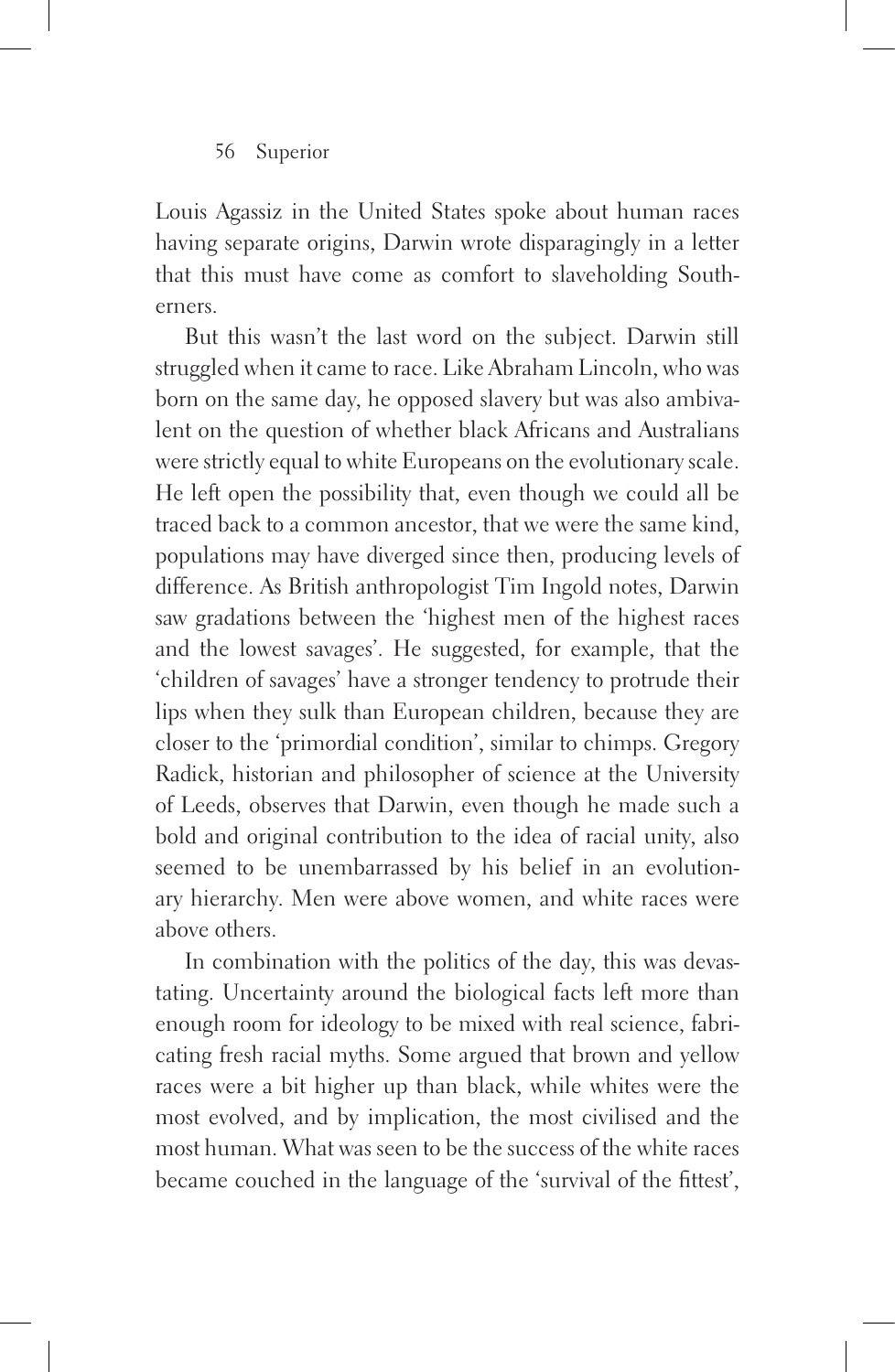Louis Agassiz in the United States spoke about human races having separate origins, Darwin wrote disparagingly in a letter that this must have come as comfort to slaveholding Southerners.

But this wasn't the last word on the subject. Darwin still struggled when it came to race. Like Abraham Lincoln, who was born on the same day, he opposed slavery but was also ambivalent on the question of whether black Africans and Australians were strictly equal to white Europeans on the evolutionary scale. He left open the possibility that, even though we could all be traced back to a common ancestor, that we were the same kind, populations may have diverged since then, producing levels of difference. As British anthropologist Tim Ingold notes, Darwin saw gradations between the 'highest men of the highest races and the lowest savages'. He suggested, for example, that the 'children of savages' have a stronger tendency to protrude their lips when they sulk than European children, because they are closer to the 'primordial condition', similar to chimps. Gregory Radick, historian and philosopher of science at the University of Leeds, observes that Darwin, even though he made such a bold and original contribution to the idea of racial unity, also seemed to be unembarrassed by his belief in an evolutionary hierarchy. Men were above women, and white races were above others.

In combination with the politics of the day, this was devastating. Uncertainty around the biological facts left more than enough room for ideology to be mixed with real science, fabricating fresh racial myths. Some argued that brown and yellow races were a bit higher up than black, while whites were the most evolved, and by implication, the most civilised and the most human. What was seen to be the success of the white races became couched in the language of the 'survival of the fittest',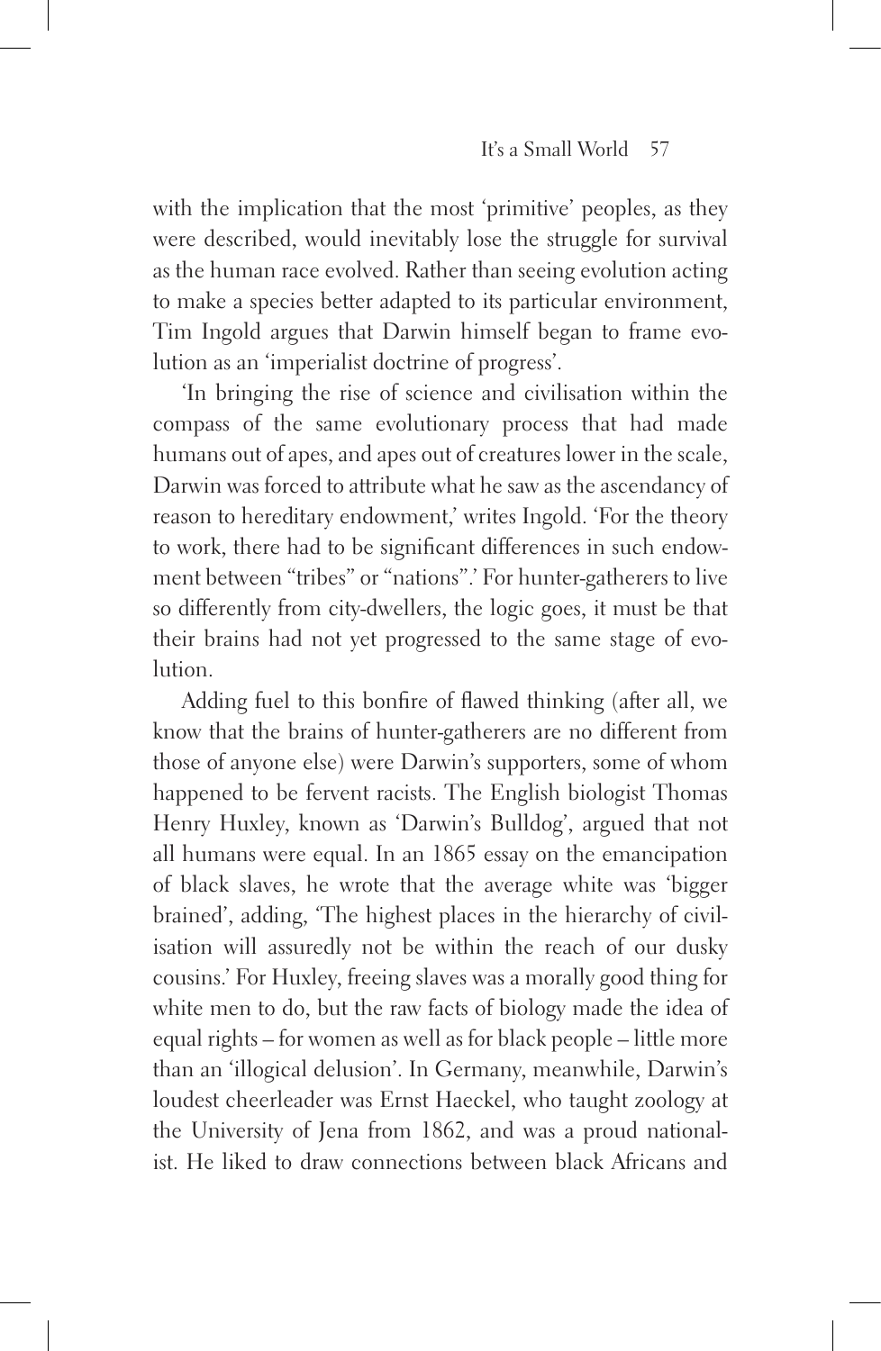with the implication that the most 'primitive' peoples, as they were described, would inevitably lose the struggle for survival as the human race evolved. Rather than seeing evolution acting to make a species better adapted to its particular environment, Tim Ingold argues that Darwin himself began to frame evolution as an 'imperialist doctrine of progress'.

'In bringing the rise of science and civilisation within the compass of the same evolutionary process that had made humans out of apes, and apes out of creatures lower in the scale, Darwin was forced to attribute what he saw as the ascendancy of reason to hereditary endowment,' writes Ingold. 'For the theory to work, there had to be significant differences in such endowment between "tribes" or "nations".' For hunter-gatherers to live so differently from city-dwellers, the logic goes, it must be that their brains had not yet progressed to the same stage of evolution.

Adding fuel to this bonfire of flawed thinking (after all, we know that the brains of hunter-gatherers are no different from those of anyone else) were Darwin's supporters, some of whom happened to be fervent racists. The English biologist Thomas Henry Huxley, known as 'Darwin's Bulldog', argued that not all humans were equal. In an 1865 essay on the emancipation of black slaves, he wrote that the average white was 'bigger brained', adding, 'The highest places in the hierarchy of civilisation will assuredly not be within the reach of our dusky cousins.' For Huxley, freeing slaves was a morally good thing for white men to do, but the raw facts of biology made the idea of equal rights – for women as well as for black people – little more than an 'illogical delusion'. In Germany, meanwhile, Darwin's loudest cheerleader was Ernst Haeckel, who taught zoology at the University of Jena from 1862, and was a proud nationalist. He liked to draw connections between black Africans and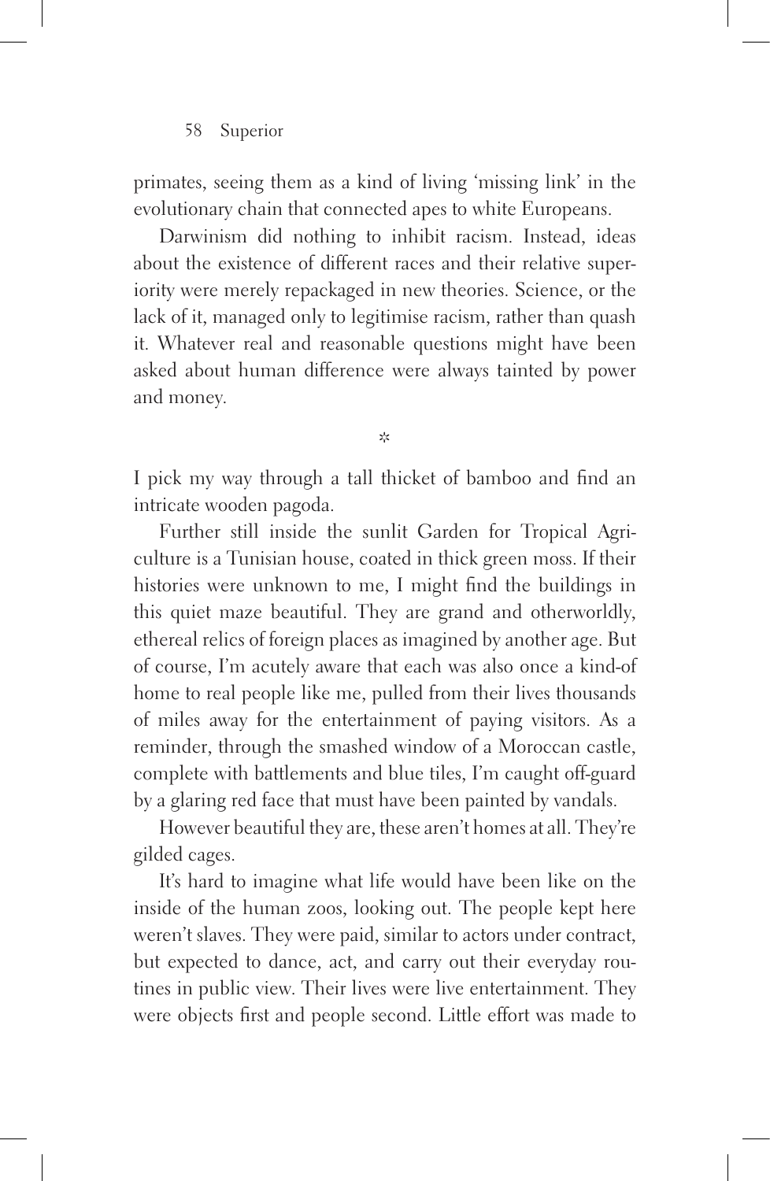primates, seeing them as a kind of living 'missing link' in the evolutionary chain that connected apes to white Europeans.

Darwinism did nothing to inhibit racism. Instead, ideas about the existence of different races and their relative superiority were merely repackaged in new theories. Science, or the lack of it, managed only to legitimise racism, rather than quash it. Whatever real and reasonable questions might have been asked about human difference were always tainted by power and money.

*

I pick my way through a tall thicket of bamboo and find an intricate wooden pagoda.

Further still inside the sunlit Garden for Tropical Agriculture is a Tunisian house, coated in thick green moss. If their histories were unknown to me, I might find the buildings in this quiet maze beautiful. They are grand and otherworldly, ethereal relics of foreign places as imagined by another age. But of course, I'm acutely aware that each was also once a kind-of home to real people like me, pulled from their lives thousands of miles away for the entertainment of paying visitors. As a reminder, through the smashed window of a Moroccan castle, complete with battlements and blue tiles, I'm caught off-guard by a glaring red face that must have been painted by vandals.

However beautiful they are, these aren't homes at all. They're gilded cages.

It's hard to imagine what life would have been like on the inside of the human zoos, looking out. The people kept here weren't slaves. They were paid, similar to actors under contract, but expected to dance, act, and carry out their everyday routines in public view. Their lives were live entertainment. They were objects first and people second. Little effort was made to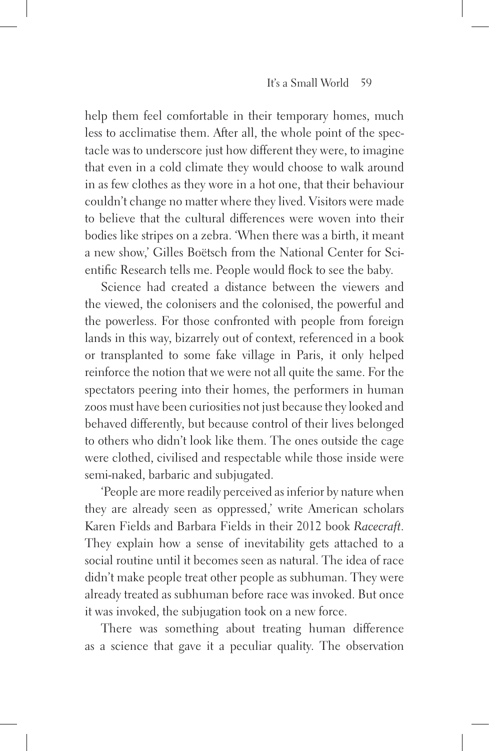help them feel comfortable in their temporary homes, much less to acclimatise them. After all, the whole point of the spectacle was to underscore just how different they were, to imagine that even in a cold climate they would choose to walk around in as few clothes as they wore in a hot one, that their behaviour couldn't change no matter where they lived. Visitors were made to believe that the cultural differences were woven into their bodies like stripes on a zebra. 'When there was a birth, it meant a new show,' Gilles Boëtsch from the National Center for Scientific Research tells me. People would flock to see the baby.

Science had created a distance between the viewers and the viewed, the colonisers and the colonised, the powerful and the powerless. For those confronted with people from foreign lands in this way, bizarrely out of context, referenced in a book or transplanted to some fake village in Paris, it only helped reinforce the notion that we were not all quite the same. For the spectators peering into their homes, the performers in human zoos must have been curiosities not just because they looked and behaved differently, but because control of their lives belonged to others who didn't look like them. The ones outside the cage were clothed, civilised and respectable while those inside were semi-naked, barbaric and subjugated.

'People are more readily perceived as inferior by nature when they are already seen as oppressed,' write American scholars Karen Fields and Barbara Fields in their 2012 book *Racecraft*. They explain how a sense of inevitability gets attached to a social routine until it becomes seen as natural. The idea of race didn't make people treat other people as subhuman. They were already treated as subhuman before race was invoked. But once it was invoked, the subjugation took on a new force.

There was something about treating human difference as a science that gave it a peculiar quality. The observation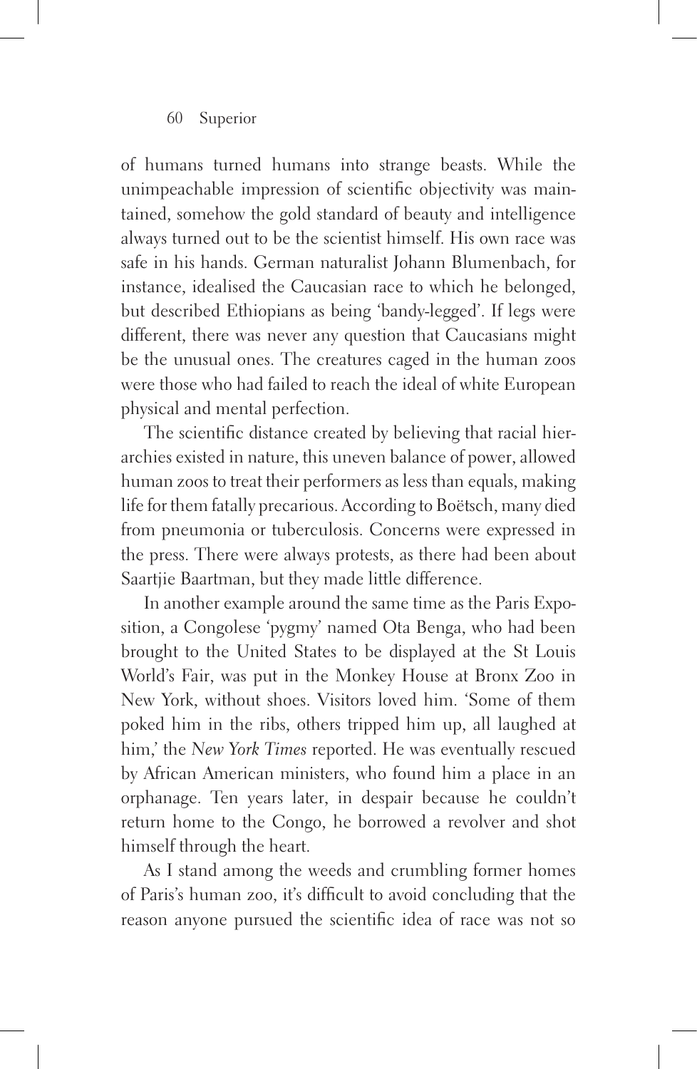of humans turned humans into strange beasts. While the unimpeachable impression of scientific objectivity was maintained, somehow the gold standard of beauty and intelligence always turned out to be the scientist himself. His own race was safe in his hands. German naturalist Johann Blumenbach, for instance, idealised the Caucasian race to which he belonged, but described Ethiopians as being 'bandy-legged'. If legs were different, there was never any question that Caucasians might be the unusual ones. The creatures caged in the human zoos were those who had failed to reach the ideal of white European physical and mental perfection.

The scientific distance created by believing that racial hierarchies existed in nature, this uneven balance of power, allowed human zoos to treat their performers as less than equals, making life for them fatally precarious. According to Boëtsch, many died from pneumonia or tuberculosis. Concerns were expressed in the press. There were always protests, as there had been about Saartjie Baartman, but they made little difference.

In another example around the same time as the Paris Exposition, a Congolese 'pygmy' named Ota Benga, who had been brought to the United States to be displayed at the St Louis World's Fair, was put in the Monkey House at Bronx Zoo in New York, without shoes. Visitors loved him. 'Some of them poked him in the ribs, others tripped him up, all laughed at him,' the *New York Times* reported. He was eventually rescued by African American ministers, who found him a place in an orphanage. Ten years later, in despair because he couldn't return home to the Congo, he borrowed a revolver and shot himself through the heart.

As I stand among the weeds and crumbling former homes of Paris's human zoo, it's difficult to avoid concluding that the reason anyone pursued the scientific idea of race was not so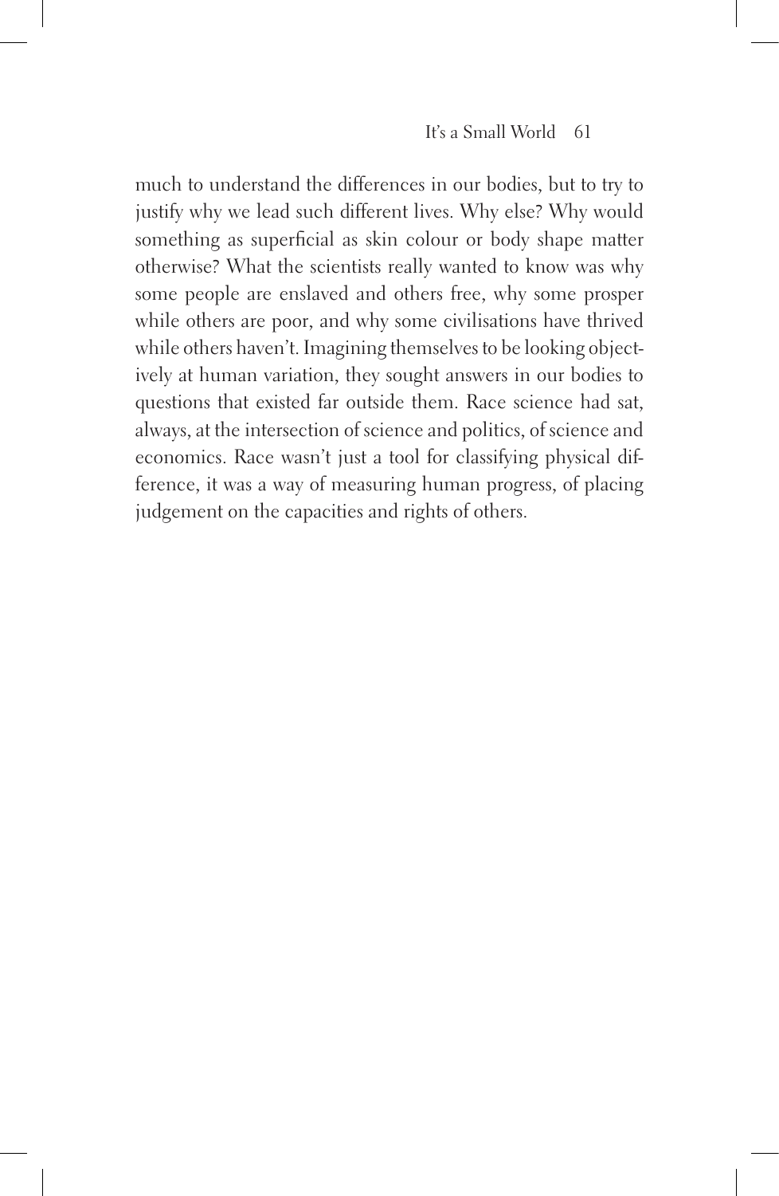much to understand the differences in our bodies, but to try to justify why we lead such different lives. Why else? Why would something as superficial as skin colour or body shape matter otherwise? What the scientists really wanted to know was why some people are enslaved and others free, why some prosper while others are poor, and why some civilisations have thrived while others haven't. Imagining themselves to be looking objectively at human variation, they sought answers in our bodies to questions that existed far outside them. Race science had sat, always, at the intersection of science and politics, of science and economics. Race wasn't just a tool for classifying physical difference, it was a way of measuring human progress, of placing judgement on the capacities and rights of others.